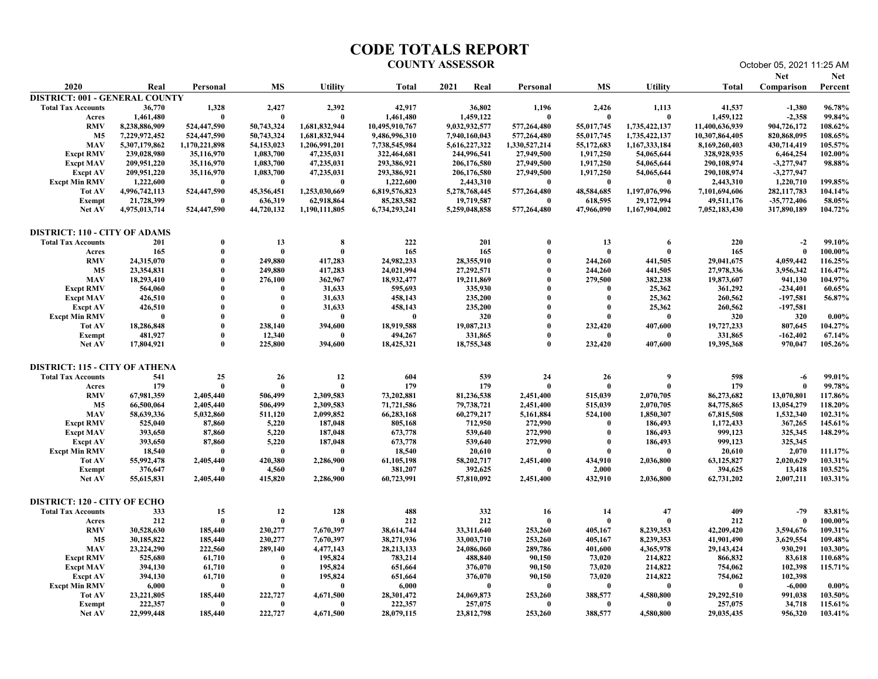# CODE TOTALS REPORT

## COUNTY ASSESSOR

October 05, 2021 11:25 AM

| 2020 | Real | Personal | MS | Utility | Total | 2021 Real | Personal | MS | Utility | Total | Net Comparison | Net Percent |
|---|---|---|---|---|---|---|---|---|---|---|---|---|
| **DISTRICT: 001 - GENERAL COUNTY** | | | | | | | | | | | | |
| Total Tax Accounts | 36,770 | 1,328 | 2,427 | 2,392 | 42,917 | 36,802 | 1,196 | 2,426 | 1,113 | 41,537 | -1,380 | 96.78% |
| Acres | 1,461,480 | 0 | 0 | 0 | 1,461,480 | 1,459,122 | 0 | 0 | 0 | 1,459,122 | -2,358 | 99.84% |
| RMV | 8,238,886,909 | 524,447,590 | 50,743,324 | 1,681,832,944 | 10,495,910,767 | 9,032,932,577 | 577,264,480 | 55,017,745 | 1,735,422,137 | 11,400,636,939 | 904,726,172 | 108.62% |
| M5 | 7,229,972,452 | 524,447,590 | 50,743,324 | 1,681,832,944 | 9,486,996,310 | 7,940,160,043 | 577,264,480 | 55,017,745 | 1,735,422,137 | 10,307,864,405 | 820,868,095 | 108.65% |
| MAV | 5,307,179,862 | 1,170,221,898 | 54,153,023 | 1,206,991,201 | 7,738,545,984 | 5,616,227,322 | 1,330,527,214 | 55,172,683 | 1,167,333,184 | 8,169,260,403 | 430,714,419 | 105.57% |
| Excpt RMV | 239,028,980 | 35,116,970 | 1,083,700 | 47,235,031 | 322,464,681 | 244,996,541 | 27,949,500 | 1,917,250 | 54,065,644 | 328,928,935 | 6,464,254 | 102.00% |
| Excpt MAV | 209,951,220 | 35,116,970 | 1,083,700 | 47,235,031 | 293,386,921 | 206,176,580 | 27,949,500 | 1,917,250 | 54,065,644 | 290,108,974 | -3,277,947 | 98.88% |
| Excpt AV | 209,951,220 | 35,116,970 | 1,083,700 | 47,235,031 | 293,386,921 | 206,176,580 | 27,949,500 | 1,917,250 | 54,065,644 | 290,108,974 | -3,277,947 | |
| Excpt Min RMV | 1,222,600 | 0 | 0 | 0 | 1,222,600 | 2,443,310 | 0 | 0 | 0 | 2,443,310 | 1,220,710 | 199.85% |
| Tot AV | 4,996,742,113 | 524,447,590 | 45,356,451 | 1,253,030,669 | 6,819,576,823 | 5,278,768,445 | 577,264,480 | 48,584,685 | 1,197,076,996 | 7,101,694,606 | 282,117,783 | 104.14% |
| Exempt | 21,728,399 | 0 | 636,319 | 62,918,864 | 85,283,582 | 19,719,587 | 0 | 618,595 | 29,172,994 | 49,511,176 | -35,772,406 | 58.05% |
| Net AV | 4,975,013,714 | 524,447,590 | 44,720,132 | 1,190,111,805 | 6,734,293,241 | 5,259,048,858 | 577,264,480 | 47,966,090 | 1,167,904,002 | 7,052,183,430 | 317,890,189 | 104.72% |
| **DISTRICT: 110 - CITY OF ADAMS** | | | | | | | | | | | | |
| Total Tax Accounts | 201 | 0 | 13 | 8 | 222 | 201 | 0 | 13 | 6 | 220 | -2 | 99.10% |
| Acres | 165 | 0 | 0 | 0 | 165 | 165 | 0 | 0 | 0 | 165 | 0 | 100.00% |
| RMV | 24,315,070 | 0 | 249,880 | 417,283 | 24,982,233 | 28,355,910 | 0 | 244,260 | 441,505 | 29,041,675 | 4,059,442 | 116.25% |
| M5 | 23,354,831 | 0 | 249,880 | 417,283 | 24,021,994 | 27,292,571 | 0 | 244,260 | 441,505 | 27,978,336 | 3,956,342 | 116.47% |
| MAV | 18,293,410 | 0 | 276,100 | 362,967 | 18,932,477 | 19,211,869 | 0 | 279,500 | 382,238 | 19,873,607 | 941,130 | 104.97% |
| Excpt RMV | 564,060 | 0 | 0 | 31,633 | 595,693 | 335,930 | 0 | 0 | 25,362 | 361,292 | -234,401 | 60.65% |
| Excpt MAV | 426,510 | 0 | 0 | 31,633 | 458,143 | 235,200 | 0 | 0 | 25,362 | 260,562 | -197,581 | 56.87% |
| Excpt AV | 426,510 | 0 | 0 | 31,633 | 458,143 | 235,200 | 0 | 0 | 25,362 | 260,562 | -197,581 | |
| Excpt Min RMV | 0 | 0 | 0 | 0 | 0 | 320 | 0 | 0 | 0 | 320 | 320 | 0.00% |
| Tot AV | 18,286,848 | 0 | 238,140 | 394,600 | 18,919,588 | 19,087,213 | 0 | 232,420 | 407,600 | 19,727,233 | 807,645 | 104.27% |
| Exempt | 481,927 | 0 | 12,340 | 0 | 494,267 | 331,865 | 0 | 0 | 0 | 331,865 | -162,402 | 67.14% |
| Net AV | 17,804,921 | 0 | 225,800 | 394,600 | 18,425,321 | 18,755,348 | 0 | 232,420 | 407,600 | 19,395,368 | 970,047 | 105.26% |
| **DISTRICT: 115 - CITY OF ATHENA** | | | | | | | | | | | | |
| Total Tax Accounts | 541 | 25 | 26 | 12 | 604 | 539 | 24 | 26 | 9 | 598 | -6 | 99.01% |
| Acres | 179 | 0 | 0 | 0 | 179 | 179 | 0 | 0 | 0 | 179 | 0 | 99.78% |
| RMV | 67,981,359 | 2,405,440 | 506,499 | 2,309,583 | 73,202,881 | 81,236,538 | 2,451,400 | 515,039 | 2,070,705 | 86,273,682 | 13,070,801 | 117.86% |
| M5 | 66,500,064 | 2,405,440 | 506,499 | 2,309,583 | 71,721,586 | 79,738,721 | 2,451,400 | 515,039 | 2,070,705 | 84,775,865 | 13,054,279 | 118.20% |
| MAV | 58,639,336 | 5,032,860 | 511,120 | 2,099,852 | 66,283,168 | 60,279,217 | 5,161,884 | 524,100 | 1,850,307 | 67,815,508 | 1,532,340 | 102.31% |
| Excpt RMV | 525,040 | 87,860 | 5,220 | 187,048 | 805,168 | 712,950 | 272,990 | 0 | 186,493 | 1,172,433 | 367,265 | 145.61% |
| Excpt MAV | 393,650 | 87,860 | 5,220 | 187,048 | 673,778 | 539,640 | 272,990 | 0 | 186,493 | 999,123 | 325,345 | 148.29% |
| Excpt AV | 393,650 | 87,860 | 5,220 | 187,048 | 673,778 | 539,640 | 272,990 | 0 | 186,493 | 999,123 | 325,345 | |
| Excpt Min RMV | 18,540 | 0 | 0 | 0 | 18,540 | 20,610 | 0 | 0 | 0 | 20,610 | 2,070 | 111.17% |
| Tot AV | 55,992,478 | 2,405,440 | 420,380 | 2,286,900 | 61,105,198 | 58,202,717 | 2,451,400 | 434,910 | 2,036,800 | 63,125,827 | 2,020,629 | 103.31% |
| Exempt | 376,647 | 0 | 4,560 | 0 | 381,207 | 392,625 | 0 | 2,000 | 0 | 394,625 | 13,418 | 103.52% |
| Net AV | 55,615,831 | 2,405,440 | 415,820 | 2,286,900 | 60,723,991 | 57,810,092 | 2,451,400 | 432,910 | 2,036,800 | 62,731,202 | 2,007,211 | 103.31% |
| **DISTRICT: 120 - CITY OF ECHO** | | | | | | | | | | | | |
| Total Tax Accounts | 333 | 15 | 12 | 128 | 488 | 332 | 16 | 14 | 47 | 409 | -79 | 83.81% |
| Acres | 212 | 0 | 0 | 0 | 212 | 212 | 0 | 0 | 0 | 212 | 0 | 100.00% |
| RMV | 30,528,630 | 185,440 | 230,277 | 7,670,397 | 38,614,744 | 33,311,640 | 253,260 | 405,167 | 8,239,353 | 42,209,420 | 3,594,676 | 109.31% |
| M5 | 30,185,822 | 185,440 | 230,277 | 7,670,397 | 38,271,936 | 33,003,710 | 253,260 | 405,167 | 8,239,353 | 41,901,490 | 3,629,554 | 109.48% |
| MAV | 23,224,290 | 222,560 | 289,140 | 4,477,143 | 28,213,133 | 24,086,060 | 289,786 | 401,600 | 4,365,978 | 29,143,424 | 930,291 | 103.30% |
| Excpt RMV | 525,680 | 61,710 | 0 | 195,824 | 783,214 | 488,840 | 90,150 | 73,020 | 214,822 | 866,832 | 83,618 | 110.68% |
| Excpt MAV | 394,130 | 61,710 | 0 | 195,824 | 651,664 | 376,070 | 90,150 | 73,020 | 214,822 | 754,062 | 102,398 | 115.71% |
| Excpt AV | 394,130 | 61,710 | 0 | 195,824 | 651,664 | 376,070 | 90,150 | 73,020 | 214,822 | 754,062 | 102,398 | |
| Excpt Min RMV | 6,000 | 0 | 0 | 0 | 6,000 | 0 | 0 | 0 | 0 | 0 | -6,000 | 0.00% |
| Tot AV | 23,221,805 | 185,440 | 222,727 | 4,671,500 | 28,301,472 | 24,069,873 | 253,260 | 388,577 | 4,580,800 | 29,292,510 | 991,038 | 103.50% |
| Exempt | 222,357 | 0 | 0 | 0 | 222,357 | 257,075 | 0 | 0 | 0 | 257,075 | 34,718 | 115.61% |
| Net AV | 22,999,448 | 185,440 | 222,727 | 4,671,500 | 28,079,115 | 23,812,798 | 253,260 | 388,577 | 4,580,800 | 29,035,435 | 956,320 | 103.41% |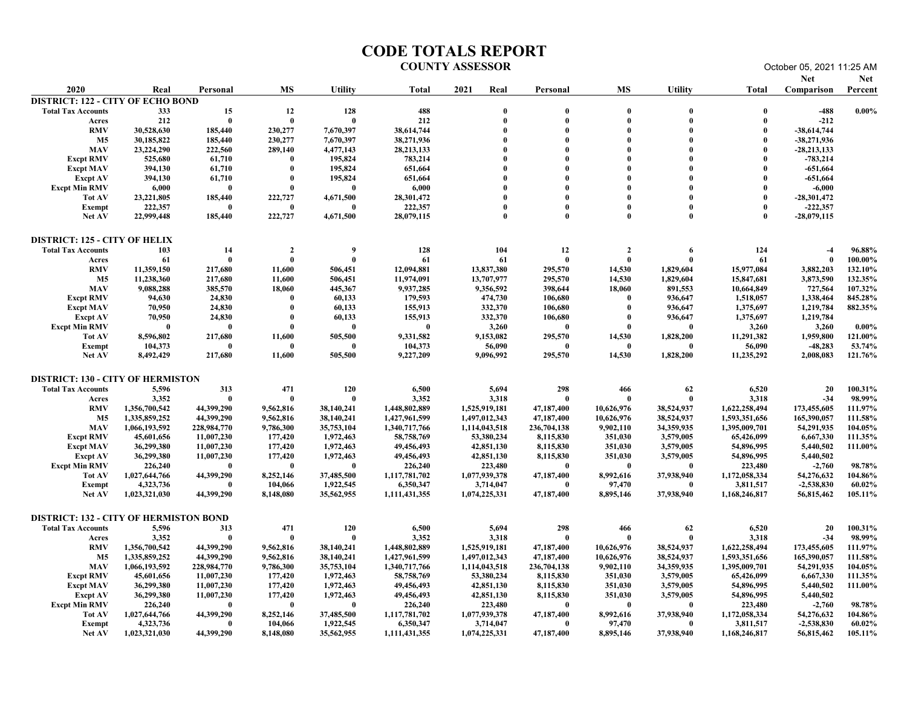# CODE TOTALS REPORT

## COUNTY ASSESSOR

October 05, 2021 11:25 AM

| 2020 | Real | Personal | MS | Utility | Total | 2021 Real | Personal | MS | Utility | Total | Net Comparison | Net Percent |
|---|---|---|---|---|---|---|---|---|---|---|---|---|
| **DISTRICT: 122 - CITY OF ECHO BOND** | | | | | | | | | | | | |
| Total Tax Accounts | 333 | 15 | 12 | 128 | 488 | 0 | 0 | 0 | 0 | 0 | -488 | 0.00% |
| Acres | 212 | 0 | 0 | 0 | 212 | 0 | 0 | 0 | 0 | 0 | -212 | |
| RMV | 30,528,630 | 185,440 | 230,277 | 7,670,397 | 38,614,744 | 0 | 0 | 0 | 0 | 0 | -38,614,744 | |
| M5 | 30,185,822 | 185,440 | 230,277 | 7,670,397 | 38,271,936 | 0 | 0 | 0 | 0 | 0 | -38,271,936 | |
| MAV | 23,224,290 | 222,560 | 289,140 | 4,477,143 | 28,213,133 | 0 | 0 | 0 | 0 | 0 | -28,213,133 | |
| Excpt RMV | 525,680 | 61,710 | 0 | 195,824 | 783,214 | 0 | 0 | 0 | 0 | 0 | -783,214 | |
| Excpt MAV | 394,130 | 61,710 | 0 | 195,824 | 651,664 | 0 | 0 | 0 | 0 | 0 | -651,664 | |
| Excpt AV | 394,130 | 61,710 | 0 | 195,824 | 651,664 | 0 | 0 | 0 | 0 | 0 | -651,664 | |
| Excpt Min RMV | 6,000 | 0 | 0 | 0 | 6,000 | 0 | 0 | 0 | 0 | 0 | -6,000 | |
| Tot AV | 23,221,805 | 185,440 | 222,727 | 4,671,500 | 28,301,472 | 0 | 0 | 0 | 0 | 0 | -28,301,472 | |
| Exempt | 222,357 | 0 | 0 | 0 | 222,357 | 0 | 0 | 0 | 0 | 0 | -222,357 | |
| Net AV | 22,999,448 | 185,440 | 222,727 | 4,671,500 | 28,079,115 | 0 | 0 | 0 | 0 | 0 | -28,079,115 | |
| **DISTRICT: 125 - CITY OF HELIX** | | | | | | | | | | | | |
| Total Tax Accounts | 103 | 14 | 2 | 9 | 128 | 104 | 12 | 2 | 6 | 124 | -4 | 96.88% |
| Acres | 61 | 0 | 0 | 0 | 61 | 61 | 0 | 0 | 0 | 61 | 0 | 100.00% |
| RMV | 11,359,150 | 217,680 | 11,600 | 506,451 | 12,094,881 | 13,837,380 | 295,570 | 14,530 | 1,829,604 | 15,977,084 | 3,882,203 | 132.10% |
| M5 | 11,238,360 | 217,680 | 11,600 | 506,451 | 11,974,091 | 13,707,977 | 295,570 | 14,530 | 1,829,604 | 15,847,681 | 3,873,590 | 132.35% |
| MAV | 9,088,288 | 385,570 | 18,060 | 445,367 | 9,937,285 | 9,356,592 | 398,644 | 18,060 | 891,553 | 10,664,849 | 727,564 | 107.32% |
| Excpt RMV | 94,630 | 24,830 | 0 | 60,133 | 179,593 | 474,730 | 106,680 | 0 | 936,647 | 1,518,057 | 1,338,464 | 845.28% |
| Excpt MAV | 70,950 | 24,830 | 0 | 60,133 | 155,913 | 332,370 | 106,680 | 0 | 936,647 | 1,375,697 | 1,219,784 | 882.35% |
| Excpt AV | 70,950 | 24,830 | 0 | 60,133 | 155,913 | 332,370 | 106,680 | 0 | 936,647 | 1,375,697 | 1,219,784 | |
| Excpt Min RMV | 0 | 0 | 0 | 0 | 0 | 3,260 | 0 | 0 | 0 | 3,260 | 3,260 | 0.00% |
| Tot AV | 8,596,802 | 217,680 | 11,600 | 505,500 | 9,331,582 | 9,153,082 | 295,570 | 14,530 | 1,828,200 | 11,291,382 | 1,959,800 | 121.00% |
| Exempt | 104,373 | 0 | 0 | 0 | 104,373 | 56,090 | 0 | 0 | 0 | 56,090 | -48,283 | 53.74% |
| Net AV | 8,492,429 | 217,680 | 11,600 | 505,500 | 9,227,209 | 9,096,992 | 295,570 | 14,530 | 1,828,200 | 11,235,292 | 2,008,083 | 121.76% |
| **DISTRICT: 130 - CITY OF HERMISTON** | | | | | | | | | | | | |
| Total Tax Accounts | 5,596 | 313 | 471 | 120 | 6,500 | 5,694 | 298 | 466 | 62 | 6,520 | 20 | 100.31% |
| Acres | 3,352 | 0 | 0 | 0 | 3,352 | 3,318 | 0 | 0 | 0 | 3,318 | -34 | 98.99% |
| RMV | 1,356,700,542 | 44,399,290 | 9,562,816 | 38,140,241 | 1,448,802,889 | 1,525,919,181 | 47,187,400 | 10,626,976 | 38,524,937 | 1,622,258,494 | 173,455,605 | 111.97% |
| M5 | 1,335,859,252 | 44,399,290 | 9,562,816 | 38,140,241 | 1,427,961,599 | 1,497,012,343 | 47,187,400 | 10,626,976 | 38,524,937 | 1,593,351,656 | 165,390,057 | 111.58% |
| MAV | 1,066,193,592 | 228,984,770 | 9,786,300 | 35,753,104 | 1,340,717,766 | 1,114,043,518 | 236,704,138 | 9,902,110 | 34,359,935 | 1,395,009,701 | 54,291,935 | 104.05% |
| Excpt RMV | 45,601,656 | 11,007,230 | 177,420 | 1,972,463 | 58,758,769 | 53,380,234 | 8,115,830 | 351,030 | 3,579,005 | 65,426,099 | 6,667,330 | 111.35% |
| Excpt MAV | 36,299,380 | 11,007,230 | 177,420 | 1,972,463 | 49,456,493 | 42,851,130 | 8,115,830 | 351,030 | 3,579,005 | 54,896,995 | 5,440,502 | 111.00% |
| Excpt AV | 36,299,380 | 11,007,230 | 177,420 | 1,972,463 | 49,456,493 | 42,851,130 | 8,115,830 | 351,030 | 3,579,005 | 54,896,995 | 5,440,502 | |
| Excpt Min RMV | 226,240 | 0 | 0 | 0 | 226,240 | 223,480 | 0 | 0 | 0 | 223,480 | -2,760 | 98.78% |
| Tot AV | 1,027,644,766 | 44,399,290 | 8,252,146 | 37,485,500 | 1,117,781,702 | 1,077,939,378 | 47,187,400 | 8,992,616 | 37,938,940 | 1,172,058,334 | 54,276,632 | 104.86% |
| Exempt | 4,323,736 | 0 | 104,066 | 1,922,545 | 6,350,347 | 3,714,047 | 0 | 97,470 | 0 | 3,811,517 | -2,538,830 | 60.02% |
| Net AV | 1,023,321,030 | 44,399,290 | 8,148,080 | 35,562,955 | 1,111,431,355 | 1,074,225,331 | 47,187,400 | 8,895,146 | 37,938,940 | 1,168,246,817 | 56,815,462 | 105.11% |
| **DISTRICT: 132 - CITY OF HERMISTON BOND** | | | | | | | | | | | | |
| Total Tax Accounts | 5,596 | 313 | 471 | 120 | 6,500 | 5,694 | 298 | 466 | 62 | 6,520 | 20 | 100.31% |
| Acres | 3,352 | 0 | 0 | 0 | 3,352 | 3,318 | 0 | 0 | 0 | 3,318 | -34 | 98.99% |
| RMV | 1,356,700,542 | 44,399,290 | 9,562,816 | 38,140,241 | 1,448,802,889 | 1,525,919,181 | 47,187,400 | 10,626,976 | 38,524,937 | 1,622,258,494 | 173,455,605 | 111.97% |
| M5 | 1,335,859,252 | 44,399,290 | 9,562,816 | 38,140,241 | 1,427,961,599 | 1,497,012,343 | 47,187,400 | 10,626,976 | 38,524,937 | 1,593,351,656 | 165,390,057 | 111.58% |
| MAV | 1,066,193,592 | 228,984,770 | 9,786,300 | 35,753,104 | 1,340,717,766 | 1,114,043,518 | 236,704,138 | 9,902,110 | 34,359,935 | 1,395,009,701 | 54,291,935 | 104.05% |
| Excpt RMV | 45,601,656 | 11,007,230 | 177,420 | 1,972,463 | 58,758,769 | 53,380,234 | 8,115,830 | 351,030 | 3,579,005 | 65,426,099 | 6,667,330 | 111.35% |
| Excpt MAV | 36,299,380 | 11,007,230 | 177,420 | 1,972,463 | 49,456,493 | 42,851,130 | 8,115,830 | 351,030 | 3,579,005 | 54,896,995 | 5,440,502 | 111.00% |
| Excpt AV | 36,299,380 | 11,007,230 | 177,420 | 1,972,463 | 49,456,493 | 42,851,130 | 8,115,830 | 351,030 | 3,579,005 | 54,896,995 | 5,440,502 | |
| Excpt Min RMV | 226,240 | 0 | 0 | 0 | 226,240 | 223,480 | 0 | 0 | 0 | 223,480 | -2,760 | 98.78% |
| Tot AV | 1,027,644,766 | 44,399,290 | 8,252,146 | 37,485,500 | 1,117,781,702 | 1,077,939,378 | 47,187,400 | 8,992,616 | 37,938,940 | 1,172,058,334 | 54,276,632 | 104.86% |
| Exempt | 4,323,736 | 0 | 104,066 | 1,922,545 | 6,350,347 | 3,714,047 | 0 | 97,470 | 0 | 3,811,517 | -2,538,830 | 60.02% |
| Net AV | 1,023,321,030 | 44,399,290 | 8,148,080 | 35,562,955 | 1,111,431,355 | 1,074,225,331 | 47,187,400 | 8,895,146 | 37,938,940 | 1,168,246,817 | 56,815,462 | 105.11% |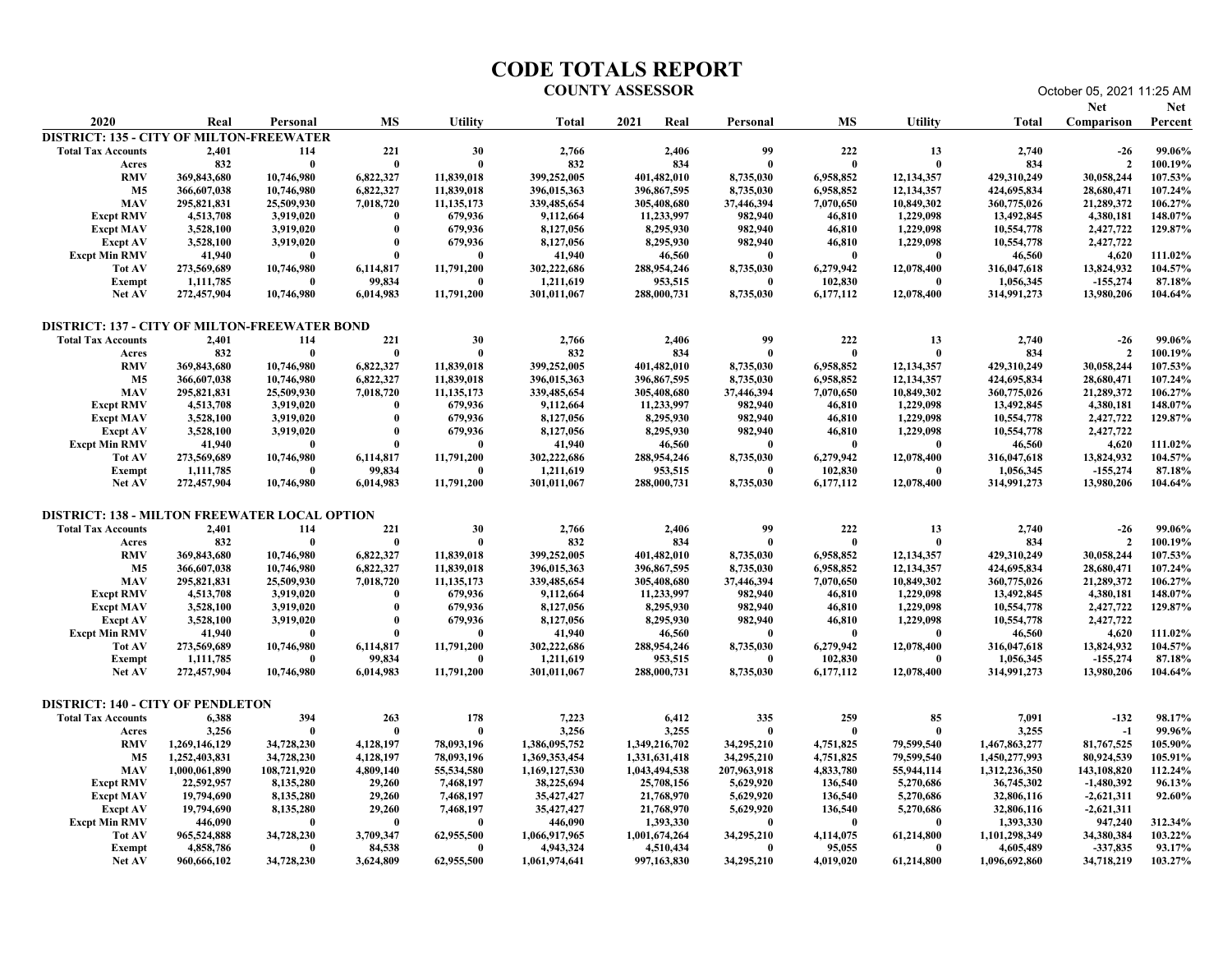# CODE TOTALS REPORT

## COUNTY ASSESSOR

October 05, 2021 11:25 AM

| 2020 | Real | Personal | MS | Utility | Total | 2021 Real | Personal | MS | Utility | Total | Net Comparison | Net Percent |
|---|---|---|---|---|---|---|---|---|---|---|---|---|
| **DISTRICT: 135 - CITY OF MILTON-FREEWATER** | | | | | | | | | | | | |
| Total Tax Accounts | 2,401 | 114 | 221 | 30 | 2,766 | 2,406 | 99 | 222 | 13 | 2,740 | -26 | 99.06% |
| Acres | 832 | 0 | 0 | 0 | 832 | 834 | 0 | 0 | 0 | 834 | 2 | 100.19% |
| RMV | 369,843,680 | 10,746,980 | 6,822,327 | 11,839,018 | 399,252,005 | 401,482,010 | 8,735,030 | 6,958,852 | 12,134,357 | 429,310,249 | 30,058,244 | 107.53% |
| M5 | 366,607,038 | 10,746,980 | 6,822,327 | 11,839,018 | 396,015,363 | 396,867,595 | 8,735,030 | 6,958,852 | 12,134,357 | 424,695,834 | 28,680,471 | 107.24% |
| MAV | 295,821,831 | 25,509,930 | 7,018,720 | 11,135,173 | 339,485,654 | 305,408,680 | 37,446,394 | 7,070,650 | 10,849,302 | 360,775,026 | 21,289,372 | 106.27% |
| Excpt RMV | 4,513,708 | 3,919,020 | 0 | 679,936 | 9,112,664 | 11,233,997 | 982,940 | 46,810 | 1,229,098 | 13,492,845 | 4,380,181 | 148.07% |
| Excpt MAV | 3,528,100 | 3,919,020 | 0 | 679,936 | 8,127,056 | 8,295,930 | 982,940 | 46,810 | 1,229,098 | 10,554,778 | 2,427,722 | 129.87% |
| Excpt AV | 3,528,100 | 3,919,020 | 0 | 679,936 | 8,127,056 | 8,295,930 | 982,940 | 46,810 | 1,229,098 | 10,554,778 | 2,427,722 | |
| Excpt Min RMV | 41,940 | 0 | 0 | 0 | 41,940 | 46,560 | 0 | 0 | 0 | 46,560 | 4,620 | 111.02% |
| Tot AV | 273,569,689 | 10,746,980 | 6,114,817 | 11,791,200 | 302,222,686 | 288,954,246 | 8,735,030 | 6,279,942 | 12,078,400 | 316,047,618 | 13,824,932 | 104.57% |
| Exempt | 1,111,785 | 0 | 99,834 | 0 | 1,211,619 | 953,515 | 0 | 102,830 | 0 | 1,056,345 | -155,274 | 87.18% |
| Net AV | 272,457,904 | 10,746,980 | 6,014,983 | 11,791,200 | 301,011,067 | 288,000,731 | 8,735,030 | 6,177,112 | 12,078,400 | 314,991,273 | 13,980,206 | 104.64% |
| **DISTRICT: 137 - CITY OF MILTON-FREEWATER BOND** | | | | | | | | | | | | |
| Total Tax Accounts | 2,401 | 114 | 221 | 30 | 2,766 | 2,406 | 99 | 222 | 13 | 2,740 | -26 | 99.06% |
| Acres | 832 | 0 | 0 | 0 | 832 | 834 | 0 | 0 | 0 | 834 | 2 | 100.19% |
| RMV | 369,843,680 | 10,746,980 | 6,822,327 | 11,839,018 | 399,252,005 | 401,482,010 | 8,735,030 | 6,958,852 | 12,134,357 | 429,310,249 | 30,058,244 | 107.53% |
| M5 | 366,607,038 | 10,746,980 | 6,822,327 | 11,839,018 | 396,015,363 | 396,867,595 | 8,735,030 | 6,958,852 | 12,134,357 | 424,695,834 | 28,680,471 | 107.24% |
| MAV | 295,821,831 | 25,509,930 | 7,018,720 | 11,135,173 | 339,485,654 | 305,408,680 | 37,446,394 | 7,070,650 | 10,849,302 | 360,775,026 | 21,289,372 | 106.27% |
| Excpt RMV | 4,513,708 | 3,919,020 | 0 | 679,936 | 9,112,664 | 11,233,997 | 982,940 | 46,810 | 1,229,098 | 13,492,845 | 4,380,181 | 148.07% |
| Excpt MAV | 3,528,100 | 3,919,020 | 0 | 679,936 | 8,127,056 | 8,295,930 | 982,940 | 46,810 | 1,229,098 | 10,554,778 | 2,427,722 | 129.87% |
| Excpt AV | 3,528,100 | 3,919,020 | 0 | 679,936 | 8,127,056 | 8,295,930 | 982,940 | 46,810 | 1,229,098 | 10,554,778 | 2,427,722 | |
| Excpt Min RMV | 41,940 | 0 | 0 | 0 | 41,940 | 46,560 | 0 | 0 | 0 | 46,560 | 4,620 | 111.02% |
| Tot AV | 273,569,689 | 10,746,980 | 6,114,817 | 11,791,200 | 302,222,686 | 288,954,246 | 8,735,030 | 6,279,942 | 12,078,400 | 316,047,618 | 13,824,932 | 104.57% |
| Exempt | 1,111,785 | 0 | 99,834 | 0 | 1,211,619 | 953,515 | 0 | 102,830 | 0 | 1,056,345 | -155,274 | 87.18% |
| Net AV | 272,457,904 | 10,746,980 | 6,014,983 | 11,791,200 | 301,011,067 | 288,000,731 | 8,735,030 | 6,177,112 | 12,078,400 | 314,991,273 | 13,980,206 | 104.64% |
| **DISTRICT: 138 - MILTON FREEWATER LOCAL OPTION** | | | | | | | | | | | | |
| Total Tax Accounts | 2,401 | 114 | 221 | 30 | 2,766 | 2,406 | 99 | 222 | 13 | 2,740 | -26 | 99.06% |
| Acres | 832 | 0 | 0 | 0 | 832 | 834 | 0 | 0 | 0 | 834 | 2 | 100.19% |
| RMV | 369,843,680 | 10,746,980 | 6,822,327 | 11,839,018 | 399,252,005 | 401,482,010 | 8,735,030 | 6,958,852 | 12,134,357 | 429,310,249 | 30,058,244 | 107.53% |
| M5 | 366,607,038 | 10,746,980 | 6,822,327 | 11,839,018 | 396,015,363 | 396,867,595 | 8,735,030 | 6,958,852 | 12,134,357 | 424,695,834 | 28,680,471 | 107.24% |
| MAV | 295,821,831 | 25,509,930 | 7,018,720 | 11,135,173 | 339,485,654 | 305,408,680 | 37,446,394 | 7,070,650 | 10,849,302 | 360,775,026 | 21,289,372 | 106.27% |
| Excpt RMV | 4,513,708 | 3,919,020 | 0 | 679,936 | 9,112,664 | 11,233,997 | 982,940 | 46,810 | 1,229,098 | 13,492,845 | 4,380,181 | 148.07% |
| Excpt MAV | 3,528,100 | 3,919,020 | 0 | 679,936 | 8,127,056 | 8,295,930 | 982,940 | 46,810 | 1,229,098 | 10,554,778 | 2,427,722 | 129.87% |
| Excpt AV | 3,528,100 | 3,919,020 | 0 | 679,936 | 8,127,056 | 8,295,930 | 982,940 | 46,810 | 1,229,098 | 10,554,778 | 2,427,722 | |
| Excpt Min RMV | 41,940 | 0 | 0 | 0 | 41,940 | 46,560 | 0 | 0 | 0 | 46,560 | 4,620 | 111.02% |
| Tot AV | 273,569,689 | 10,746,980 | 6,114,817 | 11,791,200 | 302,222,686 | 288,954,246 | 8,735,030 | 6,279,942 | 12,078,400 | 316,047,618 | 13,824,932 | 104.57% |
| Exempt | 1,111,785 | 0 | 99,834 | 0 | 1,211,619 | 953,515 | 0 | 102,830 | 0 | 1,056,345 | -155,274 | 87.18% |
| Net AV | 272,457,904 | 10,746,980 | 6,014,983 | 11,791,200 | 301,011,067 | 288,000,731 | 8,735,030 | 6,177,112 | 12,078,400 | 314,991,273 | 13,980,206 | 104.64% |
| **DISTRICT: 140 - CITY OF PENDLETON** | | | | | | | | | | | | |
| Total Tax Accounts | 6,388 | 394 | 263 | 178 | 7,223 | 6,412 | 335 | 259 | 85 | 7,091 | -132 | 98.17% |
| Acres | 3,256 | 0 | 0 | 0 | 3,256 | 3,255 | 0 | 0 | 0 | 3,255 | -1 | 99.96% |
| RMV | 1,269,146,129 | 34,728,230 | 4,128,197 | 78,093,196 | 1,386,095,752 | 1,349,216,702 | 34,295,210 | 4,751,825 | 79,599,540 | 1,467,863,277 | 81,767,525 | 105.90% |
| M5 | 1,252,403,831 | 34,728,230 | 4,128,197 | 78,093,196 | 1,369,353,454 | 1,331,631,418 | 34,295,210 | 4,751,825 | 79,599,540 | 1,450,277,993 | 80,924,539 | 105.91% |
| MAV | 1,000,061,890 | 108,721,920 | 4,809,140 | 55,534,580 | 1,169,127,530 | 1,043,494,538 | 207,963,918 | 4,833,780 | 55,944,114 | 1,312,236,350 | 143,108,820 | 112.24% |
| Excpt RMV | 22,592,957 | 8,135,280 | 29,260 | 7,468,197 | 38,225,694 | 25,708,156 | 5,629,920 | 136,540 | 5,270,686 | 36,745,302 | -1,480,392 | 96.13% |
| Excpt MAV | 19,794,690 | 8,135,280 | 29,260 | 7,468,197 | 35,427,427 | 21,768,970 | 5,629,920 | 136,540 | 5,270,686 | 32,806,116 | -2,621,311 | 92.60% |
| Excpt AV | 19,794,690 | 8,135,280 | 29,260 | 7,468,197 | 35,427,427 | 21,768,970 | 5,629,920 | 136,540 | 5,270,686 | 32,806,116 | -2,621,311 | |
| Excpt Min RMV | 446,090 | 0 | 0 | 0 | 446,090 | 1,393,330 | 0 | 0 | 0 | 1,393,330 | 947,240 | 312.34% |
| Tot AV | 965,524,888 | 34,728,230 | 3,709,347 | 62,955,500 | 1,066,917,965 | 1,001,674,264 | 34,295,210 | 4,114,075 | 61,214,800 | 1,101,298,349 | 34,380,384 | 103.22% |
| Exempt | 4,858,786 | 0 | 84,538 | 0 | 4,943,324 | 4,510,434 | 0 | 95,055 | 0 | 4,605,489 | -337,835 | 93.17% |
| Net AV | 960,666,102 | 34,728,230 | 3,624,809 | 62,955,500 | 1,061,974,641 | 997,163,830 | 34,295,210 | 4,019,020 | 61,214,800 | 1,096,692,860 | 34,718,219 | 103.27% |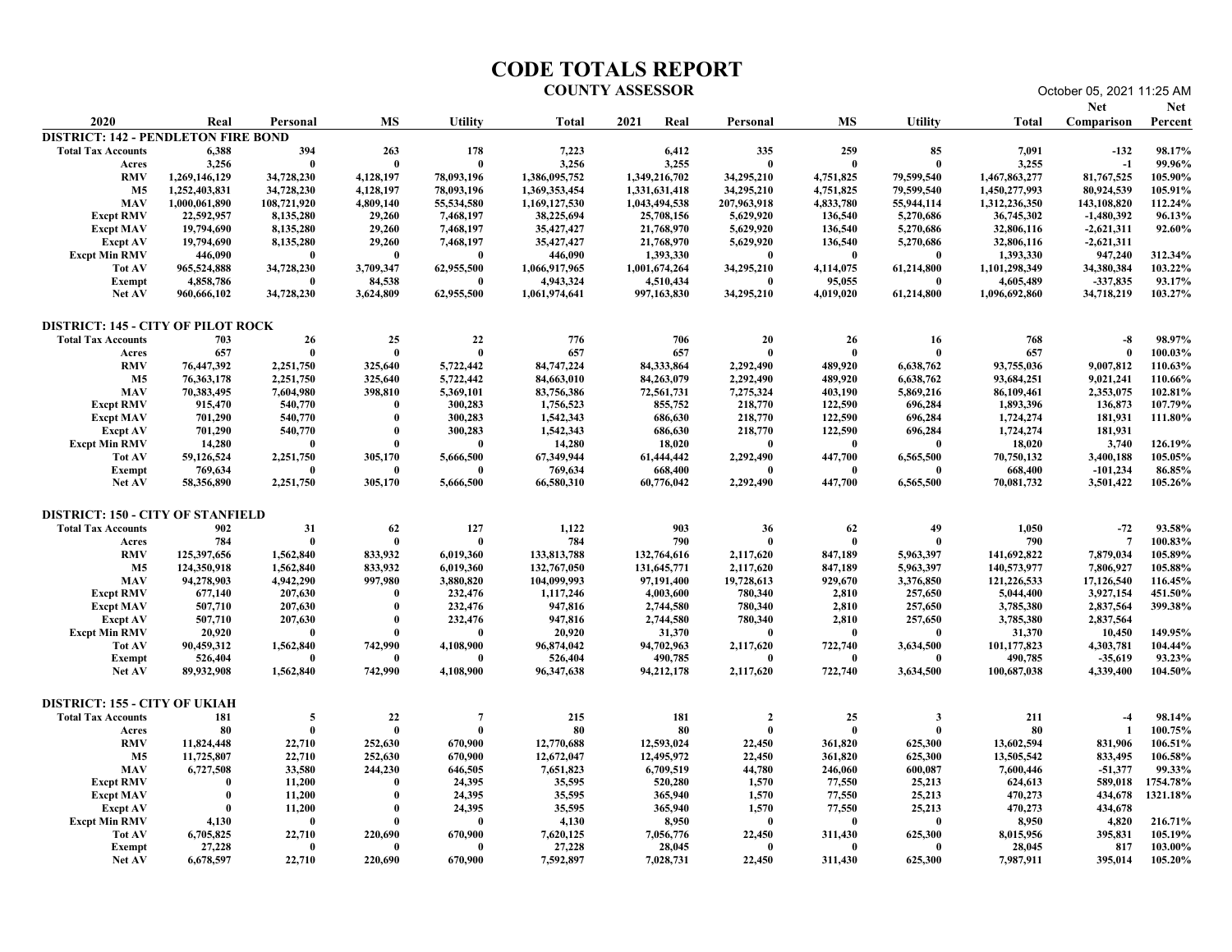# CODE TOTALS REPORT

## COUNTY ASSESSOR

October 05, 2021 11:25 AM

| 2020 | Real | Personal | MS | Utility | Total | 2021 Real | Personal | MS | Utility | Total | Net Comparison | Net Percent |
|---|---|---|---|---|---|---|---|---|---|---|---|---|
| **DISTRICT: 142 - PENDLETON FIRE BOND** | | | | | | | | | | | | |
| Total Tax Accounts | 6,388 | 394 | 263 | 178 | 7,223 | 6,412 | 335 | 259 | 85 | 7,091 | -132 | 98.17% |
| Acres | 3,256 | 0 | 0 | 0 | 3,256 | 3,255 | 0 | 0 | 0 | 3,255 | -1 | 99.96% |
| RMV | 1,269,146,129 | 34,728,230 | 4,128,197 | 78,093,196 | 1,386,095,752 | 1,349,216,702 | 34,295,210 | 4,751,825 | 79,599,540 | 1,467,863,277 | 81,767,525 | 105.90% |
| M5 | 1,252,403,831 | 34,728,230 | 4,128,197 | 78,093,196 | 1,369,353,454 | 1,331,631,418 | 34,295,210 | 4,751,825 | 79,599,540 | 1,450,277,993 | 80,924,539 | 105.91% |
| MAV | 1,000,061,890 | 108,721,920 | 4,809,140 | 55,534,580 | 1,169,127,530 | 1,043,494,538 | 207,963,918 | 4,833,780 | 55,944,114 | 1,312,236,350 | 143,108,820 | 112.24% |
| Excpt RMV | 22,592,957 | 8,135,280 | 29,260 | 7,468,197 | 38,225,694 | 25,708,156 | 5,629,920 | 136,540 | 5,270,686 | 36,745,302 | -1,480,392 | 96.13% |
| Excpt MAV | 19,794,690 | 8,135,280 | 29,260 | 7,468,197 | 35,427,427 | 21,768,970 | 5,629,920 | 136,540 | 5,270,686 | 32,806,116 | -2,621,311 | 92.60% |
| Excpt AV | 19,794,690 | 8,135,280 | 29,260 | 7,468,197 | 35,427,427 | 21,768,970 | 5,629,920 | 136,540 | 5,270,686 | 32,806,116 | -2,621,311 | |
| Excpt Min RMV | 446,090 | 0 | 0 | 0 | 446,090 | 1,393,330 | 0 | 0 | 0 | 1,393,330 | 947,240 | 312.34% |
| Tot AV | 965,524,888 | 34,728,230 | 3,709,347 | 62,955,500 | 1,066,917,965 | 1,001,674,264 | 34,295,210 | 4,114,075 | 61,214,800 | 1,101,298,349 | 34,380,384 | 103.22% |
| Exempt | 4,858,786 | 0 | 84,538 | 0 | 4,943,324 | 4,510,434 | 0 | 95,055 | 0 | 4,605,489 | -337,835 | 93.17% |
| Net AV | 960,666,102 | 34,728,230 | 3,624,809 | 62,955,500 | 1,061,974,641 | 997,163,830 | 34,295,210 | 4,019,020 | 61,214,800 | 1,096,692,860 | 34,718,219 | 103.27% |
| **DISTRICT: 145 - CITY OF PILOT ROCK** | | | | | | | | | | | | |
| Total Tax Accounts | 703 | 26 | 25 | 22 | 776 | 706 | 20 | 26 | 16 | 768 | -8 | 98.97% |
| Acres | 657 | 0 | 0 | 0 | 657 | 657 | 0 | 0 | 0 | 657 | 0 | 100.03% |
| RMV | 76,447,392 | 2,251,750 | 325,640 | 5,722,442 | 84,747,224 | 84,333,864 | 2,292,490 | 489,920 | 6,638,762 | 93,755,036 | 9,007,812 | 110.63% |
| M5 | 76,363,178 | 2,251,750 | 325,640 | 5,722,442 | 84,663,010 | 84,263,079 | 2,292,490 | 489,920 | 6,638,762 | 93,684,251 | 9,021,241 | 110.66% |
| MAV | 70,383,495 | 7,604,980 | 398,810 | 5,369,101 | 83,756,386 | 72,561,731 | 7,275,324 | 403,190 | 5,869,216 | 86,109,461 | 2,353,075 | 102.81% |
| Excpt RMV | 915,470 | 540,770 | 0 | 300,283 | 1,756,523 | 855,752 | 218,770 | 122,590 | 696,284 | 1,893,396 | 136,873 | 107.79% |
| Excpt MAV | 701,290 | 540,770 | 0 | 300,283 | 1,542,343 | 686,630 | 218,770 | 122,590 | 696,284 | 1,724,274 | 181,931 | 111.80% |
| Excpt AV | 701,290 | 540,770 | 0 | 300,283 | 1,542,343 | 686,630 | 218,770 | 122,590 | 696,284 | 1,724,274 | 181,931 | |
| Excpt Min RMV | 14,280 | 0 | 0 | 0 | 14,280 | 18,020 | 0 | 0 | 0 | 18,020 | 3,740 | 126.19% |
| Tot AV | 59,126,524 | 2,251,750 | 305,170 | 5,666,500 | 67,349,944 | 61,444,442 | 2,292,490 | 447,700 | 6,565,500 | 70,750,132 | 3,400,188 | 105.05% |
| Exempt | 769,634 | 0 | 0 | 0 | 769,634 | 668,400 | 0 | 0 | 0 | 668,400 | -101,234 | 86.85% |
| Net AV | 58,356,890 | 2,251,750 | 305,170 | 5,666,500 | 66,580,310 | 60,776,042 | 2,292,490 | 447,700 | 6,565,500 | 70,081,732 | 3,501,422 | 105.26% |
| **DISTRICT: 150 - CITY OF STANFIELD** | | | | | | | | | | | | |
| Total Tax Accounts | 902 | 31 | 62 | 127 | 1,122 | 903 | 36 | 62 | 49 | 1,050 | -72 | 93.58% |
| Acres | 784 | 0 | 0 | 0 | 784 | 790 | 0 | 0 | 0 | 790 | 7 | 100.83% |
| RMV | 125,397,656 | 1,562,840 | 833,932 | 6,019,360 | 133,813,788 | 132,764,616 | 2,117,620 | 847,189 | 5,963,397 | 141,692,822 | 7,879,034 | 105.89% |
| M5 | 124,350,918 | 1,562,840 | 833,932 | 6,019,360 | 132,767,050 | 131,645,771 | 2,117,620 | 847,189 | 5,963,397 | 140,573,977 | 7,806,927 | 105.88% |
| MAV | 94,278,903 | 4,942,290 | 997,980 | 3,880,820 | 104,099,993 | 97,191,400 | 19,728,613 | 929,670 | 3,376,850 | 121,226,533 | 17,126,540 | 116.45% |
| Excpt RMV | 677,140 | 207,630 | 0 | 232,476 | 1,117,246 | 4,003,600 | 780,340 | 2,810 | 257,650 | 5,044,400 | 3,927,154 | 451.50% |
| Excpt MAV | 507,710 | 207,630 | 0 | 232,476 | 947,816 | 2,744,580 | 780,340 | 2,810 | 257,650 | 3,785,380 | 2,837,564 | 399.38% |
| Excpt AV | 507,710 | 207,630 | 0 | 232,476 | 947,816 | 2,744,580 | 780,340 | 2,810 | 257,650 | 3,785,380 | 2,837,564 | |
| Excpt Min RMV | 20,920 | 0 | 0 | 0 | 20,920 | 31,370 | 0 | 0 | 0 | 31,370 | 10,450 | 149.95% |
| Tot AV | 90,459,312 | 1,562,840 | 742,990 | 4,108,900 | 96,874,042 | 94,702,963 | 2,117,620 | 722,740 | 3,634,500 | 101,177,823 | 4,303,781 | 104.44% |
| Exempt | 526,404 | 0 | 0 | 0 | 526,404 | 490,785 | 0 | 0 | 0 | 490,785 | -35,619 | 93.23% |
| Net AV | 89,932,908 | 1,562,840 | 742,990 | 4,108,900 | 96,347,638 | 94,212,178 | 2,117,620 | 722,740 | 3,634,500 | 100,687,038 | 4,339,400 | 104.50% |
| **DISTRICT: 155 - CITY OF UKIAH** | | | | | | | | | | | | |
| Total Tax Accounts | 181 | 5 | 22 | 7 | 215 | 181 | 2 | 25 | 3 | 211 | -4 | 98.14% |
| Acres | 80 | 0 | 0 | 0 | 80 | 80 | 0 | 0 | 0 | 80 | 1 | 100.75% |
| RMV | 11,824,448 | 22,710 | 252,630 | 670,900 | 12,770,688 | 12,593,024 | 22,450 | 361,820 | 625,300 | 13,602,594 | 831,906 | 106.51% |
| M5 | 11,725,807 | 22,710 | 252,630 | 670,900 | 12,672,047 | 12,495,972 | 22,450 | 361,820 | 625,300 | 13,505,542 | 833,495 | 106.58% |
| MAV | 6,727,508 | 33,580 | 244,230 | 646,505 | 7,651,823 | 6,709,519 | 44,780 | 246,060 | 600,087 | 7,600,446 | -51,377 | 99.33% |
| Excpt RMV | 0 | 11,200 | 0 | 24,395 | 35,595 | 520,280 | 1,570 | 77,550 | 25,213 | 624,613 | 589,018 | 1754.78% |
| Excpt MAV | 0 | 11,200 | 0 | 24,395 | 35,595 | 365,940 | 1,570 | 77,550 | 25,213 | 470,273 | 434,678 | 1321.18% |
| Excpt AV | 0 | 11,200 | 0 | 24,395 | 35,595 | 365,940 | 1,570 | 77,550 | 25,213 | 470,273 | 434,678 | |
| Excpt Min RMV | 4,130 | 0 | 0 | 0 | 4,130 | 8,950 | 0 | 0 | 0 | 8,950 | 4,820 | 216.71% |
| Tot AV | 6,705,825 | 22,710 | 220,690 | 670,900 | 7,620,125 | 7,056,776 | 22,450 | 311,430 | 625,300 | 8,015,956 | 395,831 | 105.19% |
| Exempt | 27,228 | 0 | 0 | 0 | 27,228 | 28,045 | 0 | 0 | 0 | 28,045 | 817 | 103.00% |
| Net AV | 6,678,597 | 22,710 | 220,690 | 670,900 | 7,592,897 | 7,028,731 | 22,450 | 311,430 | 625,300 | 7,987,911 | 395,014 | 105.20% |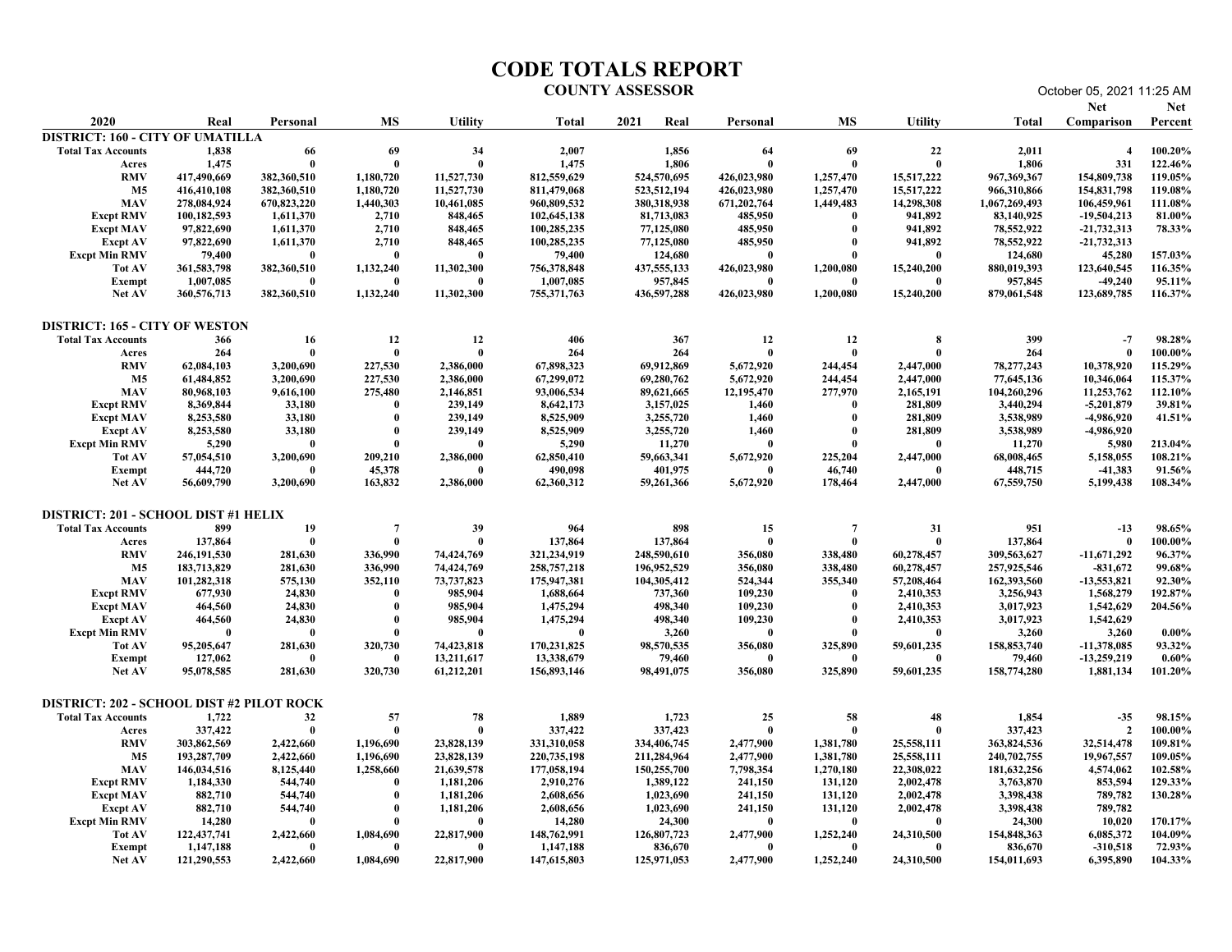# CODE TOTALS REPORT

## COUNTY ASSESSOR

October 05, 2021 11:25 AM

| 2020 | Real | Personal | MS | Utility | Total | 2021 Real | Personal | MS | Utility | Total | Net Comparison | Net Percent |
|---|---|---|---|---|---|---|---|---|---|---|---|---|
| **DISTRICT: 160 - CITY OF UMATILLA** | | | | | | | | | | | | |
| Total Tax Accounts | 1,838 | 66 | 69 | 34 | 2,007 | 1,856 | 64 | 69 | 22 | 2,011 | 4 | 100.20% |
| Acres | 1,475 | 0 | 0 | 0 | 1,475 | 1,806 | 0 | 0 | 0 | 1,806 | 331 | 122.46% |
| RMV | 417,490,669 | 382,360,510 | 1,180,720 | 11,527,730 | 812,559,629 | 524,570,695 | 426,023,980 | 1,257,470 | 15,517,222 | 967,369,367 | 154,809,738 | 119.05% |
| M5 | 416,410,108 | 382,360,510 | 1,180,720 | 11,527,730 | 811,479,068 | 523,512,194 | 426,023,980 | 1,257,470 | 15,517,222 | 966,310,866 | 154,831,798 | 119.08% |
| MAV | 278,084,924 | 670,823,220 | 1,440,303 | 10,461,085 | 960,809,532 | 380,318,938 | 671,202,764 | 1,449,483 | 14,298,308 | 1,067,269,493 | 106,459,961 | 111.08% |
| Excpt RMV | 100,182,593 | 1,611,370 | 2,710 | 848,465 | 102,645,138 | 81,713,083 | 485,950 | 0 | 941,892 | 83,140,925 | -19,504,213 | 81.00% |
| Excpt MAV | 97,822,690 | 1,611,370 | 2,710 | 848,465 | 100,285,235 | 77,125,080 | 485,950 | 0 | 941,892 | 78,552,922 | -21,732,313 | 78.33% |
| Excpt AV | 97,822,690 | 1,611,370 | 2,710 | 848,465 | 100,285,235 | 77,125,080 | 485,950 | 0 | 941,892 | 78,552,922 | -21,732,313 | |
| Excpt Min RMV | 79,400 | 0 | 0 | 0 | 79,400 | 124,680 | 0 | 0 | 0 | 124,680 | 45,280 | 157.03% |
| Tot AV | 361,583,798 | 382,360,510 | 1,132,240 | 11,302,300 | 756,378,848 | 437,555,133 | 426,023,980 | 1,200,080 | 15,240,200 | 880,019,393 | 123,640,545 | 116.35% |
| Exempt | 1,007,085 | 0 | 0 | 0 | 1,007,085 | 957,845 | 0 | 0 | 0 | 957,845 | -49,240 | 95.11% |
| Net AV | 360,576,713 | 382,360,510 | 1,132,240 | 11,302,300 | 755,371,763 | 436,597,288 | 426,023,980 | 1,200,080 | 15,240,200 | 879,061,548 | 123,689,785 | 116.37% |
| **DISTRICT: 165 - CITY OF WESTON** | | | | | | | | | | | | |
| Total Tax Accounts | 366 | 16 | 12 | 12 | 406 | 367 | 12 | 12 | 8 | 399 | -7 | 98.28% |
| Acres | 264 | 0 | 0 | 0 | 264 | 264 | 0 | 0 | 0 | 264 | 0 | 100.00% |
| RMV | 62,084,103 | 3,200,690 | 227,530 | 2,386,000 | 67,898,323 | 69,912,869 | 5,672,920 | 244,454 | 2,447,000 | 78,277,243 | 10,378,920 | 115.29% |
| M5 | 61,484,852 | 3,200,690 | 227,530 | 2,386,000 | 67,299,072 | 69,280,762 | 5,672,920 | 244,454 | 2,447,000 | 77,645,136 | 10,346,064 | 115.37% |
| MAV | 80,968,103 | 9,616,100 | 275,480 | 2,146,851 | 93,006,534 | 89,621,665 | 12,195,470 | 277,970 | 2,165,191 | 104,260,296 | 11,253,762 | 112.10% |
| Excpt RMV | 8,369,844 | 33,180 | 0 | 239,149 | 8,642,173 | 3,157,025 | 1,460 | 0 | 281,809 | 3,440,294 | -5,201,879 | 39.81% |
| Excpt MAV | 8,253,580 | 33,180 | 0 | 239,149 | 8,525,909 | 3,255,720 | 1,460 | 0 | 281,809 | 3,538,989 | -4,986,920 | 41.51% |
| Excpt AV | 8,253,580 | 33,180 | 0 | 239,149 | 8,525,909 | 3,255,720 | 1,460 | 0 | 281,809 | 3,538,989 | -4,986,920 | |
| Excpt Min RMV | 5,290 | 0 | 0 | 0 | 5,290 | 11,270 | 0 | 0 | 0 | 11,270 | 5,980 | 213.04% |
| Tot AV | 57,054,510 | 3,200,690 | 209,210 | 2,386,000 | 62,850,410 | 59,663,341 | 5,672,920 | 225,204 | 2,447,000 | 68,008,465 | 5,158,055 | 108.21% |
| Exempt | 444,720 | 0 | 45,378 | 0 | 490,098 | 401,975 | 0 | 46,740 | 0 | 448,715 | -41,383 | 91.56% |
| Net AV | 56,609,790 | 3,200,690 | 163,832 | 2,386,000 | 62,360,312 | 59,261,366 | 5,672,920 | 178,464 | 2,447,000 | 67,559,750 | 5,199,438 | 108.34% |
| **DISTRICT: 201 - SCHOOL DIST #1 HELIX** | | | | | | | | | | | | |
| Total Tax Accounts | 899 | 19 | 7 | 39 | 964 | 898 | 15 | 7 | 31 | 951 | -13 | 98.65% |
| Acres | 137,864 | 0 | 0 | 0 | 137,864 | 137,864 | 0 | 0 | 0 | 137,864 | 0 | 100.00% |
| RMV | 246,191,530 | 281,630 | 336,990 | 74,424,769 | 321,234,919 | 248,590,610 | 356,080 | 338,480 | 60,278,457 | 309,563,627 | -11,671,292 | 96.37% |
| M5 | 183,713,829 | 281,630 | 336,990 | 74,424,769 | 258,757,218 | 196,952,529 | 356,080 | 338,480 | 60,278,457 | 257,925,546 | -831,672 | 99.68% |
| MAV | 101,282,318 | 575,130 | 352,110 | 73,737,823 | 175,947,381 | 104,305,412 | 524,344 | 355,340 | 57,208,464 | 162,393,560 | -13,553,821 | 92.30% |
| Excpt RMV | 677,930 | 24,830 | 0 | 985,904 | 1,688,664 | 737,360 | 109,230 | 0 | 2,410,353 | 3,256,943 | 1,568,279 | 192.87% |
| Excpt MAV | 464,560 | 24,830 | 0 | 985,904 | 1,475,294 | 498,340 | 109,230 | 0 | 2,410,353 | 3,017,923 | 1,542,629 | 204.56% |
| Excpt AV | 464,560 | 24,830 | 0 | 985,904 | 1,475,294 | 498,340 | 109,230 | 0 | 2,410,353 | 3,017,923 | 1,542,629 | |
| Excpt Min RMV | 0 | 0 | 0 | 0 | 0 | 3,260 | 0 | 0 | 0 | 3,260 | 3,260 | 0.00% |
| Tot AV | 95,205,647 | 281,630 | 320,730 | 74,423,818 | 170,231,825 | 98,570,535 | 356,080 | 325,890 | 59,601,235 | 158,853,740 | -11,378,085 | 93.32% |
| Exempt | 127,062 | 0 | 0 | 13,211,617 | 13,338,679 | 79,460 | 0 | 0 | 0 | 79,460 | -13,259,219 | 0.60% |
| Net AV | 95,078,585 | 281,630 | 320,730 | 61,212,201 | 156,893,146 | 98,491,075 | 356,080 | 325,890 | 59,601,235 | 158,774,280 | 1,881,134 | 101.20% |
| **DISTRICT: 202 - SCHOOL DIST #2 PILOT ROCK** | | | | | | | | | | | | |
| Total Tax Accounts | 1,722 | 32 | 57 | 78 | 1,889 | 1,723 | 25 | 58 | 48 | 1,854 | -35 | 98.15% |
| Acres | 337,422 | 0 | 0 | 0 | 337,422 | 337,423 | 0 | 0 | 0 | 337,423 | 2 | 100.00% |
| RMV | 303,862,569 | 2,422,660 | 1,196,690 | 23,828,139 | 331,310,058 | 334,406,745 | 2,477,900 | 1,381,780 | 25,558,111 | 363,824,536 | 32,514,478 | 109.81% |
| M5 | 193,287,709 | 2,422,660 | 1,196,690 | 23,828,139 | 220,735,198 | 211,284,964 | 2,477,900 | 1,381,780 | 25,558,111 | 240,702,755 | 19,967,557 | 109.05% |
| MAV | 146,034,516 | 8,125,440 | 1,258,660 | 21,639,578 | 177,058,194 | 150,255,700 | 7,798,354 | 1,270,180 | 22,308,022 | 181,632,256 | 4,574,062 | 102.58% |
| Excpt RMV | 1,184,330 | 544,740 | 0 | 1,181,206 | 2,910,276 | 1,389,122 | 241,150 | 131,120 | 2,002,478 | 3,763,870 | 853,594 | 129.33% |
| Excpt MAV | 882,710 | 544,740 | 0 | 1,181,206 | 2,608,656 | 1,023,690 | 241,150 | 131,120 | 2,002,478 | 3,398,438 | 789,782 | 130.28% |
| Excpt AV | 882,710 | 544,740 | 0 | 1,181,206 | 2,608,656 | 1,023,690 | 241,150 | 131,120 | 2,002,478 | 3,398,438 | 789,782 | |
| Excpt Min RMV | 14,280 | 0 | 0 | 0 | 14,280 | 24,300 | 0 | 0 | 0 | 24,300 | 10,020 | 170.17% |
| Tot AV | 122,437,741 | 2,422,660 | 1,084,690 | 22,817,900 | 148,762,991 | 126,807,723 | 2,477,900 | 1,252,240 | 24,310,500 | 154,848,363 | 6,085,372 | 104.09% |
| Exempt | 1,147,188 | 0 | 0 | 0 | 1,147,188 | 836,670 | 0 | 0 | 0 | 836,670 | -310,518 | 72.93% |
| Net AV | 121,290,553 | 2,422,660 | 1,084,690 | 22,817,900 | 147,615,803 | 125,971,053 | 2,477,900 | 1,252,240 | 24,310,500 | 154,011,693 | 6,395,890 | 104.33% |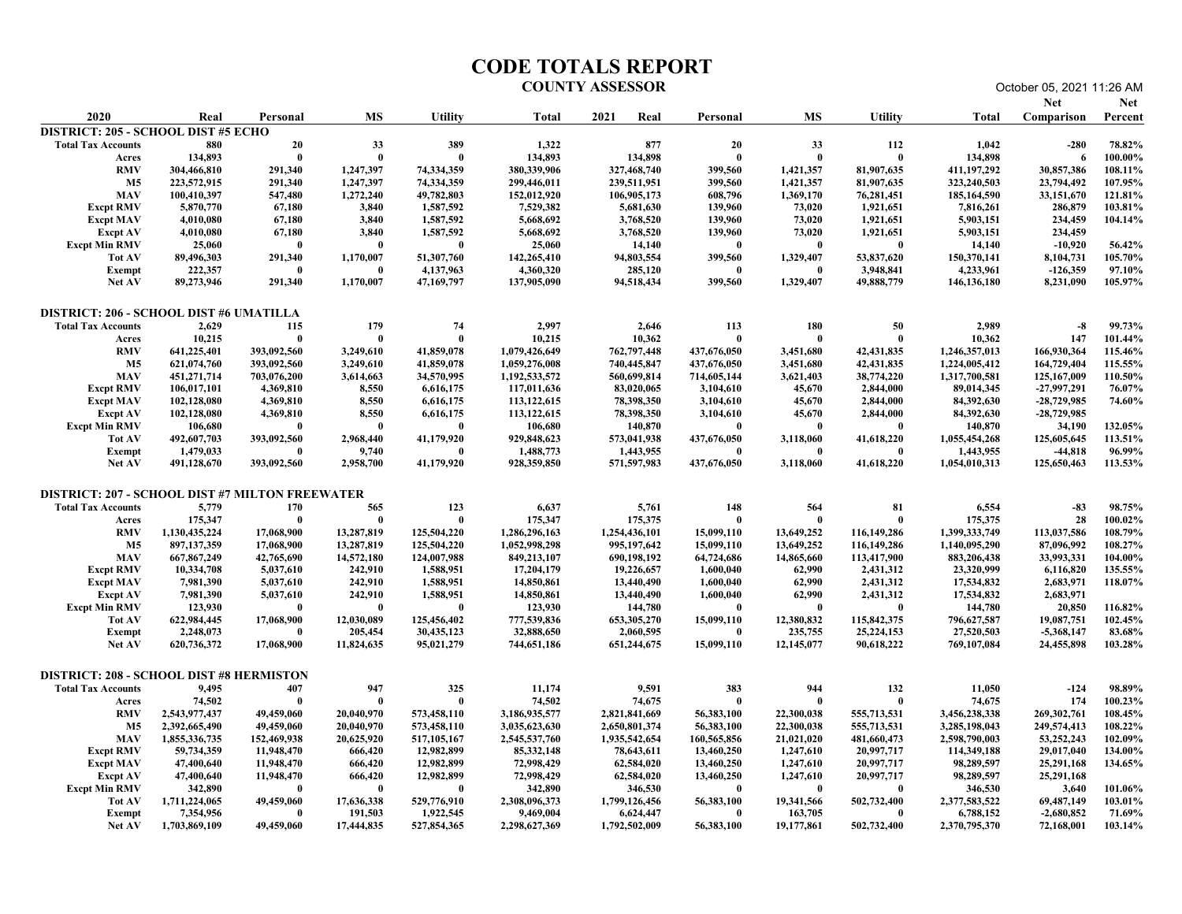# CODE TOTALS REPORT

## COUNTY ASSESSOR

October 05, 2021 11:26 AM

| 2020 | Real | Personal | MS | Utility | Total | 2021 Real | Personal | MS | Utility | Total | Net Comparison | Net Percent |
|---|---|---|---|---|---|---|---|---|---|---|---|---|
| **DISTRICT: 205 - SCHOOL DIST #5 ECHO** | | | | | | | | | | | | |
| Total Tax Accounts | 880 | 20 | 33 | 389 | 1,322 | 877 | 20 | 33 | 112 | 1,042 | -280 | 78.82% |
| Acres | 134,893 | 0 | 0 | 0 | 134,893 | 134,898 | 0 | 0 | 0 | 134,898 | 6 | 100.00% |
| RMV | 304,466,810 | 291,340 | 1,247,397 | 74,334,359 | 380,339,906 | 327,468,740 | 399,560 | 1,421,357 | 81,907,635 | 411,197,292 | 30,857,386 | 108.11% |
| M5 | 223,572,915 | 291,340 | 1,247,397 | 74,334,359 | 299,446,011 | 239,511,951 | 399,560 | 1,421,357 | 81,907,635 | 323,240,503 | 23,794,492 | 107.95% |
| MAV | 100,410,397 | 547,480 | 1,272,240 | 49,782,803 | 152,012,920 | 106,905,173 | 608,796 | 1,369,170 | 76,281,451 | 185,164,590 | 33,151,670 | 121.81% |
| Excpt RMV | 5,870,770 | 67,180 | 3,840 | 1,587,592 | 7,529,382 | 5,681,630 | 139,960 | 73,020 | 1,921,651 | 7,816,261 | 286,879 | 103.81% |
| Excpt MAV | 4,010,080 | 67,180 | 3,840 | 1,587,592 | 5,668,692 | 3,768,520 | 139,960 | 73,020 | 1,921,651 | 5,903,151 | 234,459 | 104.14% |
| Excpt AV | 4,010,080 | 67,180 | 3,840 | 1,587,592 | 5,668,692 | 3,768,520 | 139,960 | 73,020 | 1,921,651 | 5,903,151 | 234,459 | |
| Excpt Min RMV | 25,060 | 0 | 0 | 0 | 25,060 | 14,140 | 0 | 0 | 0 | 14,140 | -10,920 | 56.42% |
| Tot AV | 89,496,303 | 291,340 | 1,170,007 | 51,307,760 | 142,265,410 | 94,803,554 | 399,560 | 1,329,407 | 53,837,620 | 150,370,141 | 8,104,731 | 105.70% |
| Exempt | 222,357 | 0 | 0 | 4,137,963 | 4,360,320 | 285,120 | 0 | 0 | 3,948,841 | 4,233,961 | -126,359 | 97.10% |
| Net AV | 89,273,946 | 291,340 | 1,170,007 | 47,169,797 | 137,905,090 | 94,518,434 | 399,560 | 1,329,407 | 49,888,779 | 146,136,180 | 8,231,090 | 105.97% |
| **DISTRICT: 206 - SCHOOL DIST #6 UMATILLA** | | | | | | | | | | | | |
| Total Tax Accounts | 2,629 | 115 | 179 | 74 | 2,997 | 2,646 | 113 | 180 | 50 | 2,989 | -8 | 99.73% |
| Acres | 10,215 | 0 | 0 | 0 | 10,215 | 10,362 | 0 | 0 | 0 | 10,362 | 147 | 101.44% |
| RMV | 641,225,401 | 393,092,560 | 3,249,610 | 41,859,078 | 1,079,426,649 | 762,797,448 | 437,676,050 | 3,451,680 | 42,431,835 | 1,246,357,013 | 166,930,364 | 115.46% |
| M5 | 621,074,760 | 393,092,560 | 3,249,610 | 41,859,078 | 1,059,276,008 | 740,445,847 | 437,676,050 | 3,451,680 | 42,431,835 | 1,224,005,412 | 164,729,404 | 115.55% |
| MAV | 451,271,714 | 703,076,200 | 3,614,663 | 34,570,995 | 1,192,533,572 | 560,699,814 | 714,605,144 | 3,621,403 | 38,774,220 | 1,317,700,581 | 125,167,009 | 110.50% |
| Excpt RMV | 106,017,101 | 4,369,810 | 8,550 | 6,616,175 | 117,011,636 | 83,020,065 | 3,104,610 | 45,670 | 2,844,000 | 89,014,345 | -27,997,291 | 76.07% |
| Excpt MAV | 102,128,080 | 4,369,810 | 8,550 | 6,616,175 | 113,122,615 | 78,398,350 | 3,104,610 | 45,670 | 2,844,000 | 84,392,630 | -28,729,985 | 74.60% |
| Excpt AV | 102,128,080 | 4,369,810 | 8,550 | 6,616,175 | 113,122,615 | 78,398,350 | 3,104,610 | 45,670 | 2,844,000 | 84,392,630 | -28,729,985 | |
| Excpt Min RMV | 106,680 | 0 | 0 | 0 | 106,680 | 140,870 | 0 | 0 | 0 | 140,870 | 34,190 | 132.05% |
| Tot AV | 492,607,703 | 393,092,560 | 2,968,440 | 41,179,920 | 929,848,623 | 573,041,938 | 437,676,050 | 3,118,060 | 41,618,220 | 1,055,454,268 | 125,605,645 | 113.51% |
| Exempt | 1,479,033 | 0 | 9,740 | 0 | 1,488,773 | 1,443,955 | 0 | 0 | 0 | 1,443,955 | -44,818 | 96.99% |
| Net AV | 491,128,670 | 393,092,560 | 2,958,700 | 41,179,920 | 928,359,850 | 571,597,983 | 437,676,050 | 3,118,060 | 41,618,220 | 1,054,010,313 | 125,650,463 | 113.53% |
| **DISTRICT: 207 - SCHOOL DIST #7 MILTON FREEWATER** | | | | | | | | | | | | |
| Total Tax Accounts | 5,779 | 170 | 565 | 123 | 6,637 | 5,761 | 148 | 564 | 81 | 6,554 | -83 | 98.75% |
| Acres | 175,347 | 0 | 0 | 0 | 175,347 | 175,375 | 0 | 0 | 0 | 175,375 | 28 | 100.02% |
| RMV | 1,130,435,224 | 17,068,900 | 13,287,819 | 125,504,220 | 1,286,296,163 | 1,254,436,101 | 15,099,110 | 13,649,252 | 116,149,286 | 1,399,333,749 | 113,037,586 | 108.79% |
| M5 | 897,137,359 | 17,068,900 | 13,287,819 | 125,504,220 | 1,052,998,298 | 995,197,642 | 15,099,110 | 13,649,252 | 116,149,286 | 1,140,095,290 | 87,096,992 | 108.27% |
| MAV | 667,867,249 | 42,765,690 | 14,572,180 | 124,007,988 | 849,213,107 | 690,198,192 | 64,724,686 | 14,865,660 | 113,417,900 | 883,206,438 | 33,993,331 | 104.00% |
| Excpt RMV | 10,334,708 | 5,037,610 | 242,910 | 1,588,951 | 17,204,179 | 19,226,657 | 1,600,040 | 62,990 | 2,431,312 | 23,320,999 | 6,116,820 | 135.55% |
| Excpt MAV | 7,981,390 | 5,037,610 | 242,910 | 1,588,951 | 14,850,861 | 13,440,490 | 1,600,040 | 62,990 | 2,431,312 | 17,534,832 | 2,683,971 | 118.07% |
| Excpt AV | 7,981,390 | 5,037,610 | 242,910 | 1,588,951 | 14,850,861 | 13,440,490 | 1,600,040 | 62,990 | 2,431,312 | 17,534,832 | 2,683,971 | |
| Excpt Min RMV | 123,930 | 0 | 0 | 0 | 123,930 | 144,780 | 0 | 0 | 0 | 144,780 | 20,850 | 116.82% |
| Tot AV | 622,984,445 | 17,068,900 | 12,030,089 | 125,456,402 | 777,539,836 | 653,305,270 | 15,099,110 | 12,380,832 | 115,842,375 | 796,627,587 | 19,087,751 | 102.45% |
| Exempt | 2,248,073 | 0 | 205,454 | 30,435,123 | 32,888,650 | 2,060,595 | 0 | 235,755 | 25,224,153 | 27,520,503 | -5,368,147 | 83.68% |
| Net AV | 620,736,372 | 17,068,900 | 11,824,635 | 95,021,279 | 744,651,186 | 651,244,675 | 15,099,110 | 12,145,077 | 90,618,222 | 769,107,084 | 24,455,898 | 103.28% |
| **DISTRICT: 208 - SCHOOL DIST #8 HERMISTON** | | | | | | | | | | | | |
| Total Tax Accounts | 9,495 | 407 | 947 | 325 | 11,174 | 9,591 | 383 | 944 | 132 | 11,050 | -124 | 98.89% |
| Acres | 74,502 | 0 | 0 | 0 | 74,502 | 74,675 | 0 | 0 | 0 | 74,675 | 174 | 100.23% |
| RMV | 2,543,977,437 | 49,459,060 | 20,040,970 | 573,458,110 | 3,186,935,577 | 2,821,841,669 | 56,383,100 | 22,300,038 | 555,713,531 | 3,456,238,338 | 269,302,761 | 108.45% |
| M5 | 2,392,665,490 | 49,459,060 | 20,040,970 | 573,458,110 | 3,035,623,630 | 2,650,801,374 | 56,383,100 | 22,300,038 | 555,713,531 | 3,285,198,043 | 249,574,413 | 108.22% |
| MAV | 1,855,336,735 | 152,469,938 | 20,625,920 | 517,105,167 | 2,545,537,760 | 1,935,542,654 | 160,565,856 | 21,021,020 | 481,660,473 | 2,598,790,003 | 53,252,243 | 102.09% |
| Excpt RMV | 59,734,359 | 11,948,470 | 666,420 | 12,982,899 | 85,332,148 | 78,663,611 | 13,460,250 | 1,247,610 | 20,997,717 | 114,349,188 | 29,017,040 | 134.00% |
| Excpt MAV | 47,400,640 | 11,948,470 | 666,420 | 12,982,899 | 72,998,429 | 62,584,020 | 13,460,250 | 1,247,610 | 20,997,717 | 98,289,597 | 25,291,168 | 134.65% |
| Excpt AV | 47,400,640 | 11,948,470 | 666,420 | 12,982,899 | 72,998,429 | 62,584,020 | 13,460,250 | 1,247,610 | 20,997,717 | 98,289,597 | 25,291,168 | |
| Excpt Min RMV | 342,890 | 0 | 0 | 0 | 342,890 | 346,530 | 0 | 0 | 0 | 346,530 | 3,640 | 101.06% |
| Tot AV | 1,711,224,065 | 49,459,060 | 17,636,338 | 529,776,910 | 2,308,096,373 | 1,799,126,456 | 56,383,100 | 19,341,566 | 502,732,400 | 2,377,583,522 | 69,487,149 | 103.01% |
| Exempt | 7,354,956 | 0 | 191,503 | 1,922,545 | 9,469,004 | 6,624,447 | 0 | 163,705 | 0 | 6,788,152 | -2,680,852 | 71.69% |
| Net AV | 1,703,869,109 | 49,459,060 | 17,444,835 | 527,854,365 | 2,298,627,369 | 1,792,502,009 | 56,383,100 | 19,177,861 | 502,732,400 | 2,370,795,370 | 72,168,001 | 103.14% |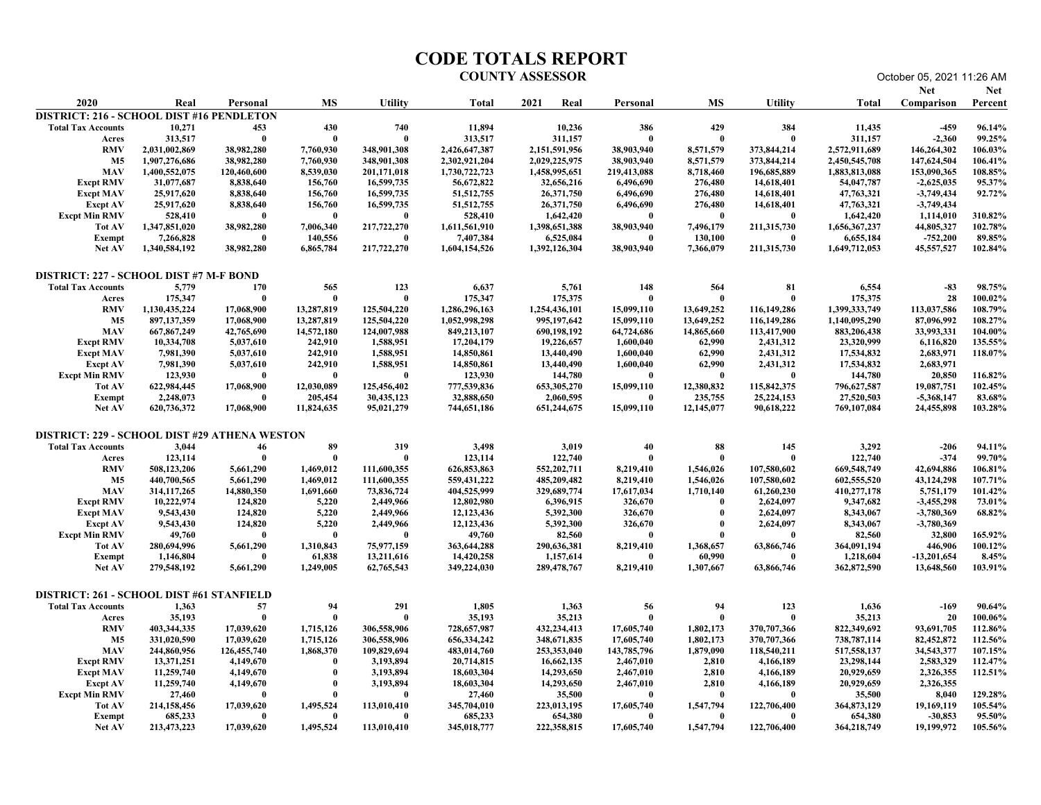# CODE TOTALS REPORT

## COUNTY ASSESSOR

October 05, 2021 11:26 AM

| 2020 | Real | Personal | MS | Utility | Total | 2021 Real | Personal | MS | Utility | Total | Net Comparison | Net Percent |
|---|---|---|---|---|---|---|---|---|---|---|---|---|
| **DISTRICT: 216 - SCHOOL DIST #16 PENDLETON** | | | | | | | | | | | | |
| Total Tax Accounts | 10,271 | 453 | 430 | 740 | 11,894 | 10,236 | 386 | 429 | 384 | 11,435 | -459 | 96.14% |
| Acres | 313,517 | 0 | 0 | 0 | 313,517 | 311,157 | 0 | 0 | 0 | 311,157 | -2,360 | 99.25% |
| RMV | 2,031,002,869 | 38,982,280 | 7,760,930 | 348,901,308 | 2,426,647,387 | 2,151,591,956 | 38,903,940 | 8,571,579 | 373,844,214 | 2,572,911,689 | 146,264,302 | 106.03% |
| M5 | 1,907,276,686 | 38,982,280 | 7,760,930 | 348,901,308 | 2,302,921,204 | 2,029,225,975 | 38,903,940 | 8,571,579 | 373,844,214 | 2,450,545,708 | 147,624,504 | 106.41% |
| MAV | 1,400,552,075 | 120,460,600 | 8,539,030 | 201,171,018 | 1,730,722,723 | 1,458,995,651 | 219,413,088 | 8,718,460 | 196,685,889 | 1,883,813,088 | 153,090,365 | 108.85% |
| Excpt RMV | 31,077,687 | 8,838,640 | 156,760 | 16,599,735 | 56,672,822 | 32,656,216 | 6,496,690 | 276,480 | 14,618,401 | 54,047,787 | -2,625,035 | 95.37% |
| Excpt MAV | 25,917,620 | 8,838,640 | 156,760 | 16,599,735 | 51,512,755 | 26,371,750 | 6,496,690 | 276,480 | 14,618,401 | 47,763,321 | -3,749,434 | 92.72% |
| Excpt AV | 25,917,620 | 8,838,640 | 156,760 | 16,599,735 | 51,512,755 | 26,371,750 | 6,496,690 | 276,480 | 14,618,401 | 47,763,321 | -3,749,434 | |
| Excpt Min RMV | 528,410 | 0 | 0 | 0 | 528,410 | 1,642,420 | 0 | 0 | 0 | 1,642,420 | 1,114,010 | 310.82% |
| Tot AV | 1,347,851,020 | 38,982,280 | 7,006,340 | 217,722,270 | 1,611,561,910 | 1,398,651,388 | 38,903,940 | 7,496,179 | 211,315,730 | 1,656,367,237 | 44,805,327 | 102.78% |
| Exempt | 7,266,828 | 0 | 140,556 | 0 | 7,407,384 | 6,525,084 | 0 | 130,100 | 0 | 6,655,184 | -752,200 | 89.85% |
| Net AV | 1,340,584,192 | 38,982,280 | 6,865,784 | 217,722,270 | 1,604,154,526 | 1,392,126,304 | 38,903,940 | 7,366,079 | 211,315,730 | 1,649,712,053 | 45,557,527 | 102.84% |
| **DISTRICT: 227 - SCHOOL DIST #7 M-F BOND** | | | | | | | | | | | | |
| Total Tax Accounts | 5,779 | 170 | 565 | 123 | 6,637 | 5,761 | 148 | 564 | 81 | 6,554 | -83 | 98.75% |
| Acres | 175,347 | 0 | 0 | 0 | 175,347 | 175,375 | 0 | 0 | 0 | 175,375 | 28 | 100.02% |
| RMV | 1,130,435,224 | 17,068,900 | 13,287,819 | 125,504,220 | 1,286,296,163 | 1,254,436,101 | 15,099,110 | 13,649,252 | 116,149,286 | 1,399,333,749 | 113,037,586 | 108.79% |
| M5 | 897,137,359 | 17,068,900 | 13,287,819 | 125,504,220 | 1,052,998,298 | 995,197,642 | 15,099,110 | 13,649,252 | 116,149,286 | 1,140,095,290 | 87,096,992 | 108.27% |
| MAV | 667,867,249 | 42,765,690 | 14,572,180 | 124,007,988 | 849,213,107 | 690,198,192 | 64,724,686 | 14,865,660 | 113,417,900 | 883,206,438 | 33,993,331 | 104.00% |
| Excpt RMV | 10,334,708 | 5,037,610 | 242,910 | 1,588,951 | 17,204,179 | 19,226,657 | 1,600,040 | 62,990 | 2,431,312 | 23,320,999 | 6,116,820 | 135.55% |
| Excpt MAV | 7,981,390 | 5,037,610 | 242,910 | 1,588,951 | 14,850,861 | 13,440,490 | 1,600,040 | 62,990 | 2,431,312 | 17,534,832 | 2,683,971 | 118.07% |
| Excpt AV | 7,981,390 | 5,037,610 | 242,910 | 1,588,951 | 14,850,861 | 13,440,490 | 1,600,040 | 62,990 | 2,431,312 | 17,534,832 | 2,683,971 | |
| Excpt Min RMV | 123,930 | 0 | 0 | 0 | 123,930 | 144,780 | 0 | 0 | 0 | 144,780 | 20,850 | 116.82% |
| Tot AV | 622,984,445 | 17,068,900 | 12,030,089 | 125,456,402 | 777,539,836 | 653,305,270 | 15,099,110 | 12,380,832 | 115,842,375 | 796,627,587 | 19,087,751 | 102.45% |
| Exempt | 2,248,073 | 0 | 205,454 | 30,435,123 | 32,888,650 | 2,060,595 | 0 | 235,755 | 25,224,153 | 27,520,503 | -5,368,147 | 83.68% |
| Net AV | 620,736,372 | 17,068,900 | 11,824,635 | 95,021,279 | 744,651,186 | 651,244,675 | 15,099,110 | 12,145,077 | 90,618,222 | 769,107,084 | 24,455,898 | 103.28% |
| **DISTRICT: 229 - SCHOOL DIST #29 ATHENA WESTON** | | | | | | | | | | | | |
| Total Tax Accounts | 3,044 | 46 | 89 | 319 | 3,498 | 3,019 | 40 | 88 | 145 | 3,292 | -206 | 94.11% |
| Acres | 123,114 | 0 | 0 | 0 | 123,114 | 122,740 | 0 | 0 | 0 | 122,740 | -374 | 99.70% |
| RMV | 508,123,206 | 5,661,290 | 1,469,012 | 111,600,355 | 626,853,863 | 552,202,711 | 8,219,410 | 1,546,026 | 107,580,602 | 669,548,749 | 42,694,886 | 106.81% |
| M5 | 440,700,565 | 5,661,290 | 1,469,012 | 111,600,355 | 559,431,222 | 485,209,482 | 8,219,410 | 1,546,026 | 107,580,602 | 602,555,520 | 43,124,298 | 107.71% |
| MAV | 314,117,265 | 14,880,350 | 1,691,660 | 73,836,724 | 404,525,999 | 329,689,774 | 17,617,034 | 1,710,140 | 61,260,230 | 410,277,178 | 5,751,179 | 101.42% |
| Excpt RMV | 10,222,974 | 124,820 | 5,220 | 2,449,966 | 12,802,980 | 6,396,915 | 326,670 | 0 | 2,624,097 | 9,347,682 | -3,455,298 | 73.01% |
| Excpt MAV | 9,543,430 | 124,820 | 5,220 | 2,449,966 | 12,123,436 | 5,392,300 | 326,670 | 0 | 2,624,097 | 8,343,067 | -3,780,369 | 68.82% |
| Excpt AV | 9,543,430 | 124,820 | 5,220 | 2,449,966 | 12,123,436 | 5,392,300 | 326,670 | 0 | 2,624,097 | 8,343,067 | -3,780,369 | |
| Excpt Min RMV | 49,760 | 0 | 0 | 0 | 49,760 | 82,560 | 0 | 0 | 0 | 82,560 | 32,800 | 165.92% |
| Tot AV | 280,694,996 | 5,661,290 | 1,310,843 | 75,977,159 | 363,644,288 | 290,636,381 | 8,219,410 | 1,368,657 | 63,866,746 | 364,091,194 | 446,906 | 100.12% |
| Exempt | 1,146,804 | 0 | 61,838 | 13,211,616 | 14,420,258 | 1,157,614 | 0 | 60,990 | 0 | 1,218,604 | -13,201,654 | 8.45% |
| Net AV | 279,548,192 | 5,661,290 | 1,249,005 | 62,765,543 | 349,224,030 | 289,478,767 | 8,219,410 | 1,307,667 | 63,866,746 | 362,872,590 | 13,648,560 | 103.91% |
| **DISTRICT: 261 - SCHOOL DIST #61 STANFIELD** | | | | | | | | | | | | |
| Total Tax Accounts | 1,363 | 57 | 94 | 291 | 1,805 | 1,363 | 56 | 94 | 123 | 1,636 | -169 | 90.64% |
| Acres | 35,193 | 0 | 0 | 0 | 35,193 | 35,213 | 0 | 0 | 0 | 35,213 | 20 | 100.06% |
| RMV | 403,344,335 | 17,039,620 | 1,715,126 | 306,558,906 | 728,657,987 | 432,234,413 | 17,605,740 | 1,802,173 | 370,707,366 | 822,349,692 | 93,691,705 | 112.86% |
| M5 | 331,020,590 | 17,039,620 | 1,715,126 | 306,558,906 | 656,334,242 | 348,671,835 | 17,605,740 | 1,802,173 | 370,707,366 | 738,787,114 | 82,452,872 | 112.56% |
| MAV | 244,860,956 | 126,455,740 | 1,868,370 | 109,829,694 | 483,014,760 | 253,353,040 | 143,785,796 | 1,879,090 | 118,540,211 | 517,558,137 | 34,543,377 | 107.15% |
| Excpt RMV | 13,371,251 | 4,149,670 | 0 | 3,193,894 | 20,714,815 | 16,662,135 | 2,467,010 | 2,810 | 4,166,189 | 23,298,144 | 2,583,329 | 112.47% |
| Excpt MAV | 11,259,740 | 4,149,670 | 0 | 3,193,894 | 18,603,304 | 14,293,650 | 2,467,010 | 2,810 | 4,166,189 | 20,929,659 | 2,326,355 | 112.51% |
| Excpt AV | 11,259,740 | 4,149,670 | 0 | 3,193,894 | 18,603,304 | 14,293,650 | 2,467,010 | 2,810 | 4,166,189 | 20,929,659 | 2,326,355 | |
| Excpt Min RMV | 27,460 | 0 | 0 | 0 | 27,460 | 35,500 | 0 | 0 | 0 | 35,500 | 8,040 | 129.28% |
| Tot AV | 214,158,456 | 17,039,620 | 1,495,524 | 113,010,410 | 345,704,010 | 223,013,195 | 17,605,740 | 1,547,794 | 122,706,400 | 364,873,129 | 19,169,119 | 105.54% |
| Exempt | 685,233 | 0 | 0 | 0 | 685,233 | 654,380 | 0 | 0 | 0 | 654,380 | -30,853 | 95.50% |
| Net AV | 213,473,223 | 17,039,620 | 1,495,524 | 113,010,410 | 345,018,777 | 222,358,815 | 17,605,740 | 1,547,794 | 122,706,400 | 364,218,749 | 19,199,972 | 105.56% |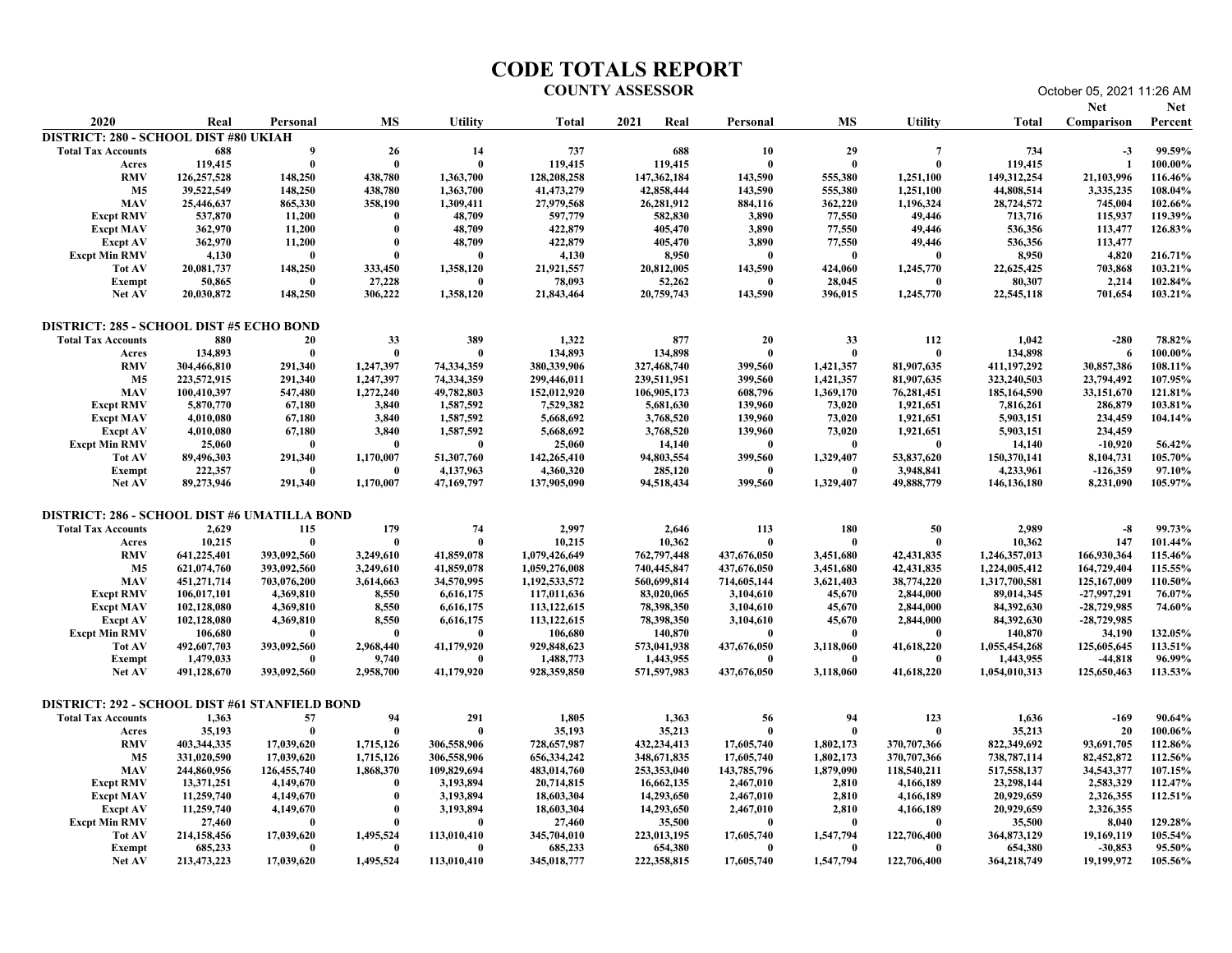# CODE TOTALS REPORT

## COUNTY ASSESSOR

October 05, 2021 11:26 AM

| 2020 | Real | Personal | MS | Utility | Total | 2021 Real | Personal | MS | Utility | Total | Net Comparison | Net Percent |
|---|---|---|---|---|---|---|---|---|---|---|---|---|
| **DISTRICT: 280 - SCHOOL DIST #80 UKIAH** | | | | | | | | | | | | |
| Total Tax Accounts | 688 | 9 | 26 | 14 | 737 | 688 | 10 | 29 | 7 | 734 | -3 | 99.59% |
| Acres | 119,415 | 0 | 0 | 0 | 119,415 | 119,415 | 0 | 0 | 0 | 119,415 | 1 | 100.00% |
| RMV | 126,257,528 | 148,250 | 438,780 | 1,363,700 | 128,208,258 | 147,362,184 | 143,590 | 555,380 | 1,251,100 | 149,312,254 | 21,103,996 | 116.46% |
| M5 | 39,522,549 | 148,250 | 438,780 | 1,363,700 | 41,473,279 | 42,858,444 | 143,590 | 555,380 | 1,251,100 | 44,808,514 | 3,335,235 | 108.04% |
| MAV | 25,446,637 | 865,330 | 358,190 | 1,309,411 | 27,979,568 | 26,281,912 | 884,116 | 362,220 | 1,196,324 | 28,724,572 | 745,004 | 102.66% |
| Excpt RMV | 537,870 | 11,200 | 0 | 48,709 | 597,779 | 582,830 | 3,890 | 77,550 | 49,446 | 713,716 | 115,937 | 119.39% |
| Excpt MAV | 362,970 | 11,200 | 0 | 48,709 | 422,879 | 405,470 | 3,890 | 77,550 | 49,446 | 536,356 | 113,477 | 126.83% |
| Excpt AV | 362,970 | 11,200 | 0 | 48,709 | 422,879 | 405,470 | 3,890 | 77,550 | 49,446 | 536,356 | 113,477 | |
| Excpt Min RMV | 4,130 | 0 | 0 | 0 | 4,130 | 8,950 | 0 | 0 | 0 | 8,950 | 4,820 | 216.71% |
| Tot AV | 20,081,737 | 148,250 | 333,450 | 1,358,120 | 21,921,557 | 20,812,005 | 143,590 | 424,060 | 1,245,770 | 22,625,425 | 703,868 | 103.21% |
| Exempt | 50,865 | 0 | 27,228 | 0 | 78,093 | 52,262 | 0 | 28,045 | 0 | 80,307 | 2,214 | 102.84% |
| Net AV | 20,030,872 | 148,250 | 306,222 | 1,358,120 | 21,843,464 | 20,759,743 | 143,590 | 396,015 | 1,245,770 | 22,545,118 | 701,654 | 103.21% |
| **DISTRICT: 285 - SCHOOL DIST #5 ECHO BOND** | | | | | | | | | | | | |
| Total Tax Accounts | 880 | 20 | 33 | 389 | 1,322 | 877 | 20 | 33 | 112 | 1,042 | -280 | 78.82% |
| Acres | 134,893 | 0 | 0 | 0 | 134,893 | 134,898 | 0 | 0 | 0 | 134,898 | 6 | 100.00% |
| RMV | 304,466,810 | 291,340 | 1,247,397 | 74,334,359 | 380,339,906 | 327,468,740 | 399,560 | 1,421,357 | 81,907,635 | 411,197,292 | 30,857,386 | 108.11% |
| M5 | 223,572,915 | 291,340 | 1,247,397 | 74,334,359 | 299,446,011 | 239,511,951 | 399,560 | 1,421,357 | 81,907,635 | 323,240,503 | 23,794,492 | 107.95% |
| MAV | 100,410,397 | 547,480 | 1,272,240 | 49,782,803 | 152,012,920 | 106,905,173 | 608,796 | 1,369,170 | 76,281,451 | 185,164,590 | 33,151,670 | 121.81% |
| Excpt RMV | 5,870,770 | 67,180 | 3,840 | 1,587,592 | 7,529,382 | 5,681,630 | 139,960 | 73,020 | 1,921,651 | 7,816,261 | 286,879 | 103.81% |
| Excpt MAV | 4,010,080 | 67,180 | 3,840 | 1,587,592 | 5,668,692 | 3,768,520 | 139,960 | 73,020 | 1,921,651 | 5,903,151 | 234,459 | 104.14% |
| Excpt AV | 4,010,080 | 67,180 | 3,840 | 1,587,592 | 5,668,692 | 3,768,520 | 139,960 | 73,020 | 1,921,651 | 5,903,151 | 234,459 | |
| Excpt Min RMV | 25,060 | 0 | 0 | 0 | 25,060 | 14,140 | 0 | 0 | 0 | 14,140 | -10,920 | 56.42% |
| Tot AV | 89,496,303 | 291,340 | 1,170,007 | 51,307,760 | 142,265,410 | 94,803,554 | 399,560 | 1,329,407 | 53,837,620 | 150,370,141 | 8,104,731 | 105.70% |
| Exempt | 222,357 | 0 | 0 | 4,137,963 | 4,360,320 | 285,120 | 0 | 0 | 3,948,841 | 4,233,961 | -126,359 | 97.10% |
| Net AV | 89,273,946 | 291,340 | 1,170,007 | 47,169,797 | 137,905,090 | 94,518,434 | 399,560 | 1,329,407 | 49,888,779 | 146,136,180 | 8,231,090 | 105.97% |
| **DISTRICT: 286 - SCHOOL DIST #6 UMATILLA BOND** | | | | | | | | | | | | |
| Total Tax Accounts | 2,629 | 115 | 179 | 74 | 2,997 | 2,646 | 113 | 180 | 50 | 2,989 | -8 | 99.73% |
| Acres | 10,215 | 0 | 0 | 0 | 10,215 | 10,362 | 0 | 0 | 0 | 10,362 | 147 | 101.44% |
| RMV | 641,225,401 | 393,092,560 | 3,249,610 | 41,859,078 | 1,079,426,649 | 762,797,448 | 437,676,050 | 3,451,680 | 42,431,835 | 1,246,357,013 | 166,930,364 | 115.46% |
| M5 | 621,074,760 | 393,092,560 | 3,249,610 | 41,859,078 | 1,059,276,008 | 740,445,847 | 437,676,050 | 3,451,680 | 42,431,835 | 1,224,005,412 | 164,729,404 | 115.55% |
| MAV | 451,271,714 | 703,076,200 | 3,614,663 | 34,570,995 | 1,192,533,572 | 560,699,814 | 714,605,144 | 3,621,403 | 38,774,220 | 1,317,700,581 | 125,167,009 | 110.50% |
| Excpt RMV | 106,017,101 | 4,369,810 | 8,550 | 6,616,175 | 117,011,636 | 83,020,065 | 3,104,610 | 45,670 | 2,844,000 | 89,014,345 | -27,997,291 | 76.07% |
| Excpt MAV | 102,128,080 | 4,369,810 | 8,550 | 6,616,175 | 113,122,615 | 78,398,350 | 3,104,610 | 45,670 | 2,844,000 | 84,392,630 | -28,729,985 | 74.60% |
| Excpt AV | 102,128,080 | 4,369,810 | 8,550 | 6,616,175 | 113,122,615 | 78,398,350 | 3,104,610 | 45,670 | 2,844,000 | 84,392,630 | -28,729,985 | |
| Excpt Min RMV | 106,680 | 0 | 0 | 0 | 106,680 | 140,870 | 0 | 0 | 0 | 140,870 | 34,190 | 132.05% |
| Tot AV | 492,607,703 | 393,092,560 | 2,968,440 | 41,179,920 | 929,848,623 | 573,041,938 | 437,676,050 | 3,118,060 | 41,618,220 | 1,055,454,268 | 125,605,645 | 113.51% |
| Exempt | 1,479,033 | 0 | 9,740 | 0 | 1,488,773 | 1,443,955 | 0 | 0 | 0 | 1,443,955 | -44,818 | 96.99% |
| Net AV | 491,128,670 | 393,092,560 | 2,958,700 | 41,179,920 | 928,359,850 | 571,597,983 | 437,676,050 | 3,118,060 | 41,618,220 | 1,054,010,313 | 125,650,463 | 113.53% |
| **DISTRICT: 292 - SCHOOL DIST #61 STANFIELD BOND** | | | | | | | | | | | | |
| Total Tax Accounts | 1,363 | 57 | 94 | 291 | 1,805 | 1,363 | 56 | 94 | 123 | 1,636 | -169 | 90.64% |
| Acres | 35,193 | 0 | 0 | 0 | 35,193 | 35,213 | 0 | 0 | 0 | 35,213 | 20 | 100.06% |
| RMV | 403,344,335 | 17,039,620 | 1,715,126 | 306,558,906 | 728,657,987 | 432,234,413 | 17,605,740 | 1,802,173 | 370,707,366 | 822,349,692 | 93,691,705 | 112.86% |
| M5 | 331,020,590 | 17,039,620 | 1,715,126 | 306,558,906 | 656,334,242 | 348,671,835 | 17,605,740 | 1,802,173 | 370,707,366 | 738,787,114 | 82,452,872 | 112.56% |
| MAV | 244,860,956 | 126,455,740 | 1,868,370 | 109,829,694 | 483,014,760 | 253,353,040 | 143,785,796 | 1,879,090 | 118,540,211 | 517,558,137 | 34,543,377 | 107.15% |
| Excpt RMV | 13,371,251 | 4,149,670 | 0 | 3,193,894 | 20,714,815 | 16,662,135 | 2,467,010 | 2,810 | 4,166,189 | 23,298,144 | 2,583,329 | 112.47% |
| Excpt MAV | 11,259,740 | 4,149,670 | 0 | 3,193,894 | 18,603,304 | 14,293,650 | 2,467,010 | 2,810 | 4,166,189 | 20,929,659 | 2,326,355 | 112.51% |
| Excpt AV | 11,259,740 | 4,149,670 | 0 | 3,193,894 | 18,603,304 | 14,293,650 | 2,467,010 | 2,810 | 4,166,189 | 20,929,659 | 2,326,355 | |
| Excpt Min RMV | 27,460 | 0 | 0 | 0 | 27,460 | 35,500 | 0 | 0 | 0 | 35,500 | 8,040 | 129.28% |
| Tot AV | 214,158,456 | 17,039,620 | 1,495,524 | 113,010,410 | 345,704,010 | 223,013,195 | 17,605,740 | 1,547,794 | 122,706,400 | 364,873,129 | 19,169,119 | 105.54% |
| Exempt | 685,233 | 0 | 0 | 0 | 685,233 | 654,380 | 0 | 0 | 0 | 654,380 | -30,853 | 95.50% |
| Net AV | 213,473,223 | 17,039,620 | 1,495,524 | 113,010,410 | 345,018,777 | 222,358,815 | 17,605,740 | 1,547,794 | 122,706,400 | 364,218,749 | 19,199,972 | 105.56% |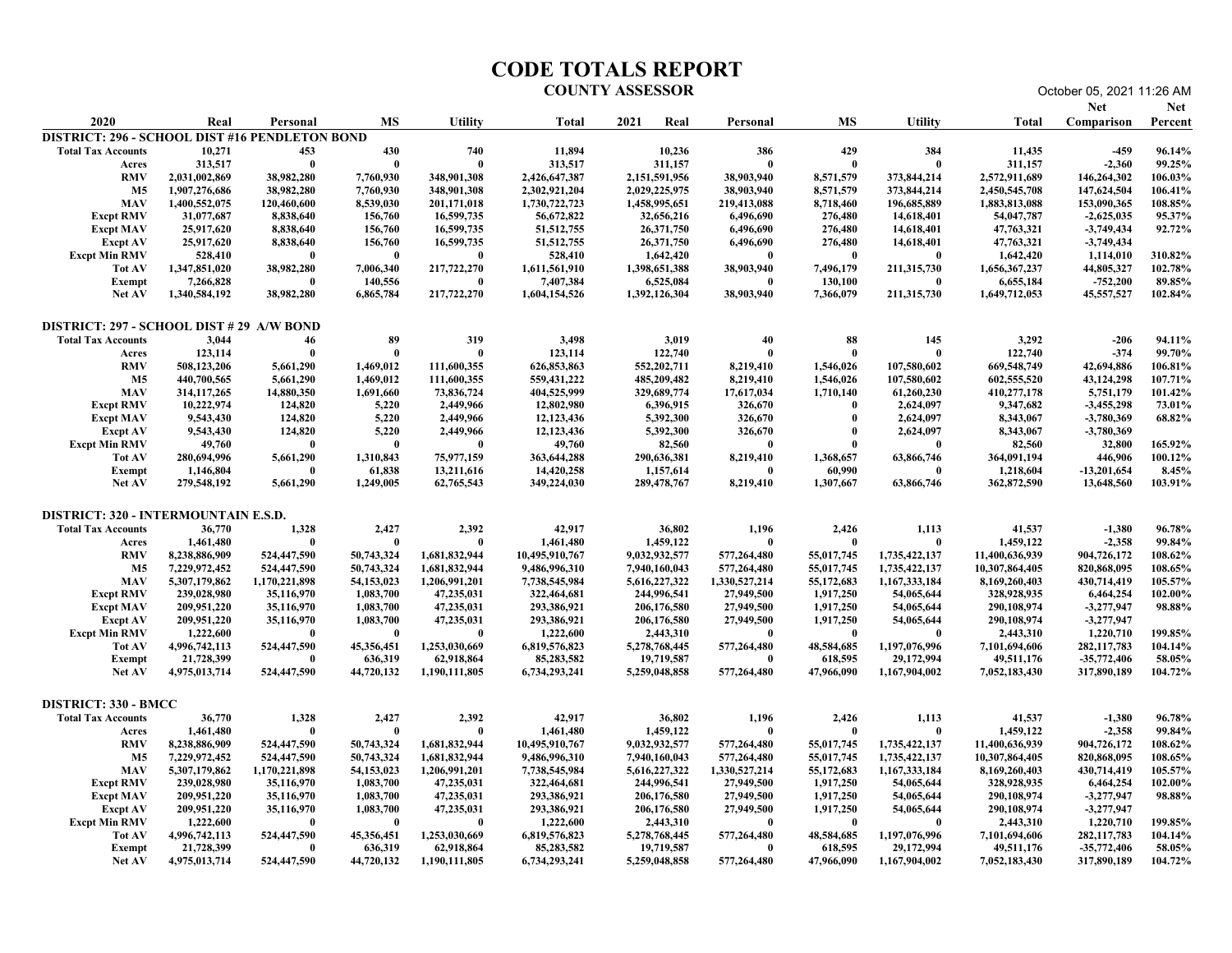# CODE TOTALS REPORT

## COUNTY ASSESSOR

October 05, 2021 11:26 AM

| 2020 | Real | Personal | MS | Utility | Total | 2021 Real | Personal | MS | Utility | Total | Net Comparison | Net Percent |
|---|---|---|---|---|---|---|---|---|---|---|---|---|
| **DISTRICT: 296 - SCHOOL DIST #16 PENDLETON BOND** | | | | | | | | | | | | |
| Total Tax Accounts | 10,271 | 453 | 430 | 740 | 11,894 | 10,236 | 386 | 429 | 384 | 11,435 | -459 | 96.14% |
| Acres | 313,517 | 0 | 0 | 0 | 313,517 | 311,157 | 0 | 0 | 0 | 311,157 | -2,360 | 99.25% |
| RMV | 2,031,002,869 | 38,982,280 | 7,760,930 | 348,901,308 | 2,426,647,387 | 2,151,591,956 | 38,903,940 | 8,571,579 | 373,844,214 | 2,572,911,689 | 146,264,302 | 106.03% |
| M5 | 1,907,276,686 | 38,982,280 | 7,760,930 | 348,901,308 | 2,302,921,204 | 2,029,225,975 | 38,903,940 | 8,571,579 | 373,844,214 | 2,450,545,708 | 147,624,504 | 106.41% |
| MAV | 1,400,552,075 | 120,460,600 | 8,539,030 | 201,171,018 | 1,730,722,723 | 1,458,995,651 | 219,413,088 | 8,718,460 | 196,685,889 | 1,883,813,088 | 153,090,365 | 108.85% |
| Excpt RMV | 31,077,687 | 8,838,640 | 156,760 | 16,599,735 | 56,672,822 | 32,656,216 | 6,496,690 | 276,480 | 14,618,401 | 54,047,787 | -2,625,035 | 95.37% |
| Excpt MAV | 25,917,620 | 8,838,640 | 156,760 | 16,599,735 | 51,512,755 | 26,371,750 | 6,496,690 | 276,480 | 14,618,401 | 47,763,321 | -3,749,434 | 92.72% |
| Excpt AV | 25,917,620 | 8,838,640 | 156,760 | 16,599,735 | 51,512,755 | 26,371,750 | 6,496,690 | 276,480 | 14,618,401 | 47,763,321 | -3,749,434 | |
| Excpt Min RMV | 528,410 | 0 | 0 | 0 | 528,410 | 1,642,420 | 0 | 0 | 0 | 1,642,420 | 1,114,010 | 310.82% |
| Tot AV | 1,347,851,020 | 38,982,280 | 7,006,340 | 217,722,270 | 1,611,561,910 | 1,398,651,388 | 38,903,940 | 7,496,179 | 211,315,730 | 1,656,367,237 | 44,805,327 | 102.78% |
| Exempt | 7,266,828 | 0 | 140,556 | 0 | 7,407,384 | 6,525,084 | 0 | 130,100 | 0 | 6,655,184 | -752,200 | 89.85% |
| Net AV | 1,340,584,192 | 38,982,280 | 6,865,784 | 217,722,270 | 1,604,154,526 | 1,392,126,304 | 38,903,940 | 7,366,079 | 211,315,730 | 1,649,712,053 | 45,557,527 | 102.84% |
| **DISTRICT: 297 - SCHOOL DIST # 29 A/W BOND** | | | | | | | | | | | | |
| Total Tax Accounts | 3,044 | 46 | 89 | 319 | 3,498 | 3,019 | 40 | 88 | 145 | 3,292 | -206 | 94.11% |
| Acres | 123,114 | 0 | 0 | 0 | 123,114 | 122,740 | 0 | 0 | 0 | 122,740 | -374 | 99.70% |
| RMV | 508,123,206 | 5,661,290 | 1,469,012 | 111,600,355 | 626,853,863 | 552,202,711 | 8,219,410 | 1,546,026 | 107,580,602 | 669,548,749 | 42,694,886 | 106.81% |
| M5 | 440,700,565 | 5,661,290 | 1,469,012 | 111,600,355 | 559,431,222 | 485,209,482 | 8,219,410 | 1,546,026 | 107,580,602 | 602,555,520 | 43,124,298 | 107.71% |
| MAV | 314,117,265 | 14,880,350 | 1,691,660 | 73,836,724 | 404,525,999 | 329,689,774 | 17,617,034 | 1,710,140 | 61,260,230 | 410,277,178 | 5,751,179 | 101.42% |
| Excpt RMV | 10,222,974 | 124,820 | 5,220 | 2,449,966 | 12,802,980 | 6,396,915 | 326,670 | 0 | 2,624,097 | 9,347,682 | -3,455,298 | 73.01% |
| Excpt MAV | 9,543,430 | 124,820 | 5,220 | 2,449,966 | 12,123,436 | 5,392,300 | 326,670 | 0 | 2,624,097 | 8,343,067 | -3,780,369 | 68.82% |
| Excpt AV | 9,543,430 | 124,820 | 5,220 | 2,449,966 | 12,123,436 | 5,392,300 | 326,670 | 0 | 2,624,097 | 8,343,067 | -3,780,369 | |
| Excpt Min RMV | 49,760 | 0 | 0 | 0 | 49,760 | 82,560 | 0 | 0 | 0 | 82,560 | 32,800 | 165.92% |
| Tot AV | 280,694,996 | 5,661,290 | 1,310,843 | 75,977,159 | 363,644,288 | 290,636,381 | 8,219,410 | 1,368,657 | 63,866,746 | 364,091,194 | 446,906 | 100.12% |
| Exempt | 1,146,804 | 0 | 61,838 | 13,211,616 | 14,420,258 | 1,157,614 | 0 | 60,990 | 0 | 1,218,604 | -13,201,654 | 8.45% |
| Net AV | 279,548,192 | 5,661,290 | 1,249,005 | 62,765,543 | 349,224,030 | 289,478,767 | 8,219,410 | 1,307,667 | 63,866,746 | 362,872,590 | 13,648,560 | 103.91% |
| **DISTRICT: 320 - INTERMOUNTAIN E.S.D.** | | | | | | | | | | | | |
| Total Tax Accounts | 36,770 | 1,328 | 2,427 | 2,392 | 42,917 | 36,802 | 1,196 | 2,426 | 1,113 | 41,537 | -1,380 | 96.78% |
| Acres | 1,461,480 | 0 | 0 | 0 | 1,461,480 | 1,459,122 | 0 | 0 | 0 | 1,459,122 | -2,358 | 99.84% |
| RMV | 8,238,886,909 | 524,447,590 | 50,743,324 | 1,681,832,944 | 10,495,910,767 | 9,032,932,577 | 577,264,480 | 55,017,745 | 1,735,422,137 | 11,400,636,939 | 904,726,172 | 108.62% |
| M5 | 7,229,972,452 | 524,447,590 | 50,743,324 | 1,681,832,944 | 9,486,996,310 | 7,940,160,043 | 577,264,480 | 55,017,745 | 1,735,422,137 | 10,307,864,405 | 820,868,095 | 108.65% |
| MAV | 5,307,179,862 | 1,170,221,898 | 54,153,023 | 1,206,991,201 | 7,738,545,984 | 5,616,227,322 | 1,330,527,214 | 55,172,683 | 1,167,333,184 | 8,169,260,403 | 430,714,419 | 105.57% |
| Excpt RMV | 239,028,980 | 35,116,970 | 1,083,700 | 47,235,031 | 322,464,681 | 244,996,541 | 27,949,500 | 1,917,250 | 54,065,644 | 328,928,935 | 6,464,254 | 102.00% |
| Excpt MAV | 209,951,220 | 35,116,970 | 1,083,700 | 47,235,031 | 293,386,921 | 206,176,580 | 27,949,500 | 1,917,250 | 54,065,644 | 290,108,974 | -3,277,947 | 98.88% |
| Excpt AV | 209,951,220 | 35,116,970 | 1,083,700 | 47,235,031 | 293,386,921 | 206,176,580 | 27,949,500 | 1,917,250 | 54,065,644 | 290,108,974 | -3,277,947 | |
| Excpt Min RMV | 1,222,600 | 0 | 0 | 0 | 1,222,600 | 2,443,310 | 0 | 0 | 0 | 2,443,310 | 1,220,710 | 199.85% |
| Tot AV | 4,996,742,113 | 524,447,590 | 45,356,451 | 1,253,030,669 | 6,819,576,823 | 5,278,768,445 | 577,264,480 | 48,584,685 | 1,197,076,996 | 7,101,694,606 | 282,117,783 | 104.14% |
| Exempt | 21,728,399 | 0 | 636,319 | 62,918,864 | 85,283,582 | 19,719,587 | 0 | 618,595 | 29,172,994 | 49,511,176 | -35,772,406 | 58.05% |
| Net AV | 4,975,013,714 | 524,447,590 | 44,720,132 | 1,190,111,805 | 6,734,293,241 | 5,259,048,858 | 577,264,480 | 47,966,090 | 1,167,904,002 | 7,052,183,430 | 317,890,189 | 104.72% |
| **DISTRICT: 330 - BMCC** | | | | | | | | | | | | |
| Total Tax Accounts | 36,770 | 1,328 | 2,427 | 2,392 | 42,917 | 36,802 | 1,196 | 2,426 | 1,113 | 41,537 | -1,380 | 96.78% |
| Acres | 1,461,480 | 0 | 0 | 0 | 1,461,480 | 1,459,122 | 0 | 0 | 0 | 1,459,122 | -2,358 | 99.84% |
| RMV | 8,238,886,909 | 524,447,590 | 50,743,324 | 1,681,832,944 | 10,495,910,767 | 9,032,932,577 | 577,264,480 | 55,017,745 | 1,735,422,137 | 11,400,636,939 | 904,726,172 | 108.62% |
| M5 | 7,229,972,452 | 524,447,590 | 50,743,324 | 1,681,832,944 | 9,486,996,310 | 7,940,160,043 | 577,264,480 | 55,017,745 | 1,735,422,137 | 10,307,864,405 | 820,868,095 | 108.65% |
| MAV | 5,307,179,862 | 1,170,221,898 | 54,153,023 | 1,206,991,201 | 7,738,545,984 | 5,616,227,322 | 1,330,527,214 | 55,172,683 | 1,167,333,184 | 8,169,260,403 | 430,714,419 | 105.57% |
| Excpt RMV | 239,028,980 | 35,116,970 | 1,083,700 | 47,235,031 | 322,464,681 | 244,996,541 | 27,949,500 | 1,917,250 | 54,065,644 | 328,928,935 | 6,464,254 | 102.00% |
| Excpt MAV | 209,951,220 | 35,116,970 | 1,083,700 | 47,235,031 | 293,386,921 | 206,176,580 | 27,949,500 | 1,917,250 | 54,065,644 | 290,108,974 | -3,277,947 | 98.88% |
| Excpt AV | 209,951,220 | 35,116,970 | 1,083,700 | 47,235,031 | 293,386,921 | 206,176,580 | 27,949,500 | 1,917,250 | 54,065,644 | 290,108,974 | -3,277,947 | |
| Excpt Min RMV | 1,222,600 | 0 | 0 | 0 | 1,222,600 | 2,443,310 | 0 | 0 | 0 | 2,443,310 | 1,220,710 | 199.85% |
| Tot AV | 4,996,742,113 | 524,447,590 | 45,356,451 | 1,253,030,669 | 6,819,576,823 | 5,278,768,445 | 577,264,480 | 48,584,685 | 1,197,076,996 | 7,101,694,606 | 282,117,783 | 104.14% |
| Exempt | 21,728,399 | 0 | 636,319 | 62,918,864 | 85,283,582 | 19,719,587 | 0 | 618,595 | 29,172,994 | 49,511,176 | -35,772,406 | 58.05% |
| Net AV | 4,975,013,714 | 524,447,590 | 44,720,132 | 1,190,111,805 | 6,734,293,241 | 5,259,048,858 | 577,264,480 | 47,966,090 | 1,167,904,002 | 7,052,183,430 | 317,890,189 | 104.72% |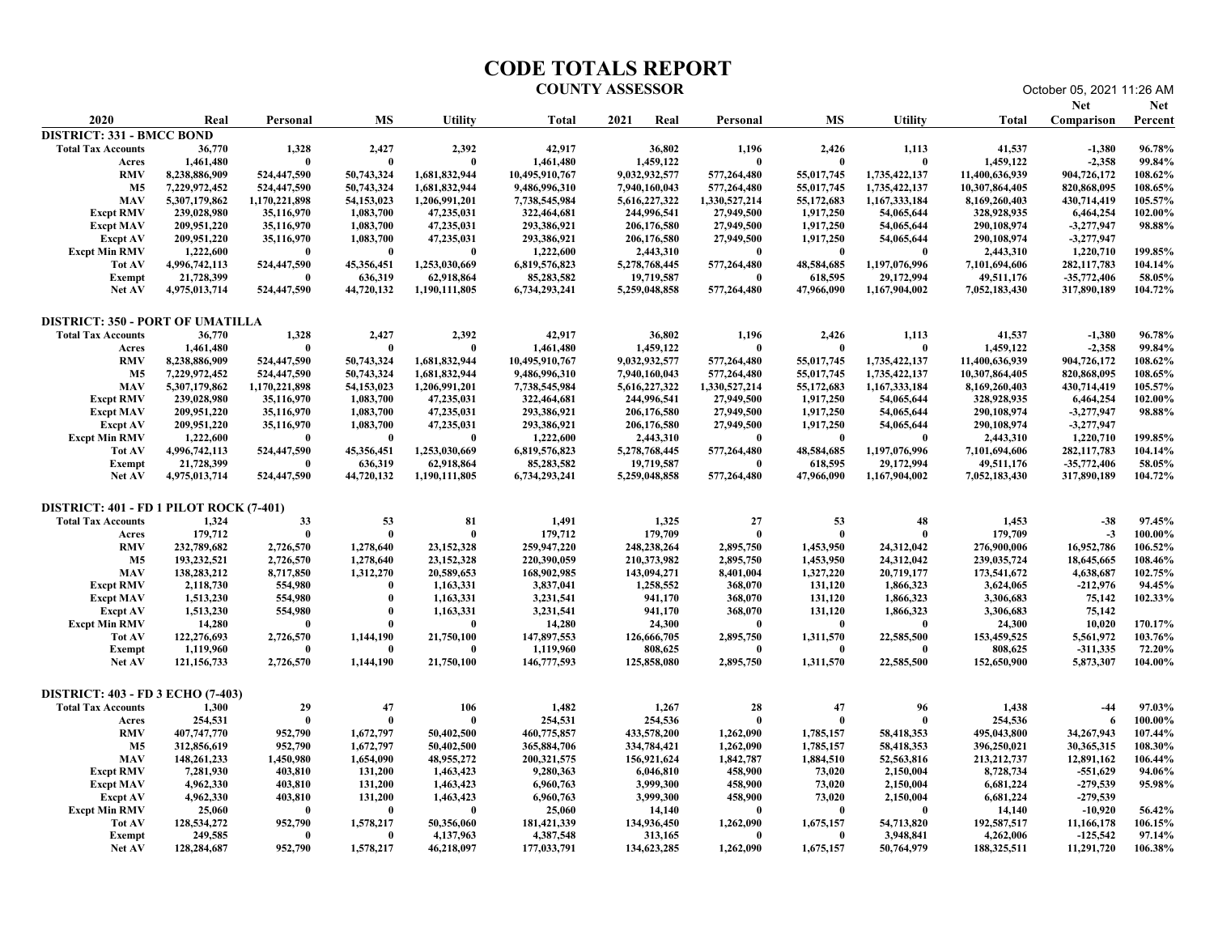# CODE TOTALS REPORT

## COUNTY ASSESSOR

October 05, 2021 11:26 AM

| 2020 | Real | Personal | MS | Utility | Total | 2021 Real | Personal | MS | Utility | Total | Net Comparison | Net Percent |
|---|---|---|---|---|---|---|---|---|---|---|---|---|
| **DISTRICT: 331 - BMCC BOND** | | | | | | | | | | | | |
| Total Tax Accounts | 36,770 | 1,328 | 2,427 | 2,392 | 42,917 | 36,802 | 1,196 | 2,426 | 1,113 | 41,537 | -1,380 | 96.78% |
| Acres | 1,461,480 | 0 | 0 | 0 | 1,461,480 | 1,459,122 | 0 | 0 | 0 | 1,459,122 | -2,358 | 99.84% |
| RMV | 8,238,886,909 | 524,447,590 | 50,743,324 | 1,681,832,944 | 10,495,910,767 | 9,032,932,577 | 577,264,480 | 55,017,745 | 1,735,422,137 | 11,400,636,939 | 904,726,172 | 108.62% |
| M5 | 7,229,972,452 | 524,447,590 | 50,743,324 | 1,681,832,944 | 9,486,996,310 | 7,940,160,043 | 577,264,480 | 55,017,745 | 1,735,422,137 | 10,307,864,405 | 820,868,095 | 108.65% |
| MAV | 5,307,179,862 | 1,170,221,898 | 54,153,023 | 1,206,991,201 | 7,738,545,984 | 5,616,227,322 | 1,330,527,214 | 55,172,683 | 1,167,333,184 | 8,169,260,403 | 430,714,419 | 105.57% |
| Excpt RMV | 239,028,980 | 35,116,970 | 1,083,700 | 47,235,031 | 322,464,681 | 244,996,541 | 27,949,500 | 1,917,250 | 54,065,644 | 328,928,935 | 6,464,254 | 102.00% |
| Excpt MAV | 209,951,220 | 35,116,970 | 1,083,700 | 47,235,031 | 293,386,921 | 206,176,580 | 27,949,500 | 1,917,250 | 54,065,644 | 290,108,974 | -3,277,947 | 98.88% |
| Excpt AV | 209,951,220 | 35,116,970 | 1,083,700 | 47,235,031 | 293,386,921 | 206,176,580 | 27,949,500 | 1,917,250 | 54,065,644 | 290,108,974 | -3,277,947 | |
| Excpt Min RMV | 1,222,600 | 0 | 0 | 0 | 1,222,600 | 2,443,310 | 0 | 0 | 0 | 2,443,310 | 1,220,710 | 199.85% |
| Tot AV | 4,996,742,113 | 524,447,590 | 45,356,451 | 1,253,030,669 | 6,819,576,823 | 5,278,768,445 | 577,264,480 | 48,584,685 | 1,197,076,996 | 7,101,694,606 | 282,117,783 | 104.14% |
| Exempt | 21,728,399 | 0 | 636,319 | 62,918,864 | 85,283,582 | 19,719,587 | 0 | 618,595 | 29,172,994 | 49,511,176 | -35,772,406 | 58.05% |
| Net AV | 4,975,013,714 | 524,447,590 | 44,720,132 | 1,190,111,805 | 6,734,293,241 | 5,259,048,858 | 577,264,480 | 47,966,090 | 1,167,904,002 | 7,052,183,430 | 317,890,189 | 104.72% |
| **DISTRICT: 350 - PORT OF UMATILLA** | | | | | | | | | | | | |
| Total Tax Accounts | 36,770 | 1,328 | 2,427 | 2,392 | 42,917 | 36,802 | 1,196 | 2,426 | 1,113 | 41,537 | -1,380 | 96.78% |
| Acres | 1,461,480 | 0 | 0 | 0 | 1,461,480 | 1,459,122 | 0 | 0 | 0 | 1,459,122 | -2,358 | 99.84% |
| RMV | 8,238,886,909 | 524,447,590 | 50,743,324 | 1,681,832,944 | 10,495,910,767 | 9,032,932,577 | 577,264,480 | 55,017,745 | 1,735,422,137 | 11,400,636,939 | 904,726,172 | 108.62% |
| M5 | 7,229,972,452 | 524,447,590 | 50,743,324 | 1,681,832,944 | 9,486,996,310 | 7,940,160,043 | 577,264,480 | 55,017,745 | 1,735,422,137 | 10,307,864,405 | 820,868,095 | 108.65% |
| MAV | 5,307,179,862 | 1,170,221,898 | 54,153,023 | 1,206,991,201 | 7,738,545,984 | 5,616,227,322 | 1,330,527,214 | 55,172,683 | 1,167,333,184 | 8,169,260,403 | 430,714,419 | 105.57% |
| Excpt RMV | 239,028,980 | 35,116,970 | 1,083,700 | 47,235,031 | 322,464,681 | 244,996,541 | 27,949,500 | 1,917,250 | 54,065,644 | 328,928,935 | 6,464,254 | 102.00% |
| Excpt MAV | 209,951,220 | 35,116,970 | 1,083,700 | 47,235,031 | 293,386,921 | 206,176,580 | 27,949,500 | 1,917,250 | 54,065,644 | 290,108,974 | -3,277,947 | 98.88% |
| Excpt AV | 209,951,220 | 35,116,970 | 1,083,700 | 47,235,031 | 293,386,921 | 206,176,580 | 27,949,500 | 1,917,250 | 54,065,644 | 290,108,974 | -3,277,947 | |
| Excpt Min RMV | 1,222,600 | 0 | 0 | 0 | 1,222,600 | 2,443,310 | 0 | 0 | 0 | 2,443,310 | 1,220,710 | 199.85% |
| Tot AV | 4,996,742,113 | 524,447,590 | 45,356,451 | 1,253,030,669 | 6,819,576,823 | 5,278,768,445 | 577,264,480 | 48,584,685 | 1,197,076,996 | 7,101,694,606 | 282,117,783 | 104.14% |
| Exempt | 21,728,399 | 0 | 636,319 | 62,918,864 | 85,283,582 | 19,719,587 | 0 | 618,595 | 29,172,994 | 49,511,176 | -35,772,406 | 58.05% |
| Net AV | 4,975,013,714 | 524,447,590 | 44,720,132 | 1,190,111,805 | 6,734,293,241 | 5,259,048,858 | 577,264,480 | 47,966,090 | 1,167,904,002 | 7,052,183,430 | 317,890,189 | 104.72% |
| **DISTRICT: 401 - FD 1 PILOT ROCK (7-401)** | | | | | | | | | | | | |
| Total Tax Accounts | 1,324 | 33 | 53 | 81 | 1,491 | 1,325 | 27 | 53 | 48 | 1,453 | -38 | 97.45% |
| Acres | 179,712 | 0 | 0 | 0 | 179,712 | 179,709 | 0 | 0 | 0 | 179,709 | -3 | 100.00% |
| RMV | 232,789,682 | 2,726,570 | 1,278,640 | 23,152,328 | 259,947,220 | 248,238,264 | 2,895,750 | 1,453,950 | 24,312,042 | 276,900,006 | 16,952,786 | 106.52% |
| M5 | 193,232,521 | 2,726,570 | 1,278,640 | 23,152,328 | 220,390,059 | 210,373,982 | 2,895,750 | 1,453,950 | 24,312,042 | 239,035,724 | 18,645,665 | 108.46% |
| MAV | 138,283,212 | 8,717,850 | 1,312,270 | 20,589,653 | 168,902,985 | 143,094,271 | 8,401,004 | 1,327,220 | 20,719,177 | 173,541,672 | 4,638,687 | 102.75% |
| Excpt RMV | 2,118,730 | 554,980 | 0 | 1,163,331 | 3,837,041 | 1,258,552 | 368,070 | 131,120 | 1,866,323 | 3,624,065 | -212,976 | 94.45% |
| Excpt MAV | 1,513,230 | 554,980 | 0 | 1,163,331 | 3,231,541 | 941,170 | 368,070 | 131,120 | 1,866,323 | 3,306,683 | 75,142 | 102.33% |
| Excpt AV | 1,513,230 | 554,980 | 0 | 1,163,331 | 3,231,541 | 941,170 | 368,070 | 131,120 | 1,866,323 | 3,306,683 | 75,142 | |
| Excpt Min RMV | 14,280 | 0 | 0 | 0 | 14,280 | 24,300 | 0 | 0 | 0 | 24,300 | 10,020 | 170.17% |
| Tot AV | 122,276,693 | 2,726,570 | 1,144,190 | 21,750,100 | 147,897,553 | 126,666,705 | 2,895,750 | 1,311,570 | 22,585,500 | 153,459,525 | 5,561,972 | 103.76% |
| Exempt | 1,119,960 | 0 | 0 | 0 | 1,119,960 | 808,625 | 0 | 0 | 0 | 808,625 | -311,335 | 72.20% |
| Net AV | 121,156,733 | 2,726,570 | 1,144,190 | 21,750,100 | 146,777,593 | 125,858,080 | 2,895,750 | 1,311,570 | 22,585,500 | 152,650,900 | 5,873,307 | 104.00% |
| **DISTRICT: 403 - FD 3 ECHO (7-403)** | | | | | | | | | | | | |
| Total Tax Accounts | 1,300 | 29 | 47 | 106 | 1,482 | 1,267 | 28 | 47 | 96 | 1,438 | -44 | 97.03% |
| Acres | 254,531 | 0 | 0 | 0 | 254,531 | 254,536 | 0 | 0 | 0 | 254,536 | 6 | 100.00% |
| RMV | 407,747,770 | 952,790 | 1,672,797 | 50,402,500 | 460,775,857 | 433,578,200 | 1,262,090 | 1,785,157 | 58,418,353 | 495,043,800 | 34,267,943 | 107.44% |
| M5 | 312,856,619 | 952,790 | 1,672,797 | 50,402,500 | 365,884,706 | 334,784,421 | 1,262,090 | 1,785,157 | 58,418,353 | 396,250,021 | 30,365,315 | 108.30% |
| MAV | 148,261,233 | 1,450,980 | 1,654,090 | 48,955,272 | 200,321,575 | 156,921,624 | 1,842,787 | 1,884,510 | 52,563,816 | 213,212,737 | 12,891,162 | 106.44% |
| Excpt RMV | 7,281,930 | 403,810 | 131,200 | 1,463,423 | 9,280,363 | 6,046,810 | 458,900 | 73,020 | 2,150,004 | 8,728,734 | -551,629 | 94.06% |
| Excpt MAV | 4,962,330 | 403,810 | 131,200 | 1,463,423 | 6,960,763 | 3,999,300 | 458,900 | 73,020 | 2,150,004 | 6,681,224 | -279,539 | 95.98% |
| Excpt AV | 4,962,330 | 403,810 | 131,200 | 1,463,423 | 6,960,763 | 3,999,300 | 458,900 | 73,020 | 2,150,004 | 6,681,224 | -279,539 | |
| Excpt Min RMV | 25,060 | 0 | 0 | 0 | 25,060 | 14,140 | 0 | 0 | 0 | 14,140 | -10,920 | 56.42% |
| Tot AV | 128,534,272 | 952,790 | 1,578,217 | 50,356,060 | 181,421,339 | 134,936,450 | 1,262,090 | 1,675,157 | 54,713,820 | 192,587,517 | 11,166,178 | 106.15% |
| Exempt | 249,585 | 0 | 0 | 4,137,963 | 4,387,548 | 313,165 | 0 | 0 | 3,948,841 | 4,262,006 | -125,542 | 97.14% |
| Net AV | 128,284,687 | 952,790 | 1,578,217 | 46,218,097 | 177,033,791 | 134,623,285 | 1,262,090 | 1,675,157 | 50,764,979 | 188,325,511 | 11,291,720 | 106.38% |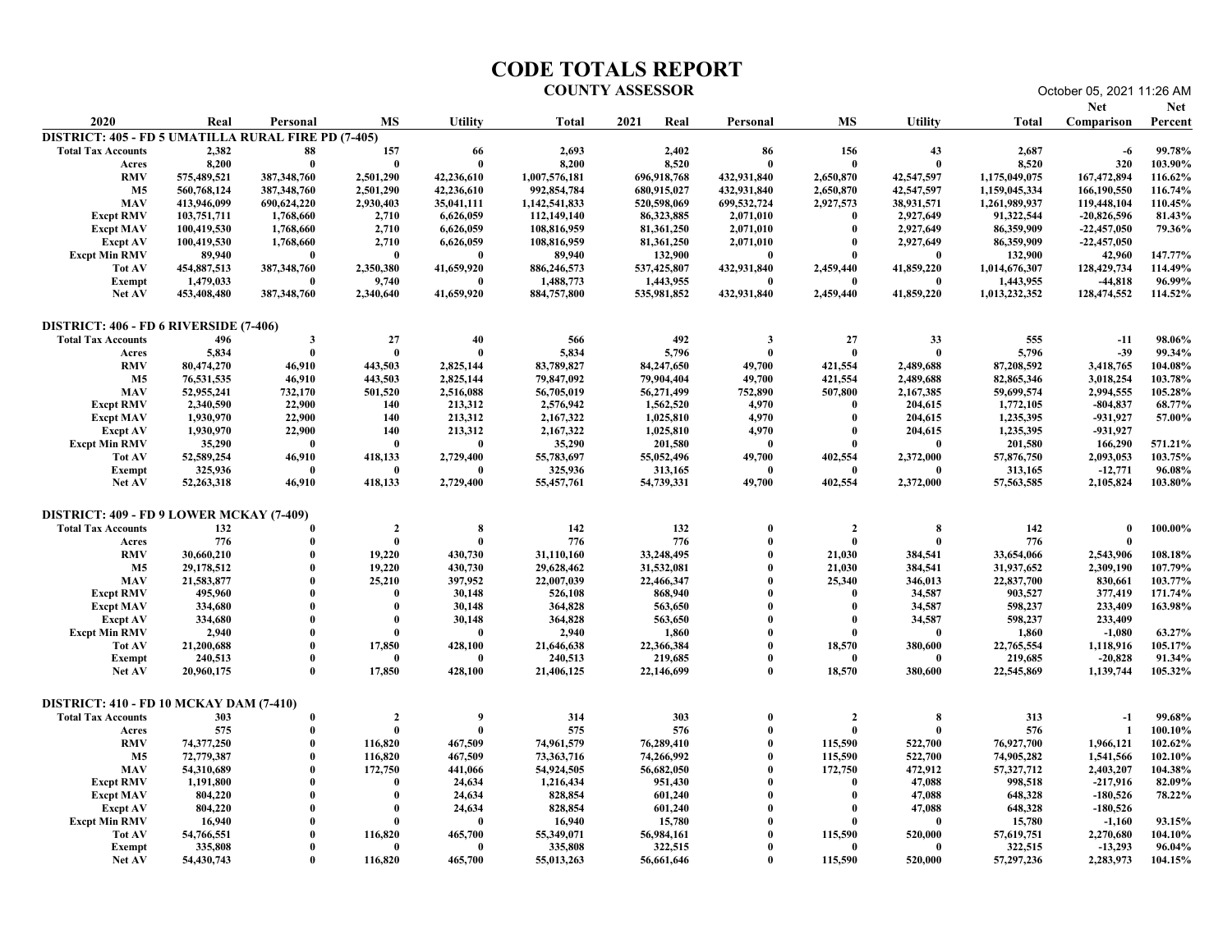# CODE TOTALS REPORT

## COUNTY ASSESSOR

October 05, 2021 11:26 AM

| 2020 | Real | Personal | MS | Utility | Total | 2021 Real | Personal | MS | Utility | Total | Net Comparison | Net Percent |
|---|---|---|---|---|---|---|---|---|---|---|---|---|
| **DISTRICT: 405 - FD 5 UMATILLA RURAL FIRE PD (7-405)** | | | | | | | | | | | | |
| Total Tax Accounts | 2,382 | 88 | 157 | 66 | 2,693 | 2,402 | 86 | 156 | 43 | 2,687 | -6 | 99.78% |
| Acres | 8,200 | 0 | 0 | 0 | 8,200 | 8,520 | 0 | 0 | 0 | 8,520 | 320 | 103.90% |
| RMV | 575,489,521 | 387,348,760 | 2,501,290 | 42,236,610 | 1,007,576,181 | 696,918,768 | 432,931,840 | 2,650,870 | 42,547,597 | 1,175,049,075 | 167,472,894 | 116.62% |
| M5 | 560,768,124 | 387,348,760 | 2,501,290 | 42,236,610 | 992,854,784 | 680,915,027 | 432,931,840 | 2,650,870 | 42,547,597 | 1,159,045,334 | 166,190,550 | 116.74% |
| MAV | 413,946,099 | 690,624,220 | 2,930,403 | 35,041,111 | 1,142,541,833 | 520,598,069 | 699,532,724 | 2,927,573 | 38,931,571 | 1,261,989,937 | 119,448,104 | 110.45% |
| Excpt RMV | 103,751,711 | 1,768,660 | 2,710 | 6,626,059 | 112,149,140 | 86,323,885 | 2,071,010 | 0 | 2,927,649 | 91,322,544 | -20,826,596 | 81.43% |
| Excpt MAV | 100,419,530 | 1,768,660 | 2,710 | 6,626,059 | 108,816,959 | 81,361,250 | 2,071,010 | 0 | 2,927,649 | 86,359,909 | -22,457,050 | 79.36% |
| Excpt AV | 100,419,530 | 1,768,660 | 2,710 | 6,626,059 | 108,816,959 | 81,361,250 | 2,071,010 | 0 | 2,927,649 | 86,359,909 | -22,457,050 | |
| Excpt Min RMV | 89,940 | 0 | 0 | 0 | 89,940 | 132,900 | 0 | 0 | 0 | 132,900 | 42,960 | 147.77% |
| Tot AV | 454,887,513 | 387,348,760 | 2,350,380 | 41,659,920 | 886,246,573 | 537,425,807 | 432,931,840 | 2,459,440 | 41,859,220 | 1,014,676,307 | 128,429,734 | 114.49% |
| Exempt | 1,479,033 | 0 | 9,740 | 0 | 1,488,773 | 1,443,955 | 0 | 0 | 0 | 1,443,955 | -44,818 | 96.99% |
| Net AV | 453,408,480 | 387,348,760 | 2,340,640 | 41,659,920 | 884,757,800 | 535,981,852 | 432,931,840 | 2,459,440 | 41,859,220 | 1,013,232,352 | 128,474,552 | 114.52% |
| **DISTRICT: 406 - FD 6 RIVERSIDE (7-406)** | | | | | | | | | | | | |
| Total Tax Accounts | 496 | 3 | 27 | 40 | 566 | 492 | 3 | 27 | 33 | 555 | -11 | 98.06% |
| Acres | 5,834 | 0 | 0 | 0 | 5,834 | 5,796 | 0 | 0 | 0 | 5,796 | -39 | 99.34% |
| RMV | 80,474,270 | 46,910 | 443,503 | 2,825,144 | 83,789,827 | 84,247,650 | 49,700 | 421,554 | 2,489,688 | 87,208,592 | 3,418,765 | 104.08% |
| M5 | 76,531,535 | 46,910 | 443,503 | 2,825,144 | 79,847,092 | 79,904,404 | 49,700 | 421,554 | 2,489,688 | 82,865,346 | 3,018,254 | 103.78% |
| MAV | 52,955,241 | 732,170 | 501,520 | 2,516,088 | 56,705,019 | 56,271,499 | 752,890 | 507,800 | 2,167,385 | 59,699,574 | 2,994,555 | 105.28% |
| Excpt RMV | 2,340,590 | 22,900 | 140 | 213,312 | 2,576,942 | 1,562,520 | 4,970 | 0 | 204,615 | 1,772,105 | -804,837 | 68.77% |
| Excpt MAV | 1,930,970 | 22,900 | 140 | 213,312 | 2,167,322 | 1,025,810 | 4,970 | 0 | 204,615 | 1,235,395 | -931,927 | 57.00% |
| Excpt AV | 1,930,970 | 22,900 | 140 | 213,312 | 2,167,322 | 1,025,810 | 4,970 | 0 | 204,615 | 1,235,395 | -931,927 | |
| Excpt Min RMV | 35,290 | 0 | 0 | 0 | 35,290 | 201,580 | 0 | 0 | 0 | 201,580 | 166,290 | 571.21% |
| Tot AV | 52,589,254 | 46,910 | 418,133 | 2,729,400 | 55,783,697 | 55,052,496 | 49,700 | 402,554 | 2,372,000 | 57,876,750 | 2,093,053 | 103.75% |
| Exempt | 325,936 | 0 | 0 | 0 | 325,936 | 313,165 | 0 | 0 | 0 | 313,165 | -12,771 | 96.08% |
| Net AV | 52,263,318 | 46,910 | 418,133 | 2,729,400 | 55,457,761 | 54,739,331 | 49,700 | 402,554 | 2,372,000 | 57,563,585 | 2,105,824 | 103.80% |
| **DISTRICT: 409 - FD 9 LOWER MCKAY (7-409)** | | | | | | | | | | | | |
| Total Tax Accounts | 132 | 0 | 2 | 8 | 142 | 132 | 0 | 2 | 8 | 142 | 0 | 100.00% |
| Acres | 776 | 0 | 0 | 0 | 776 | 776 | 0 | 0 | 0 | 776 | 0 | |
| RMV | 30,660,210 | 0 | 19,220 | 430,730 | 31,110,160 | 33,248,495 | 0 | 21,030 | 384,541 | 33,654,066 | 2,543,906 | 108.18% |
| M5 | 29,178,512 | 0 | 19,220 | 430,730 | 29,628,462 | 31,532,081 | 0 | 21,030 | 384,541 | 31,937,652 | 2,309,190 | 107.79% |
| MAV | 21,583,877 | 0 | 25,210 | 397,952 | 22,007,039 | 22,466,347 | 0 | 25,340 | 346,013 | 22,837,700 | 830,661 | 103.77% |
| Excpt RMV | 495,960 | 0 | 0 | 30,148 | 526,108 | 868,940 | 0 | 0 | 34,587 | 903,527 | 377,419 | 171.74% |
| Excpt MAV | 334,680 | 0 | 0 | 30,148 | 364,828 | 563,650 | 0 | 0 | 34,587 | 598,237 | 233,409 | 163.98% |
| Excpt AV | 334,680 | 0 | 0 | 30,148 | 364,828 | 563,650 | 0 | 0 | 34,587 | 598,237 | 233,409 | |
| Excpt Min RMV | 2,940 | 0 | 0 | 0 | 2,940 | 1,860 | 0 | 0 | 0 | 1,860 | -1,080 | 63.27% |
| Tot AV | 21,200,688 | 0 | 17,850 | 428,100 | 21,646,638 | 22,366,384 | 0 | 18,570 | 380,600 | 22,765,554 | 1,118,916 | 105.17% |
| Exempt | 240,513 | 0 | 0 | 0 | 240,513 | 219,685 | 0 | 0 | 0 | 219,685 | -20,828 | 91.34% |
| Net AV | 20,960,175 | 0 | 17,850 | 428,100 | 21,406,125 | 22,146,699 | 0 | 18,570 | 380,600 | 22,545,869 | 1,139,744 | 105.32% |
| **DISTRICT: 410 - FD 10 MCKAY DAM (7-410)** | | | | | | | | | | | | |
| Total Tax Accounts | 303 | 0 | 2 | 9 | 314 | 303 | 0 | 2 | 8 | 313 | -1 | 99.68% |
| Acres | 575 | 0 | 0 | 0 | 575 | 576 | 0 | 0 | 0 | 576 | 1 | 100.10% |
| RMV | 74,377,250 | 0 | 116,820 | 467,509 | 74,961,579 | 76,289,410 | 0 | 115,590 | 522,700 | 76,927,700 | 1,966,121 | 102.62% |
| M5 | 72,779,387 | 0 | 116,820 | 467,509 | 73,363,716 | 74,266,992 | 0 | 115,590 | 522,700 | 74,905,282 | 1,541,566 | 102.10% |
| MAV | 54,310,689 | 0 | 172,750 | 441,066 | 54,924,505 | 56,682,050 | 0 | 172,750 | 472,912 | 57,327,712 | 2,403,207 | 104.38% |
| Excpt RMV | 1,191,800 | 0 | 0 | 24,634 | 1,216,434 | 951,430 | 0 | 0 | 47,088 | 998,518 | -217,916 | 82.09% |
| Excpt MAV | 804,220 | 0 | 0 | 24,634 | 828,854 | 601,240 | 0 | 0 | 47,088 | 648,328 | -180,526 | 78.22% |
| Excpt AV | 804,220 | 0 | 0 | 24,634 | 828,854 | 601,240 | 0 | 0 | 47,088 | 648,328 | -180,526 | |
| Excpt Min RMV | 16,940 | 0 | 0 | 0 | 16,940 | 15,780 | 0 | 0 | 0 | 15,780 | -1,160 | 93.15% |
| Tot AV | 54,766,551 | 0 | 116,820 | 465,700 | 55,349,071 | 56,984,161 | 0 | 115,590 | 520,000 | 57,619,751 | 2,270,680 | 104.10% |
| Exempt | 335,808 | 0 | 0 | 0 | 335,808 | 322,515 | 0 | 0 | 0 | 322,515 | -13,293 | 96.04% |
| Net AV | 54,430,743 | 0 | 116,820 | 465,700 | 55,013,263 | 56,661,646 | 0 | 115,590 | 520,000 | 57,297,236 | 2,283,973 | 104.15% |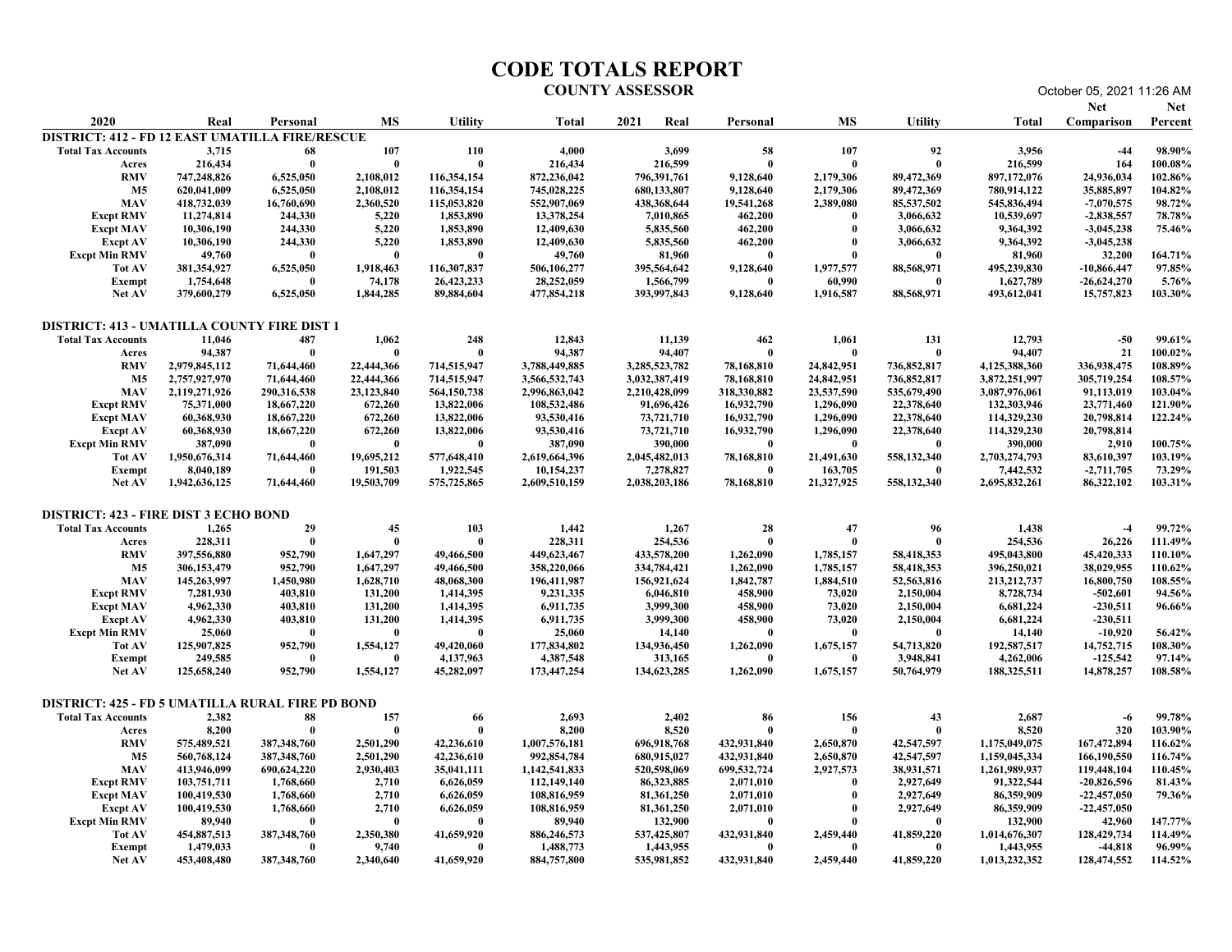# CODE TOTALS REPORT

## COUNTY ASSESSOR

October 05, 2021 11:26 AM

| 2020 | Real | Personal | MS | Utility | Total | 2021 Real | Personal | MS | Utility | Total | Net Comparison | Net Percent |
|---|---|---|---|---|---|---|---|---|---|---|---|---|
| **DISTRICT: 412 - FD 12 EAST UMATILLA FIRE/RESCUE** | | | | | | | | | | | | |
| Total Tax Accounts | 3,715 | 68 | 107 | 110 | 4,000 | 3,699 | 58 | 107 | 92 | 3,956 | -44 | 98.90% |
| Acres | 216,434 | 0 | 0 | 0 | 216,434 | 216,599 | 0 | 0 | 0 | 216,599 | 164 | 100.08% |
| RMV | 747,248,826 | 6,525,050 | 2,108,012 | 116,354,154 | 872,236,042 | 796,391,761 | 9,128,640 | 2,179,306 | 89,472,369 | 897,172,076 | 24,936,034 | 102.86% |
| M5 | 620,041,009 | 6,525,050 | 2,108,012 | 116,354,154 | 745,028,225 | 680,133,807 | 9,128,640 | 2,179,306 | 89,472,369 | 780,914,122 | 35,885,897 | 104.82% |
| MAV | 418,732,039 | 16,760,690 | 2,360,520 | 115,053,820 | 552,907,069 | 438,368,644 | 19,541,268 | 2,389,080 | 85,537,502 | 545,836,494 | -7,070,575 | 98.72% |
| Excpt RMV | 11,274,814 | 244,330 | 5,220 | 1,853,890 | 13,378,254 | 7,010,865 | 462,200 | 0 | 3,066,632 | 10,539,697 | -2,838,557 | 78.78% |
| Excpt MAV | 10,306,190 | 244,330 | 5,220 | 1,853,890 | 12,409,630 | 5,835,560 | 462,200 | 0 | 3,066,632 | 9,364,392 | -3,045,238 | 75.46% |
| Excpt AV | 10,306,190 | 244,330 | 5,220 | 1,853,890 | 12,409,630 | 5,835,560 | 462,200 | 0 | 3,066,632 | 9,364,392 | -3,045,238 | |
| Excpt Min RMV | 49,760 | 0 | 0 | 0 | 49,760 | 81,960 | 0 | 0 | 0 | 81,960 | 32,200 | 164.71% |
| Tot AV | 381,354,927 | 6,525,050 | 1,918,463 | 116,307,837 | 506,106,277 | 395,564,642 | 9,128,640 | 1,977,577 | 88,568,971 | 495,239,830 | -10,866,447 | 97.85% |
| Exempt | 1,754,648 | 0 | 74,178 | 26,423,233 | 28,252,059 | 1,566,799 | 0 | 60,990 | 0 | 1,627,789 | -26,624,270 | 5.76% |
| Net AV | 379,600,279 | 6,525,050 | 1,844,285 | 89,884,604 | 477,854,218 | 393,997,843 | 9,128,640 | 1,916,587 | 88,568,971 | 493,612,041 | 15,757,823 | 103.30% |
| **DISTRICT: 413 - UMATILLA COUNTY FIRE DIST 1** | | | | | | | | | | | | |
| Total Tax Accounts | 11,046 | 487 | 1,062 | 248 | 12,843 | 11,139 | 462 | 1,061 | 131 | 12,793 | -50 | 99.61% |
| Acres | 94,387 | 0 | 0 | 0 | 94,387 | 94,407 | 0 | 0 | 0 | 94,407 | 21 | 100.02% |
| RMV | 2,979,845,112 | 71,644,460 | 22,444,366 | 714,515,947 | 3,788,449,885 | 3,285,523,782 | 78,168,810 | 24,842,951 | 736,852,817 | 4,125,388,360 | 336,938,475 | 108.89% |
| M5 | 2,757,927,970 | 71,644,460 | 22,444,366 | 714,515,947 | 3,566,532,743 | 3,032,387,419 | 78,168,810 | 24,842,951 | 736,852,817 | 3,872,251,997 | 305,719,254 | 108.57% |
| MAV | 2,119,271,926 | 290,316,538 | 23,123,840 | 564,150,738 | 2,996,863,042 | 2,210,428,099 | 318,330,882 | 23,537,590 | 535,679,490 | 3,087,976,061 | 91,113,019 | 103.04% |
| Excpt RMV | 75,371,000 | 18,667,220 | 672,260 | 13,822,006 | 108,532,486 | 91,696,426 | 16,932,790 | 1,296,090 | 22,378,640 | 132,303,946 | 23,771,460 | 121.90% |
| Excpt MAV | 60,368,930 | 18,667,220 | 672,260 | 13,822,006 | 93,530,416 | 73,721,710 | 16,932,790 | 1,296,090 | 22,378,640 | 114,329,230 | 20,798,814 | 122.24% |
| Excpt AV | 60,368,930 | 18,667,220 | 672,260 | 13,822,006 | 93,530,416 | 73,721,710 | 16,932,790 | 1,296,090 | 22,378,640 | 114,329,230 | 20,798,814 | |
| Excpt Min RMV | 387,090 | 0 | 0 | 0 | 387,090 | 390,000 | 0 | 0 | 0 | 390,000 | 2,910 | 100.75% |
| Tot AV | 1,950,676,314 | 71,644,460 | 19,695,212 | 577,648,410 | 2,619,664,396 | 2,045,482,013 | 78,168,810 | 21,491,630 | 558,132,340 | 2,703,274,793 | 83,610,397 | 103.19% |
| Exempt | 8,040,189 | 0 | 191,503 | 1,922,545 | 10,154,237 | 7,278,827 | 0 | 163,705 | 0 | 7,442,532 | -2,711,705 | 73.29% |
| Net AV | 1,942,636,125 | 71,644,460 | 19,503,709 | 575,725,865 | 2,609,510,159 | 2,038,203,186 | 78,168,810 | 21,327,925 | 558,132,340 | 2,695,832,261 | 86,322,102 | 103.31% |
| **DISTRICT: 423 - FIRE DIST 3 ECHO BOND** | | | | | | | | | | | | |
| Total Tax Accounts | 1,265 | 29 | 45 | 103 | 1,442 | 1,267 | 28 | 47 | 96 | 1,438 | -4 | 99.72% |
| Acres | 228,311 | 0 | 0 | 0 | 228,311 | 254,536 | 0 | 0 | 0 | 254,536 | 26,226 | 111.49% |
| RMV | 397,556,880 | 952,790 | 1,647,297 | 49,466,500 | 449,623,467 | 433,578,200 | 1,262,090 | 1,785,157 | 58,418,353 | 495,043,800 | 45,420,333 | 110.10% |
| M5 | 306,153,479 | 952,790 | 1,647,297 | 49,466,500 | 358,220,066 | 334,784,421 | 1,262,090 | 1,785,157 | 58,418,353 | 396,250,021 | 38,029,955 | 110.62% |
| MAV | 145,263,997 | 1,450,980 | 1,628,710 | 48,068,300 | 196,411,987 | 156,921,624 | 1,842,787 | 1,884,510 | 52,563,816 | 213,212,737 | 16,800,750 | 108.55% |
| Excpt RMV | 7,281,930 | 403,810 | 131,200 | 1,414,395 | 9,231,335 | 6,046,810 | 458,900 | 73,020 | 2,150,004 | 8,728,734 | -502,601 | 94.56% |
| Excpt MAV | 4,962,330 | 403,810 | 131,200 | 1,414,395 | 6,911,735 | 3,999,300 | 458,900 | 73,020 | 2,150,004 | 6,681,224 | -230,511 | 96.66% |
| Excpt AV | 4,962,330 | 403,810 | 131,200 | 1,414,395 | 6,911,735 | 3,999,300 | 458,900 | 73,020 | 2,150,004 | 6,681,224 | -230,511 | |
| Excpt Min RMV | 25,060 | 0 | 0 | 0 | 25,060 | 14,140 | 0 | 0 | 0 | 14,140 | -10,920 | 56.42% |
| Tot AV | 125,907,825 | 952,790 | 1,554,127 | 49,420,060 | 177,834,802 | 134,936,450 | 1,262,090 | 1,675,157 | 54,713,820 | 192,587,517 | 14,752,715 | 108.30% |
| Exempt | 249,585 | 0 | 0 | 4,137,963 | 4,387,548 | 313,165 | 0 | 0 | 3,948,841 | 4,262,006 | -125,542 | 97.14% |
| Net AV | 125,658,240 | 952,790 | 1,554,127 | 45,282,097 | 173,447,254 | 134,623,285 | 1,262,090 | 1,675,157 | 50,764,979 | 188,325,511 | 14,878,257 | 108.58% |
| **DISTRICT: 425 - FD 5 UMATILLA RURAL FIRE PD BOND** | | | | | | | | | | | | |
| Total Tax Accounts | 2,382 | 88 | 157 | 66 | 2,693 | 2,402 | 86 | 156 | 43 | 2,687 | -6 | 99.78% |
| Acres | 8,200 | 0 | 0 | 0 | 8,200 | 8,520 | 0 | 0 | 0 | 8,520 | 320 | 103.90% |
| RMV | 575,489,521 | 387,348,760 | 2,501,290 | 42,236,610 | 1,007,576,181 | 696,918,768 | 432,931,840 | 2,650,870 | 42,547,597 | 1,175,049,075 | 167,472,894 | 116.62% |
| M5 | 560,768,124 | 387,348,760 | 2,501,290 | 42,236,610 | 992,854,784 | 680,915,027 | 432,931,840 | 2,650,870 | 42,547,597 | 1,159,045,334 | 166,190,550 | 116.74% |
| MAV | 413,946,099 | 690,624,220 | 2,930,403 | 35,041,111 | 1,142,541,833 | 520,598,069 | 699,532,724 | 2,927,573 | 38,931,571 | 1,261,989,937 | 119,448,104 | 110.45% |
| Excpt RMV | 103,751,711 | 1,768,660 | 2,710 | 6,626,059 | 112,149,140 | 86,323,885 | 2,071,010 | 0 | 2,927,649 | 91,322,544 | -20,826,596 | 81.43% |
| Excpt MAV | 100,419,530 | 1,768,660 | 2,710 | 6,626,059 | 108,816,959 | 81,361,250 | 2,071,010 | 0 | 2,927,649 | 86,359,909 | -22,457,050 | 79.36% |
| Excpt AV | 100,419,530 | 1,768,660 | 2,710 | 6,626,059 | 108,816,959 | 81,361,250 | 2,071,010 | 0 | 2,927,649 | 86,359,909 | -22,457,050 | |
| Excpt Min RMV | 89,940 | 0 | 0 | 0 | 89,940 | 132,900 | 0 | 0 | 0 | 132,900 | 42,960 | 147.77% |
| Tot AV | 454,887,513 | 387,348,760 | 2,350,380 | 41,659,920 | 886,246,573 | 537,425,807 | 432,931,840 | 2,459,440 | 41,859,220 | 1,014,676,307 | 128,429,734 | 114.49% |
| Exempt | 1,479,033 | 0 | 9,740 | 0 | 1,488,773 | 1,443,955 | 0 | 0 | 0 | 1,443,955 | -44,818 | 96.99% |
| Net AV | 453,408,480 | 387,348,760 | 2,340,640 | 41,659,920 | 884,757,800 | 535,981,852 | 432,931,840 | 2,459,440 | 41,859,220 | 1,013,232,352 | 128,474,552 | 114.52% |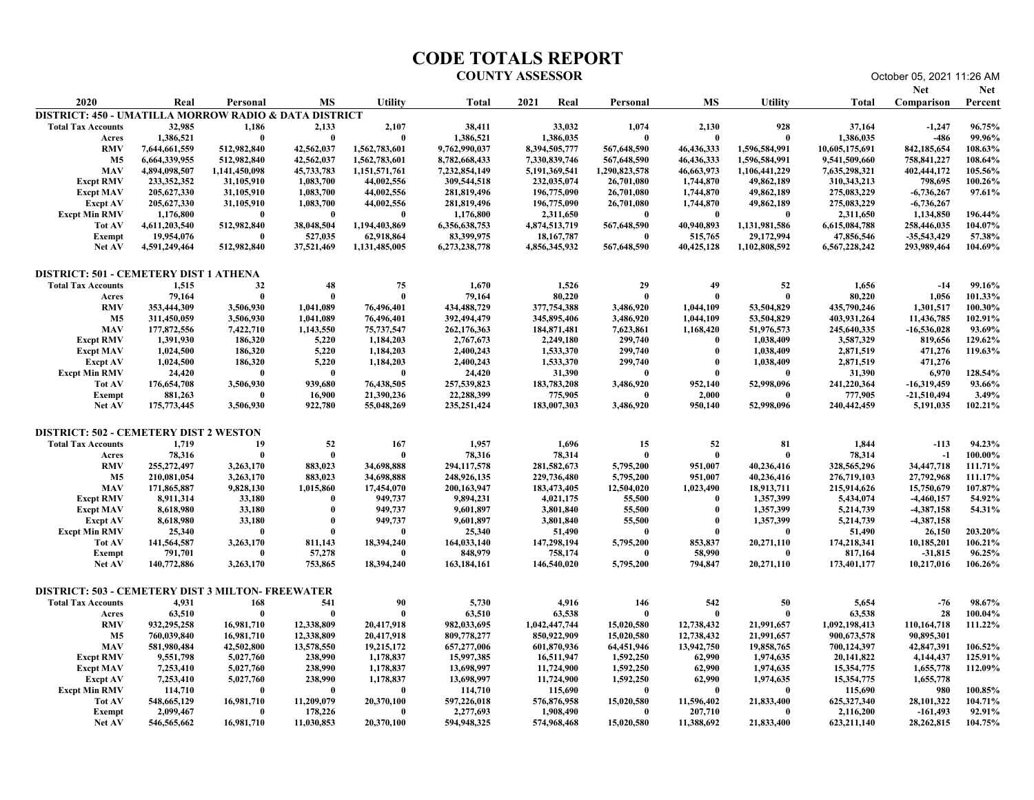# CODE TOTALS REPORT

## COUNTY ASSESSOR

October 05, 2021 11:26 AM

| 2020 | Real | Personal | MS | Utility | Total | 2021 Real | Personal | MS | Utility | Total | Net Comparison | Net Percent |
|---|---|---|---|---|---|---|---|---|---|---|---|---|
| **DISTRICT: 450 - UMATILLA MORROW RADIO & DATA DISTRICT** | | | | | | | | | | | | |
| Total Tax Accounts | 32,985 | 1,186 | 2,133 | 2,107 | 38,411 | 33,032 | 1,074 | 2,130 | 928 | 37,164 | -1,247 | 96.75% |
| Acres | 1,386,521 | 0 | 0 | 0 | 1,386,521 | 1,386,035 | 0 | 0 | 0 | 1,386,035 | -486 | 99.96% |
| RMV | 7,644,661,559 | 512,982,840 | 42,562,037 | 1,562,783,601 | 9,762,990,037 | 8,394,505,777 | 567,648,590 | 46,436,333 | 1,596,584,991 | 10,605,175,691 | 842,185,654 | 108.63% |
| M5 | 6,664,339,955 | 512,982,840 | 42,562,037 | 1,562,783,601 | 8,782,668,433 | 7,330,839,746 | 567,648,590 | 46,436,333 | 1,596,584,991 | 9,541,509,660 | 758,841,227 | 108.64% |
| MAV | 4,894,098,507 | 1,141,450,098 | 45,733,783 | 1,151,571,761 | 7,232,854,149 | 5,191,369,541 | 1,290,823,578 | 46,663,973 | 1,106,441,229 | 7,635,298,321 | 402,444,172 | 105.56% |
| Excpt RMV | 233,352,352 | 31,105,910 | 1,083,700 | 44,002,556 | 309,544,518 | 232,035,074 | 26,701,080 | 1,744,870 | 49,862,189 | 310,343,213 | 798,695 | 100.26% |
| Excpt MAV | 205,627,330 | 31,105,910 | 1,083,700 | 44,002,556 | 281,819,496 | 196,775,090 | 26,701,080 | 1,744,870 | 49,862,189 | 275,083,229 | -6,736,267 | 97.61% |
| Excpt AV | 205,627,330 | 31,105,910 | 1,083,700 | 44,002,556 | 281,819,496 | 196,775,090 | 26,701,080 | 1,744,870 | 49,862,189 | 275,083,229 | -6,736,267 | |
| Excpt Min RMV | 1,176,800 | 0 | 0 | 0 | 1,176,800 | 2,311,650 | 0 | 0 | 0 | 2,311,650 | 1,134,850 | 196.44% |
| Tot AV | 4,611,203,540 | 512,982,840 | 38,048,504 | 1,194,403,869 | 6,356,638,753 | 4,874,513,719 | 567,648,590 | 40,940,893 | 1,131,981,586 | 6,615,084,788 | 258,446,035 | 104.07% |
| Exempt | 19,954,076 | 0 | 527,035 | 62,918,864 | 83,399,975 | 18,167,787 | 0 | 515,765 | 29,172,994 | 47,856,546 | -35,543,429 | 57.38% |
| Net AV | 4,591,249,464 | 512,982,840 | 37,521,469 | 1,131,485,005 | 6,273,238,778 | 4,856,345,932 | 567,648,590 | 40,425,128 | 1,102,808,592 | 6,567,228,242 | 293,989,464 | 104.69% |
| **DISTRICT: 501 - CEMETERY DIST 1 ATHENA** | | | | | | | | | | | | |
| Total Tax Accounts | 1,515 | 32 | 48 | 75 | 1,670 | 1,526 | 29 | 49 | 52 | 1,656 | -14 | 99.16% |
| Acres | 79,164 | 0 | 0 | 0 | 79,164 | 80,220 | 0 | 0 | 0 | 80,220 | 1,056 | 101.33% |
| RMV | 353,444,309 | 3,506,930 | 1,041,089 | 76,496,401 | 434,488,729 | 377,754,388 | 3,486,920 | 1,044,109 | 53,504,829 | 435,790,246 | 1,301,517 | 100.30% |
| M5 | 311,450,059 | 3,506,930 | 1,041,089 | 76,496,401 | 392,494,479 | 345,895,406 | 3,486,920 | 1,044,109 | 53,504,829 | 403,931,264 | 11,436,785 | 102.91% |
| MAV | 177,872,556 | 7,422,710 | 1,143,550 | 75,737,547 | 262,176,363 | 184,871,481 | 7,623,861 | 1,168,420 | 51,976,573 | 245,640,335 | -16,536,028 | 93.69% |
| Excpt RMV | 1,391,930 | 186,320 | 5,220 | 1,184,203 | 2,767,673 | 2,249,180 | 299,740 | 0 | 1,038,409 | 3,587,329 | 819,656 | 129.62% |
| Excpt MAV | 1,024,500 | 186,320 | 5,220 | 1,184,203 | 2,400,243 | 1,533,370 | 299,740 | 0 | 1,038,409 | 2,871,519 | 471,276 | 119.63% |
| Excpt AV | 1,024,500 | 186,320 | 5,220 | 1,184,203 | 2,400,243 | 1,533,370 | 299,740 | 0 | 1,038,409 | 2,871,519 | 471,276 | |
| Excpt Min RMV | 24,420 | 0 | 0 | 0 | 24,420 | 31,390 | 0 | 0 | 0 | 31,390 | 6,970 | 128.54% |
| Tot AV | 176,654,708 | 3,506,930 | 939,680 | 76,438,505 | 257,539,823 | 183,783,208 | 3,486,920 | 952,140 | 52,998,096 | 241,220,364 | -16,319,459 | 93.66% |
| Exempt | 881,263 | 0 | 16,900 | 21,390,236 | 22,288,399 | 775,905 | 0 | 2,000 | 0 | 777,905 | -21,510,494 | 3.49% |
| Net AV | 175,773,445 | 3,506,930 | 922,780 | 55,048,269 | 235,251,424 | 183,007,303 | 3,486,920 | 950,140 | 52,998,096 | 240,442,459 | 5,191,035 | 102.21% |
| **DISTRICT: 502 - CEMETERY DIST 2 WESTON** | | | | | | | | | | | | |
| Total Tax Accounts | 1,719 | 19 | 52 | 167 | 1,957 | 1,696 | 15 | 52 | 81 | 1,844 | -113 | 94.23% |
| Acres | 78,316 | 0 | 0 | 0 | 78,316 | 78,314 | 0 | 0 | 0 | 78,314 | -1 | 100.00% |
| RMV | 255,272,497 | 3,263,170 | 883,023 | 34,698,888 | 294,117,578 | 281,582,673 | 5,795,200 | 951,007 | 40,236,416 | 328,565,296 | 34,447,718 | 111.71% |
| M5 | 210,081,054 | 3,263,170 | 883,023 | 34,698,888 | 248,926,135 | 229,736,480 | 5,795,200 | 951,007 | 40,236,416 | 276,719,103 | 27,792,968 | 111.17% |
| MAV | 171,865,887 | 9,828,130 | 1,015,860 | 17,454,070 | 200,163,947 | 183,473,405 | 12,504,020 | 1,023,490 | 18,913,711 | 215,914,626 | 15,750,679 | 107.87% |
| Excpt RMV | 8,911,314 | 33,180 | 0 | 949,737 | 9,894,231 | 4,021,175 | 55,500 | 0 | 1,357,399 | 5,434,074 | -4,460,157 | 54.92% |
| Excpt MAV | 8,618,980 | 33,180 | 0 | 949,737 | 9,601,897 | 3,801,840 | 55,500 | 0 | 1,357,399 | 5,214,739 | -4,387,158 | 54.31% |
| Excpt AV | 8,618,980 | 33,180 | 0 | 949,737 | 9,601,897 | 3,801,840 | 55,500 | 0 | 1,357,399 | 5,214,739 | -4,387,158 | |
| Excpt Min RMV | 25,340 | 0 | 0 | 0 | 25,340 | 51,490 | 0 | 0 | 0 | 51,490 | 26,150 | 203.20% |
| Tot AV | 141,564,587 | 3,263,170 | 811,143 | 18,394,240 | 164,033,140 | 147,298,194 | 5,795,200 | 853,837 | 20,271,110 | 174,218,341 | 10,185,201 | 106.21% |
| Exempt | 791,701 | 0 | 57,278 | 0 | 848,979 | 758,174 | 0 | 58,990 | 0 | 817,164 | -31,815 | 96.25% |
| Net AV | 140,772,886 | 3,263,170 | 753,865 | 18,394,240 | 163,184,161 | 146,540,020 | 5,795,200 | 794,847 | 20,271,110 | 173,401,177 | 10,217,016 | 106.26% |
| **DISTRICT: 503 - CEMETERY DIST 3 MILTON- FREEWATER** | | | | | | | | | | | | |
| Total Tax Accounts | 4,931 | 168 | 541 | 90 | 5,730 | 4,916 | 146 | 542 | 50 | 5,654 | -76 | 98.67% |
| Acres | 63,510 | 0 | 0 | 0 | 63,510 | 63,538 | 0 | 0 | 0 | 63,538 | 28 | 100.04% |
| RMV | 932,295,258 | 16,981,710 | 12,338,809 | 20,417,918 | 982,033,695 | 1,042,447,744 | 15,020,580 | 12,738,432 | 21,991,657 | 1,092,198,413 | 110,164,718 | 111.22% |
| M5 | 760,039,840 | 16,981,710 | 12,338,809 | 20,417,918 | 809,778,277 | 850,922,909 | 15,020,580 | 12,738,432 | 21,991,657 | 900,673,578 | 90,895,301 | |
| MAV | 581,980,484 | 42,502,800 | 13,578,550 | 19,215,172 | 657,277,006 | 601,870,936 | 64,451,946 | 13,942,750 | 19,858,765 | 700,124,397 | 42,847,391 | 106.52% |
| Excpt RMV | 9,551,798 | 5,027,760 | 238,990 | 1,178,837 | 15,997,385 | 16,511,947 | 1,592,250 | 62,990 | 1,974,635 | 20,141,822 | 4,144,437 | 125.91% |
| Excpt MAV | 7,253,410 | 5,027,760 | 238,990 | 1,178,837 | 13,698,997 | 11,724,900 | 1,592,250 | 62,990 | 1,974,635 | 15,354,775 | 1,655,778 | 112.09% |
| Excpt AV | 7,253,410 | 5,027,760 | 238,990 | 1,178,837 | 13,698,997 | 11,724,900 | 1,592,250 | 62,990 | 1,974,635 | 15,354,775 | 1,655,778 | |
| Excpt Min RMV | 114,710 | 0 | 0 | 0 | 114,710 | 115,690 | 0 | 0 | 0 | 115,690 | 980 | 100.85% |
| Tot AV | 548,665,129 | 16,981,710 | 11,209,079 | 20,370,100 | 597,226,018 | 576,876,958 | 15,020,580 | 11,596,402 | 21,833,400 | 625,327,340 | 28,101,322 | 104.71% |
| Exempt | 2,099,467 | 0 | 178,226 | 0 | 2,277,693 | 1,908,490 | 0 | 207,710 | 0 | 2,116,200 | -161,493 | 92.91% |
| Net AV | 546,565,662 | 16,981,710 | 11,030,853 | 20,370,100 | 594,948,325 | 574,968,468 | 15,020,580 | 11,388,692 | 21,833,400 | 623,211,140 | 28,262,815 | 104.75% |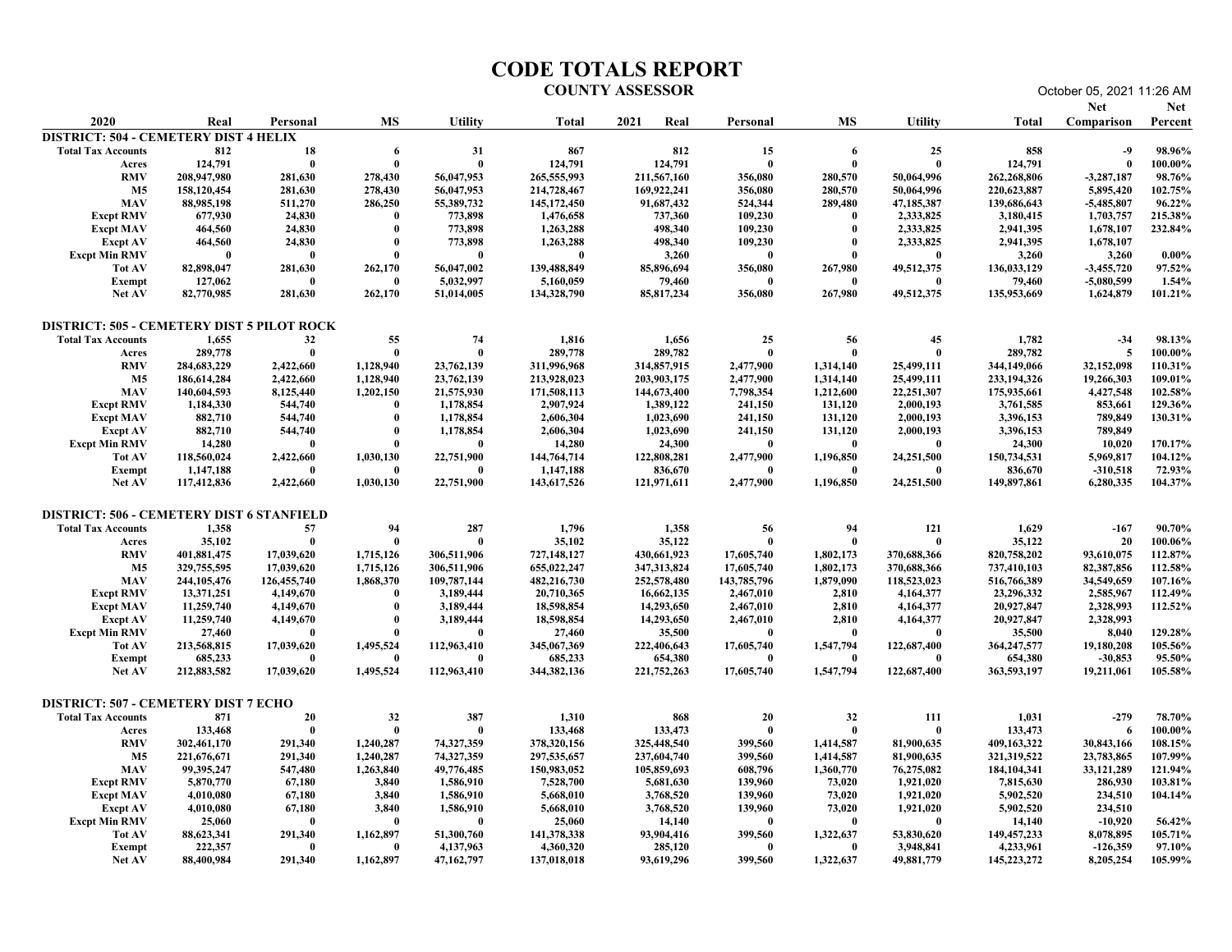# CODE TOTALS REPORT

## COUNTY ASSESSOR

October 05, 2021 11:26 AM

| 2020 | Real | Personal | MS | Utility | Total | 2021 Real | Personal | MS | Utility | Total | Net Comparison | Net Percent |
|---|---|---|---|---|---|---|---|---|---|---|---|---|
| **DISTRICT: 504 - CEMETERY DIST 4 HELIX** | | | | | | | | | | | | |
| Total Tax Accounts | 812 | 18 | 6 | 31 | 867 | 812 | 15 | 6 | 25 | 858 | -9 | 98.96% |
| Acres | 124,791 | 0 | 0 | 0 | 124,791 | 124,791 | 0 | 0 | 0 | 124,791 | 0 | 100.00% |
| RMV | 208,947,980 | 281,630 | 278,430 | 56,047,953 | 265,555,993 | 211,567,160 | 356,080 | 280,570 | 50,064,996 | 262,268,806 | -3,287,187 | 98.76% |
| M5 | 158,120,454 | 281,630 | 278,430 | 56,047,953 | 214,728,467 | 169,922,241 | 356,080 | 280,570 | 50,064,996 | 220,623,887 | 5,895,420 | 102.75% |
| MAV | 88,985,198 | 511,270 | 286,250 | 55,389,732 | 145,172,450 | 91,687,432 | 524,344 | 289,480 | 47,185,387 | 139,686,643 | -5,485,807 | 96.22% |
| Excpt RMV | 677,930 | 24,830 | 0 | 773,898 | 1,476,658 | 737,360 | 109,230 | 0 | 2,333,825 | 3,180,415 | 1,703,757 | 215.38% |
| Excpt MAV | 464,560 | 24,830 | 0 | 773,898 | 1,263,288 | 498,340 | 109,230 | 0 | 2,333,825 | 2,941,395 | 1,678,107 | 232.84% |
| Excpt AV | 464,560 | 24,830 | 0 | 773,898 | 1,263,288 | 498,340 | 109,230 | 0 | 2,333,825 | 2,941,395 | 1,678,107 | |
| Excpt Min RMV | 0 | 0 | 0 | 0 | 0 | 3,260 | 0 | 0 | 0 | 3,260 | 3,260 | 0.00% |
| Tot AV | 82,898,047 | 281,630 | 262,170 | 56,047,002 | 139,488,849 | 85,896,694 | 356,080 | 267,980 | 49,512,375 | 136,033,129 | -3,455,720 | 97.52% |
| Exempt | 127,062 | 0 | 0 | 5,032,997 | 5,160,059 | 79,460 | 0 | 0 | 0 | 79,460 | -5,080,599 | 1.54% |
| Net AV | 82,770,985 | 281,630 | 262,170 | 51,014,005 | 134,328,790 | 85,817,234 | 356,080 | 267,980 | 49,512,375 | 135,953,669 | 1,624,879 | 101.21% |
| **DISTRICT: 505 - CEMETERY DIST 5 PILOT ROCK** | | | | | | | | | | | | |
| Total Tax Accounts | 1,655 | 32 | 55 | 74 | 1,816 | 1,656 | 25 | 56 | 45 | 1,782 | -34 | 98.13% |
| Acres | 289,778 | 0 | 0 | 0 | 289,778 | 289,782 | 0 | 0 | 0 | 289,782 | 5 | 100.00% |
| RMV | 284,683,229 | 2,422,660 | 1,128,940 | 23,762,139 | 311,996,968 | 314,857,915 | 2,477,900 | 1,314,140 | 25,499,111 | 344,149,066 | 32,152,098 | 110.31% |
| M5 | 186,614,284 | 2,422,660 | 1,128,940 | 23,762,139 | 213,928,023 | 203,903,175 | 2,477,900 | 1,314,140 | 25,499,111 | 233,194,326 | 19,266,303 | 109.01% |
| MAV | 140,604,593 | 8,125,440 | 1,202,150 | 21,575,930 | 171,508,113 | 144,673,400 | 7,798,354 | 1,212,600 | 22,251,307 | 175,935,661 | 4,427,548 | 102.58% |
| Excpt RMV | 1,184,330 | 544,740 | 0 | 1,178,854 | 2,907,924 | 1,389,122 | 241,150 | 131,120 | 2,000,193 | 3,761,585 | 853,661 | 129.36% |
| Excpt MAV | 882,710 | 544,740 | 0 | 1,178,854 | 2,606,304 | 1,023,690 | 241,150 | 131,120 | 2,000,193 | 3,396,153 | 789,849 | 130.31% |
| Excpt AV | 882,710 | 544,740 | 0 | 1,178,854 | 2,606,304 | 1,023,690 | 241,150 | 131,120 | 2,000,193 | 3,396,153 | 789,849 | |
| Excpt Min RMV | 14,280 | 0 | 0 | 0 | 14,280 | 24,300 | 0 | 0 | 0 | 24,300 | 10,020 | 170.17% |
| Tot AV | 118,560,024 | 2,422,660 | 1,030,130 | 22,751,900 | 144,764,714 | 122,808,281 | 2,477,900 | 1,196,850 | 24,251,500 | 150,734,531 | 5,969,817 | 104.12% |
| Exempt | 1,147,188 | 0 | 0 | 0 | 1,147,188 | 836,670 | 0 | 0 | 0 | 836,670 | -310,518 | 72.93% |
| Net AV | 117,412,836 | 2,422,660 | 1,030,130 | 22,751,900 | 143,617,526 | 121,971,611 | 2,477,900 | 1,196,850 | 24,251,500 | 149,897,861 | 6,280,335 | 104.37% |
| **DISTRICT: 506 - CEMETERY DIST 6 STANFIELD** | | | | | | | | | | | | |
| Total Tax Accounts | 1,358 | 57 | 94 | 287 | 1,796 | 1,358 | 56 | 94 | 121 | 1,629 | -167 | 90.70% |
| Acres | 35,102 | 0 | 0 | 0 | 35,102 | 35,122 | 0 | 0 | 0 | 35,122 | 20 | 100.06% |
| RMV | 401,881,475 | 17,039,620 | 1,715,126 | 306,511,906 | 727,148,127 | 430,661,923 | 17,605,740 | 1,802,173 | 370,688,366 | 820,758,202 | 93,610,075 | 112.87% |
| M5 | 329,755,595 | 17,039,620 | 1,715,126 | 306,511,906 | 655,022,247 | 347,313,824 | 17,605,740 | 1,802,173 | 370,688,366 | 737,410,103 | 82,387,856 | 112.58% |
| MAV | 244,105,476 | 126,455,740 | 1,868,370 | 109,787,144 | 482,216,730 | 252,578,480 | 143,785,796 | 1,879,090 | 118,523,023 | 516,766,389 | 34,549,659 | 107.16% |
| Excpt RMV | 13,371,251 | 4,149,670 | 0 | 3,189,444 | 20,710,365 | 16,662,135 | 2,467,010 | 2,810 | 4,164,377 | 23,296,332 | 2,585,967 | 112.49% |
| Excpt MAV | 11,259,740 | 4,149,670 | 0 | 3,189,444 | 18,598,854 | 14,293,650 | 2,467,010 | 2,810 | 4,164,377 | 20,927,847 | 2,328,993 | 112.52% |
| Excpt AV | 11,259,740 | 4,149,670 | 0 | 3,189,444 | 18,598,854 | 14,293,650 | 2,467,010 | 2,810 | 4,164,377 | 20,927,847 | 2,328,993 | |
| Excpt Min RMV | 27,460 | 0 | 0 | 0 | 27,460 | 35,500 | 0 | 0 | 0 | 35,500 | 8,040 | 129.28% |
| Tot AV | 213,568,815 | 17,039,620 | 1,495,524 | 112,963,410 | 345,067,369 | 222,406,643 | 17,605,740 | 1,547,794 | 122,687,400 | 364,247,577 | 19,180,208 | 105.56% |
| Exempt | 685,233 | 0 | 0 | 0 | 685,233 | 654,380 | 0 | 0 | 0 | 654,380 | -30,853 | 95.50% |
| Net AV | 212,883,582 | 17,039,620 | 1,495,524 | 112,963,410 | 344,382,136 | 221,752,263 | 17,605,740 | 1,547,794 | 122,687,400 | 363,593,197 | 19,211,061 | 105.58% |
| **DISTRICT: 507 - CEMETERY DIST 7 ECHO** | | | | | | | | | | | | |
| Total Tax Accounts | 871 | 20 | 32 | 387 | 1,310 | 868 | 20 | 32 | 111 | 1,031 | -279 | 78.70% |
| Acres | 133,468 | 0 | 0 | 0 | 133,468 | 133,473 | 0 | 0 | 0 | 133,473 | 6 | 100.00% |
| RMV | 302,461,170 | 291,340 | 1,240,287 | 74,327,359 | 378,320,156 | 325,448,540 | 399,560 | 1,414,587 | 81,900,635 | 409,163,322 | 30,843,166 | 108.15% |
| M5 | 221,676,671 | 291,340 | 1,240,287 | 74,327,359 | 297,535,657 | 237,604,740 | 399,560 | 1,414,587 | 81,900,635 | 321,319,522 | 23,783,865 | 107.99% |
| MAV | 99,395,247 | 547,480 | 1,263,840 | 49,776,485 | 150,983,052 | 105,859,693 | 608,796 | 1,360,770 | 76,275,082 | 184,104,341 | 33,121,289 | 121.94% |
| Excpt RMV | 5,870,770 | 67,180 | 3,840 | 1,586,910 | 7,528,700 | 5,681,630 | 139,960 | 73,020 | 1,921,020 | 7,815,630 | 286,930 | 103.81% |
| Excpt MAV | 4,010,080 | 67,180 | 3,840 | 1,586,910 | 5,668,010 | 3,768,520 | 139,960 | 73,020 | 1,921,020 | 5,902,520 | 234,510 | 104.14% |
| Excpt AV | 4,010,080 | 67,180 | 3,840 | 1,586,910 | 5,668,010 | 3,768,520 | 139,960 | 73,020 | 1,921,020 | 5,902,520 | 234,510 | |
| Excpt Min RMV | 25,060 | 0 | 0 | 0 | 25,060 | 14,140 | 0 | 0 | 0 | 14,140 | -10,920 | 56.42% |
| Tot AV | 88,623,341 | 291,340 | 1,162,897 | 51,300,760 | 141,378,338 | 93,904,416 | 399,560 | 1,322,637 | 53,830,620 | 149,457,233 | 8,078,895 | 105.71% |
| Exempt | 222,357 | 0 | 0 | 4,137,963 | 4,360,320 | 285,120 | 0 | 0 | 3,948,841 | 4,233,961 | -126,359 | 97.10% |
| Net AV | 88,400,984 | 291,340 | 1,162,897 | 47,162,797 | 137,018,018 | 93,619,296 | 399,560 | 1,322,637 | 49,881,779 | 145,223,272 | 8,205,254 | 105.99% |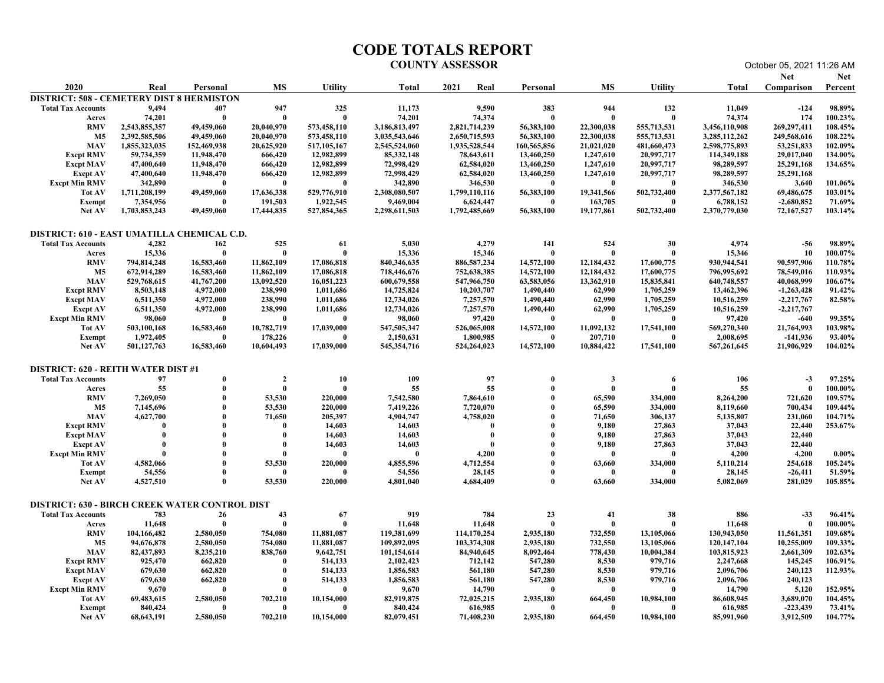# CODE TOTALS REPORT

## COUNTY ASSESSOR

October 05, 2021 11:26 AM

| 2020 | Real | Personal | MS | Utility | Total | 2021 Real | Personal | MS | Utility | Total | Net Comparison | Net Percent |
|---|---|---|---|---|---|---|---|---|---|---|---|---|
| **DISTRICT: 508 - CEMETERY DIST 8 HERMISTON** | | | | | | | | | | | | |
| Total Tax Accounts | 9,494 | 407 | 947 | 325 | 11,173 | 9,590 | 383 | 944 | 132 | 11,049 | -124 | 98.89% |
| Acres | 74,201 | 0 | 0 | 0 | 74,201 | 74,374 | 0 | 0 | 0 | 74,374 | 174 | 100.23% |
| RMV | 2,543,855,357 | 49,459,060 | 20,040,970 | 573,458,110 | 3,186,813,497 | 2,821,714,239 | 56,383,100 | 22,300,038 | 555,713,531 | 3,456,110,908 | 269,297,411 | 108.45% |
| M5 | 2,392,585,506 | 49,459,060 | 20,040,970 | 573,458,110 | 3,035,543,646 | 2,650,715,593 | 56,383,100 | 22,300,038 | 555,713,531 | 3,285,112,262 | 249,568,616 | 108.22% |
| MAV | 1,855,323,035 | 152,469,938 | 20,625,920 | 517,105,167 | 2,545,524,060 | 1,935,528,544 | 160,565,856 | 21,021,020 | 481,660,473 | 2,598,775,893 | 53,251,833 | 102.09% |
| Excpt RMV | 59,734,359 | 11,948,470 | 666,420 | 12,982,899 | 85,332,148 | 78,643,611 | 13,460,250 | 1,247,610 | 20,997,717 | 114,349,188 | 29,017,040 | 134.00% |
| Excpt MAV | 47,400,640 | 11,948,470 | 666,420 | 12,982,899 | 72,998,429 | 62,584,020 | 13,460,250 | 1,247,610 | 20,997,717 | 98,289,597 | 25,291,168 | 134.65% |
| Excpt AV | 47,400,640 | 11,948,470 | 666,420 | 12,982,899 | 72,998,429 | 62,584,020 | 13,460,250 | 1,247,610 | 20,997,717 | 98,289,597 | 25,291,168 | |
| Excpt Min RMV | 342,890 | 0 | 0 | 0 | 342,890 | 346,530 | 0 | 0 | 0 | 346,530 | 3,640 | 101.06% |
| Tot AV | 1,711,208,199 | 49,459,060 | 17,636,338 | 529,776,910 | 2,308,080,507 | 1,799,110,116 | 56,383,100 | 19,341,566 | 502,732,400 | 2,377,567,182 | 69,486,675 | 103.01% |
| Exempt | 7,354,956 | 0 | 191,503 | 1,922,545 | 9,469,004 | 6,624,447 | 0 | 163,705 | 0 | 6,788,152 | -2,680,852 | 71.69% |
| Net AV | 1,703,853,243 | 49,459,060 | 17,444,835 | 527,854,365 | 2,298,611,503 | 1,792,485,669 | 56,383,100 | 19,177,861 | 502,732,400 | 2,370,779,030 | 72,167,527 | 103.14% |
| **DISTRICT: 610 - EAST UMATILLA CHEMICAL C.D.** | | | | | | | | | | | | |
| Total Tax Accounts | 4,282 | 162 | 525 | 61 | 5,030 | 4,279 | 141 | 524 | 30 | 4,974 | -56 | 98.89% |
| Acres | 15,336 | 0 | 0 | 0 | 15,336 | 15,346 | 0 | 0 | 0 | 15,346 | 10 | 100.07% |
| RMV | 794,814,248 | 16,583,460 | 11,862,109 | 17,086,818 | 840,346,635 | 886,587,234 | 14,572,100 | 12,184,432 | 17,600,775 | 930,944,541 | 90,597,906 | 110.78% |
| M5 | 672,914,289 | 16,583,460 | 11,862,109 | 17,086,818 | 718,446,676 | 752,638,385 | 14,572,100 | 12,184,432 | 17,600,775 | 796,995,692 | 78,549,016 | 110.93% |
| MAV | 529,768,615 | 41,767,200 | 13,092,520 | 16,051,223 | 600,679,558 | 547,966,750 | 63,583,056 | 13,362,910 | 15,835,841 | 640,748,557 | 40,068,999 | 106.67% |
| Excpt RMV | 8,503,148 | 4,972,000 | 238,990 | 1,011,686 | 14,725,824 | 10,203,707 | 1,490,440 | 62,990 | 1,705,259 | 13,462,396 | -1,263,428 | 91.42% |
| Excpt MAV | 6,511,350 | 4,972,000 | 238,990 | 1,011,686 | 12,734,026 | 7,257,570 | 1,490,440 | 62,990 | 1,705,259 | 10,516,259 | -2,217,767 | 82.58% |
| Excpt AV | 6,511,350 | 4,972,000 | 238,990 | 1,011,686 | 12,734,026 | 7,257,570 | 1,490,440 | 62,990 | 1,705,259 | 10,516,259 | -2,217,767 | |
| Excpt Min RMV | 98,060 | 0 | 0 | 0 | 98,060 | 97,420 | 0 | 0 | 0 | 97,420 | -640 | 99.35% |
| Tot AV | 503,100,168 | 16,583,460 | 10,782,719 | 17,039,000 | 547,505,347 | 526,065,008 | 14,572,100 | 11,092,132 | 17,541,100 | 569,270,340 | 21,764,993 | 103.98% |
| Exempt | 1,972,405 | 0 | 178,226 | 0 | 2,150,631 | 1,800,985 | 0 | 207,710 | 0 | 2,008,695 | -141,936 | 93.40% |
| Net AV | 501,127,763 | 16,583,460 | 10,604,493 | 17,039,000 | 545,354,716 | 524,264,023 | 14,572,100 | 10,884,422 | 17,541,100 | 567,261,645 | 21,906,929 | 104.02% |
| **DISTRICT: 620 - REITH WATER DIST #1** | | | | | | | | | | | | |
| Total Tax Accounts | 97 | 0 | 2 | 10 | 109 | 97 | 0 | 3 | 6 | 106 | -3 | 97.25% |
| Acres | 55 | 0 | 0 | 0 | 55 | 55 | 0 | 0 | 0 | 55 | 0 | 100.00% |
| RMV | 7,269,050 | 0 | 53,530 | 220,000 | 7,542,580 | 7,864,610 | 0 | 65,590 | 334,000 | 8,264,200 | 721,620 | 109.57% |
| M5 | 7,145,696 | 0 | 53,530 | 220,000 | 7,419,226 | 7,720,070 | 0 | 65,590 | 334,000 | 8,119,660 | 700,434 | 109.44% |
| MAV | 4,627,700 | 0 | 71,650 | 205,397 | 4,904,747 | 4,758,020 | 0 | 71,650 | 306,137 | 5,135,807 | 231,060 | 104.71% |
| Excpt RMV | 0 | 0 | 0 | 14,603 | 14,603 | 0 | 0 | 9,180 | 27,863 | 37,043 | 22,440 | 253.67% |
| Excpt MAV | 0 | 0 | 0 | 14,603 | 14,603 | 0 | 0 | 9,180 | 27,863 | 37,043 | 22,440 | |
| Excpt AV | 0 | 0 | 0 | 14,603 | 14,603 | 0 | 0 | 9,180 | 27,863 | 37,043 | 22,440 | |
| Excpt Min RMV | 0 | 0 | 0 | 0 | 0 | 4,200 | 0 | 0 | 0 | 4,200 | 4,200 | 0.00% |
| Tot AV | 4,582,066 | 0 | 53,530 | 220,000 | 4,855,596 | 4,712,554 | 0 | 63,660 | 334,000 | 5,110,214 | 254,618 | 105.24% |
| Exempt | 54,556 | 0 | 0 | 0 | 54,556 | 28,145 | 0 | 0 | 0 | 28,145 | -26,411 | 51.59% |
| Net AV | 4,527,510 | 0 | 53,530 | 220,000 | 4,801,040 | 4,684,409 | 0 | 63,660 | 334,000 | 5,082,069 | 281,029 | 105.85% |
| **DISTRICT: 630 - BIRCH CREEK WATER CONTROL DIST** | | | | | | | | | | | | |
| Total Tax Accounts | 783 | 26 | 43 | 67 | 919 | 784 | 23 | 41 | 38 | 886 | -33 | 96.41% |
| Acres | 11,648 | 0 | 0 | 0 | 11,648 | 11,648 | 0 | 0 | 0 | 11,648 | 0 | 100.00% |
| RMV | 104,166,482 | 2,580,050 | 754,080 | 11,881,087 | 119,381,699 | 114,170,254 | 2,935,180 | 732,550 | 13,105,066 | 130,943,050 | 11,561,351 | 109.68% |
| M5 | 94,676,878 | 2,580,050 | 754,080 | 11,881,087 | 109,892,095 | 103,374,308 | 2,935,180 | 732,550 | 13,105,066 | 120,147,104 | 10,255,009 | 109.33% |
| MAV | 82,437,893 | 8,235,210 | 838,760 | 9,642,751 | 101,154,614 | 84,940,645 | 8,092,464 | 778,430 | 10,004,384 | 103,815,923 | 2,661,309 | 102.63% |
| Excpt RMV | 925,470 | 662,820 | 0 | 514,133 | 2,102,423 | 712,142 | 547,280 | 8,530 | 979,716 | 2,247,668 | 145,245 | 106.91% |
| Excpt MAV | 679,630 | 662,820 | 0 | 514,133 | 1,856,583 | 561,180 | 547,280 | 8,530 | 979,716 | 2,096,706 | 240,123 | 112.93% |
| Excpt AV | 679,630 | 662,820 | 0 | 514,133 | 1,856,583 | 561,180 | 547,280 | 8,530 | 979,716 | 2,096,706 | 240,123 | |
| Excpt Min RMV | 9,670 | 0 | 0 | 0 | 9,670 | 14,790 | 0 | 0 | 0 | 14,790 | 5,120 | 152.95% |
| Tot AV | 69,483,615 | 2,580,050 | 702,210 | 10,154,000 | 82,919,875 | 72,025,215 | 2,935,180 | 664,450 | 10,984,100 | 86,608,945 | 3,689,070 | 104.45% |
| Exempt | 840,424 | 0 | 0 | 0 | 840,424 | 616,985 | 0 | 0 | 0 | 616,985 | -223,439 | 73.41% |
| Net AV | 68,643,191 | 2,580,050 | 702,210 | 10,154,000 | 82,079,451 | 71,408,230 | 2,935,180 | 664,450 | 10,984,100 | 85,991,960 | 3,912,509 | 104.77% |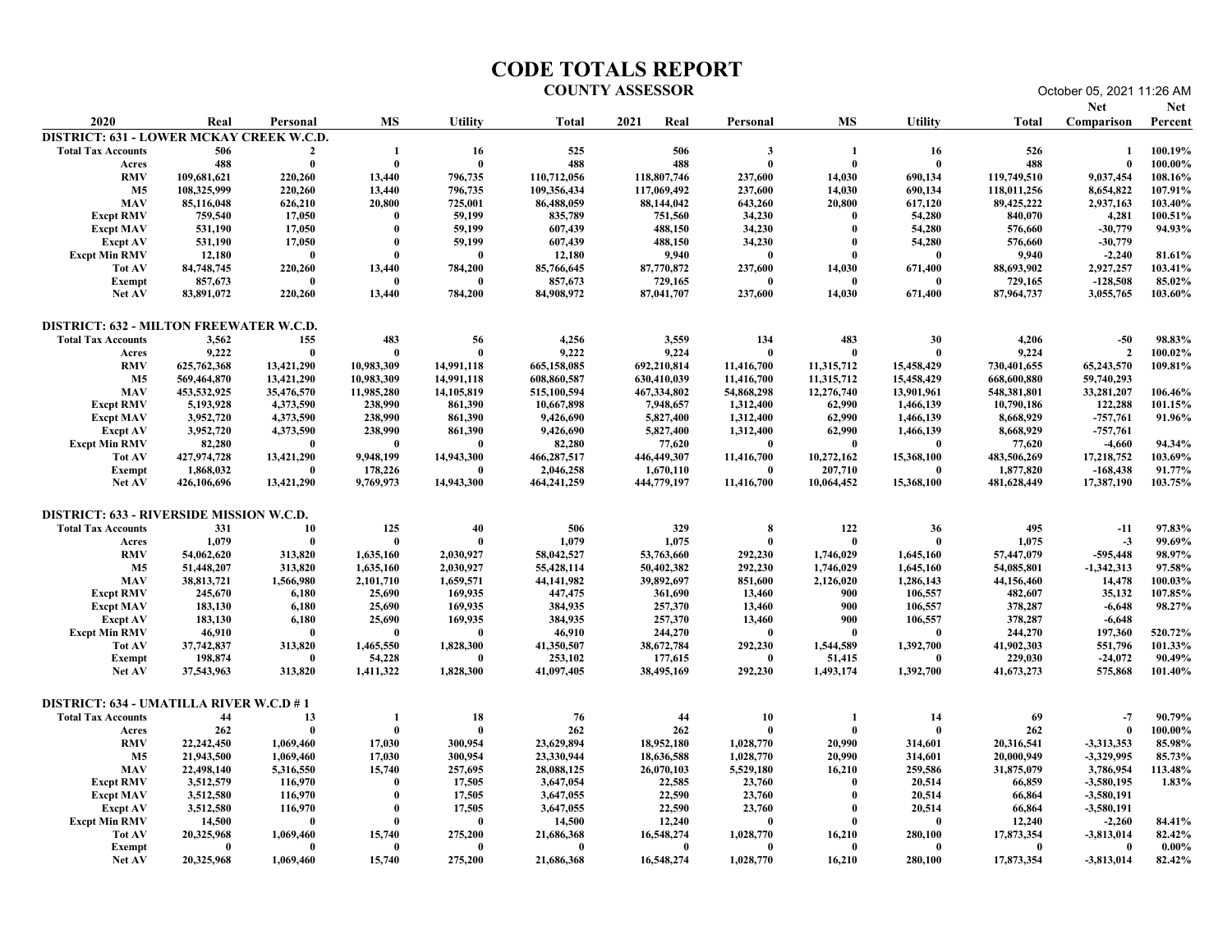# CODE TOTALS REPORT

## COUNTY ASSESSOR

October 05, 2021 11:26 AM

| 2020 | Real | Personal | MS | Utility | Total | 2021 Real | Personal | MS | Utility | Total | Net Comparison | Net Percent |
|---|---|---|---|---|---|---|---|---|---|---|---|---|
| **DISTRICT: 631 - LOWER MCKAY CREEK W.C.D.** | | | | | | | | | | | | |
| Total Tax Accounts | 506 | 2 | 1 | 16 | 525 | 506 | 3 | 1 | 16 | 526 | 1 | 100.19% |
| Acres | 488 | 0 | 0 | 0 | 488 | 488 | 0 | 0 | 0 | 488 | 0 | 100.00% |
| RMV | 109,681,621 | 220,260 | 13,440 | 796,735 | 110,712,056 | 118,807,746 | 237,600 | 14,030 | 690,134 | 119,749,510 | 9,037,454 | 108.16% |
| M5 | 108,325,999 | 220,260 | 13,440 | 796,735 | 109,356,434 | 117,069,492 | 237,600 | 14,030 | 690,134 | 118,011,256 | 8,654,822 | 107.91% |
| MAV | 85,116,048 | 626,210 | 20,800 | 725,001 | 86,488,059 | 88,144,042 | 643,260 | 20,800 | 617,120 | 89,425,222 | 2,937,163 | 103.40% |
| Excpt RMV | 759,540 | 17,050 | 0 | 59,199 | 835,789 | 751,560 | 34,230 | 0 | 54,280 | 840,070 | 4,281 | 100.51% |
| Excpt MAV | 531,190 | 17,050 | 0 | 59,199 | 607,439 | 488,150 | 34,230 | 0 | 54,280 | 576,660 | -30,779 | 94.93% |
| Excpt AV | 531,190 | 17,050 | 0 | 59,199 | 607,439 | 488,150 | 34,230 | 0 | 54,280 | 576,660 | -30,779 | |
| Excpt Min RMV | 12,180 | 0 | 0 | 0 | 12,180 | 9,940 | 0 | 0 | 0 | 9,940 | -2,240 | 81.61% |
| Tot AV | 84,748,745 | 220,260 | 13,440 | 784,200 | 85,766,645 | 87,770,872 | 237,600 | 14,030 | 671,400 | 88,693,902 | 2,927,257 | 103.41% |
| Exempt | 857,673 | 0 | 0 | 0 | 857,673 | 729,165 | 0 | 0 | 0 | 729,165 | -128,508 | 85.02% |
| Net AV | 83,891,072 | 220,260 | 13,440 | 784,200 | 84,908,972 | 87,041,707 | 237,600 | 14,030 | 671,400 | 87,964,737 | 3,055,765 | 103.60% |
| **DISTRICT: 632 - MILTON FREEWATER W.C.D.** | | | | | | | | | | | | |
| Total Tax Accounts | 3,562 | 155 | 483 | 56 | 4,256 | 3,559 | 134 | 483 | 30 | 4,206 | -50 | 98.83% |
| Acres | 9,222 | 0 | 0 | 0 | 9,222 | 9,224 | 0 | 0 | 0 | 9,224 | 2 | 100.02% |
| RMV | 625,762,368 | 13,421,290 | 10,983,309 | 14,991,118 | 665,158,085 | 692,210,814 | 11,416,700 | 11,315,712 | 15,458,429 | 730,401,655 | 65,243,570 | 109.81% |
| M5 | 569,464,870 | 13,421,290 | 10,983,309 | 14,991,118 | 608,860,587 | 630,410,039 | 11,416,700 | 11,315,712 | 15,458,429 | 668,600,880 | 59,740,293 | |
| MAV | 453,532,925 | 35,476,570 | 11,985,280 | 14,105,819 | 515,100,594 | 467,334,802 | 54,868,298 | 12,276,740 | 13,901,961 | 548,381,801 | 33,281,207 | 106.46% |
| Excpt RMV | 5,193,928 | 4,373,590 | 238,990 | 861,390 | 10,667,898 | 7,948,657 | 1,312,400 | 62,990 | 1,466,139 | 10,790,186 | 122,288 | 101.15% |
| Excpt MAV | 3,952,720 | 4,373,590 | 238,990 | 861,390 | 9,426,690 | 5,827,400 | 1,312,400 | 62,990 | 1,466,139 | 8,668,929 | -757,761 | 91.96% |
| Excpt AV | 3,952,720 | 4,373,590 | 238,990 | 861,390 | 9,426,690 | 5,827,400 | 1,312,400 | 62,990 | 1,466,139 | 8,668,929 | -757,761 | |
| Excpt Min RMV | 82,280 | 0 | 0 | 0 | 82,280 | 77,620 | 0 | 0 | 0 | 77,620 | -4,660 | 94.34% |
| Tot AV | 427,974,728 | 13,421,290 | 9,948,199 | 14,943,300 | 466,287,517 | 446,449,307 | 11,416,700 | 10,272,162 | 15,368,100 | 483,506,269 | 17,218,752 | 103.69% |
| Exempt | 1,868,032 | 0 | 178,226 | 0 | 2,046,258 | 1,670,110 | 0 | 207,710 | 0 | 1,877,820 | -168,438 | 91.77% |
| Net AV | 426,106,696 | 13,421,290 | 9,769,973 | 14,943,300 | 464,241,259 | 444,779,197 | 11,416,700 | 10,064,452 | 15,368,100 | 481,628,449 | 17,387,190 | 103.75% |
| **DISTRICT: 633 - RIVERSIDE MISSION W.C.D.** | | | | | | | | | | | | |
| Total Tax Accounts | 331 | 10 | 125 | 40 | 506 | 329 | 8 | 122 | 36 | 495 | -11 | 97.83% |
| Acres | 1,079 | 0 | 0 | 0 | 1,079 | 1,075 | 0 | 0 | 0 | 1,075 | -3 | 99.69% |
| RMV | 54,062,620 | 313,820 | 1,635,160 | 2,030,927 | 58,042,527 | 53,763,660 | 292,230 | 1,746,029 | 1,645,160 | 57,447,079 | -595,448 | 98.97% |
| M5 | 51,448,207 | 313,820 | 1,635,160 | 2,030,927 | 55,428,114 | 50,402,382 | 292,230 | 1,746,029 | 1,645,160 | 54,085,801 | -1,342,313 | 97.58% |
| MAV | 38,813,721 | 1,566,980 | 2,101,710 | 1,659,571 | 44,141,982 | 39,892,697 | 851,600 | 2,126,020 | 1,286,143 | 44,156,460 | 14,478 | 100.03% |
| Excpt RMV | 245,670 | 6,180 | 25,690 | 169,935 | 447,475 | 361,690 | 13,460 | 900 | 106,557 | 482,607 | 35,132 | 107.85% |
| Excpt MAV | 183,130 | 6,180 | 25,690 | 169,935 | 384,935 | 257,370 | 13,460 | 900 | 106,557 | 378,287 | -6,648 | 98.27% |
| Excpt AV | 183,130 | 6,180 | 25,690 | 169,935 | 384,935 | 257,370 | 13,460 | 900 | 106,557 | 378,287 | -6,648 | |
| Excpt Min RMV | 46,910 | 0 | 0 | 0 | 46,910 | 244,270 | 0 | 0 | 0 | 244,270 | 197,360 | 520.72% |
| Tot AV | 37,742,837 | 313,820 | 1,465,550 | 1,828,300 | 41,350,507 | 38,672,784 | 292,230 | 1,544,589 | 1,392,700 | 41,902,303 | 551,796 | 101.33% |
| Exempt | 198,874 | 0 | 54,228 | 0 | 253,102 | 177,615 | 0 | 51,415 | 0 | 229,030 | -24,072 | 90.49% |
| Net AV | 37,543,963 | 313,820 | 1,411,322 | 1,828,300 | 41,097,405 | 38,495,169 | 292,230 | 1,493,174 | 1,392,700 | 41,673,273 | 575,868 | 101.40% |
| **DISTRICT: 634 - UMATILLA RIVER W.C.D # 1** | | | | | | | | | | | | |
| Total Tax Accounts | 44 | 13 | 1 | 18 | 76 | 44 | 10 | 1 | 14 | 69 | -7 | 90.79% |
| Acres | 262 | 0 | 0 | 0 | 262 | 262 | 0 | 0 | 0 | 262 | 0 | 100.00% |
| RMV | 22,242,450 | 1,069,460 | 17,030 | 300,954 | 23,629,894 | 18,952,180 | 1,028,770 | 20,990 | 314,601 | 20,316,541 | -3,313,353 | 85.98% |
| M5 | 21,943,500 | 1,069,460 | 17,030 | 300,954 | 23,330,944 | 18,636,588 | 1,028,770 | 20,990 | 314,601 | 20,000,949 | -3,329,995 | 85.73% |
| MAV | 22,498,140 | 5,316,550 | 15,740 | 257,695 | 28,088,125 | 26,070,103 | 5,529,180 | 16,210 | 259,586 | 31,875,079 | 3,786,954 | 113.48% |
| Excpt RMV | 3,512,579 | 116,970 | 0 | 17,505 | 3,647,054 | 22,585 | 23,760 | 0 | 20,514 | 66,859 | -3,580,195 | 1.83% |
| Excpt MAV | 3,512,580 | 116,970 | 0 | 17,505 | 3,647,055 | 22,590 | 23,760 | 0 | 20,514 | 66,864 | -3,580,191 | |
| Excpt AV | 3,512,580 | 116,970 | 0 | 17,505 | 3,647,055 | 22,590 | 23,760 | 0 | 20,514 | 66,864 | -3,580,191 | |
| Excpt Min RMV | 14,500 | 0 | 0 | 0 | 14,500 | 12,240 | 0 | 0 | 0 | 12,240 | -2,260 | 84.41% |
| Tot AV | 20,325,968 | 1,069,460 | 15,740 | 275,200 | 21,686,368 | 16,548,274 | 1,028,770 | 16,210 | 280,100 | 17,873,354 | -3,813,014 | 82.42% |
| Exempt | 0 | 0 | 0 | 0 | 0 | 0 | 0 | 0 | 0 | 0 | 0 | 0.00% |
| Net AV | 20,325,968 | 1,069,460 | 15,740 | 275,200 | 21,686,368 | 16,548,274 | 1,028,770 | 16,210 | 280,100 | 17,873,354 | -3,813,014 | 82.42% |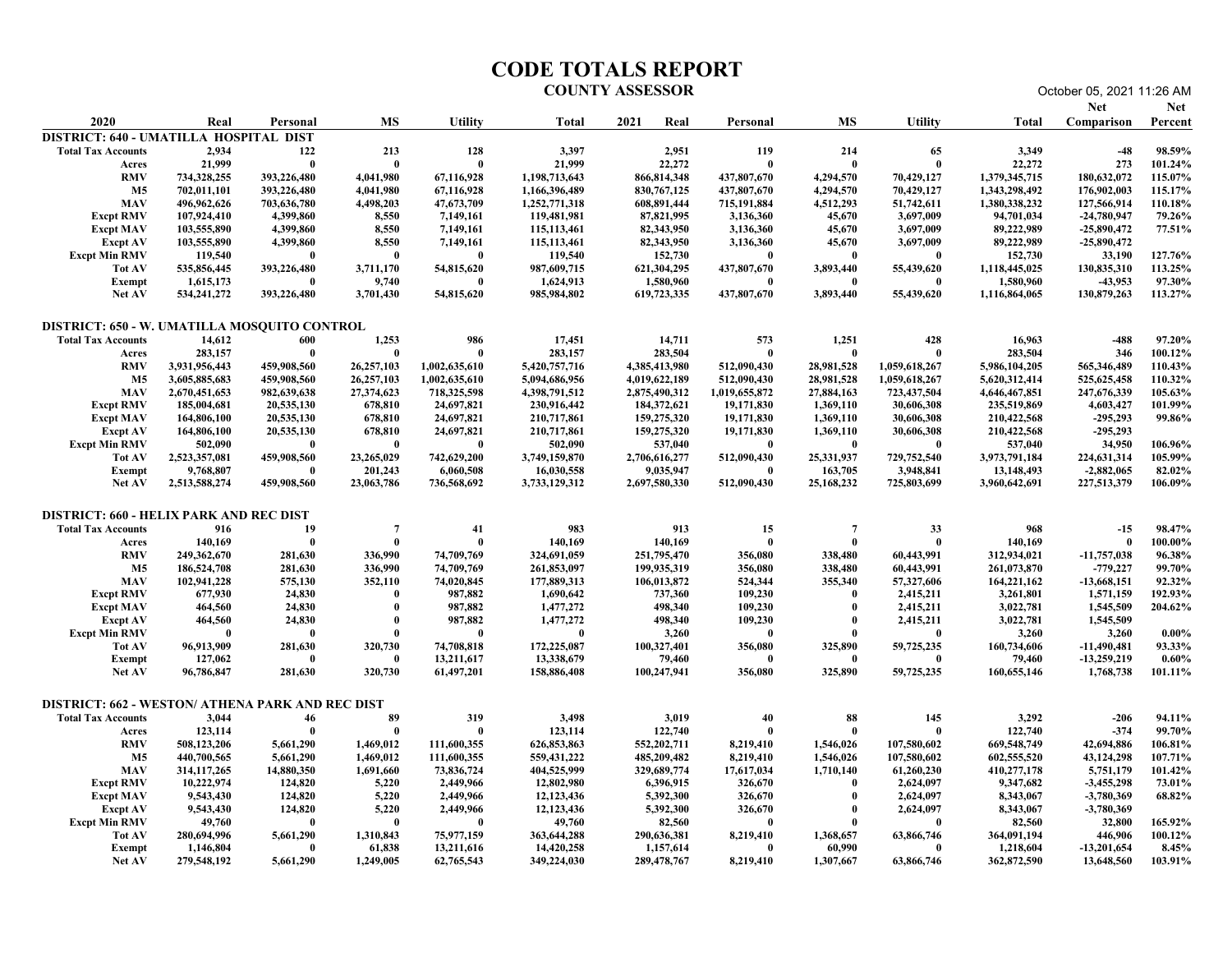# CODE TOTALS REPORT

## COUNTY ASSESSOR

October 05, 2021 11:26 AM

| 2020 | Real | Personal | MS | Utility | Total | 2021 Real | Personal | MS | Utility | Total | Net Comparison | Net Percent |
|---|---|---|---|---|---|---|---|---|---|---|---|---|
| **DISTRICT: 640 - UMATILLA HOSPITAL DIST** | | | | | | | | | | | | |
| Total Tax Accounts | 2,934 | 122 | 213 | 128 | 3,397 | 2,951 | 119 | 214 | 65 | 3,349 | -48 | 98.59% |
| Acres | 21,999 | 0 | 0 | 0 | 21,999 | 22,272 | 0 | 0 | 0 | 22,272 | 273 | 101.24% |
| RMV | 734,328,255 | 393,226,480 | 4,041,980 | 67,116,928 | 1,198,713,643 | 866,814,348 | 437,807,670 | 4,294,570 | 70,429,127 | 1,379,345,715 | 180,632,072 | 115.07% |
| M5 | 702,011,101 | 393,226,480 | 4,041,980 | 67,116,928 | 1,166,396,489 | 830,767,125 | 437,807,670 | 4,294,570 | 70,429,127 | 1,343,298,492 | 176,902,003 | 115.17% |
| MAV | 496,962,626 | 703,636,780 | 4,498,203 | 47,673,709 | 1,252,771,318 | 608,891,444 | 715,191,884 | 4,512,293 | 51,742,611 | 1,380,338,232 | 127,566,914 | 110.18% |
| Excpt RMV | 107,924,410 | 4,399,860 | 8,550 | 7,149,161 | 119,481,981 | 87,821,995 | 3,136,360 | 45,670 | 3,697,009 | 94,701,034 | -24,780,947 | 79.26% |
| Excpt MAV | 103,555,890 | 4,399,860 | 8,550 | 7,149,161 | 115,113,461 | 82,343,950 | 3,136,360 | 45,670 | 3,697,009 | 89,222,989 | -25,890,472 | 77.51% |
| Excpt AV | 103,555,890 | 4,399,860 | 8,550 | 7,149,161 | 115,113,461 | 82,343,950 | 3,136,360 | 45,670 | 3,697,009 | 89,222,989 | -25,890,472 | |
| Excpt Min RMV | 119,540 | 0 | 0 | 0 | 119,540 | 152,730 | 0 | 0 | 0 | 152,730 | 33,190 | 127.76% |
| Tot AV | 535,856,445 | 393,226,480 | 3,711,170 | 54,815,620 | 987,609,715 | 621,304,295 | 437,807,670 | 3,893,440 | 55,439,620 | 1,118,445,025 | 130,835,310 | 113.25% |
| Exempt | 1,615,173 | 0 | 9,740 | 0 | 1,624,913 | 1,580,960 | 0 | 0 | 0 | 1,580,960 | -43,953 | 97.30% |
| Net AV | 534,241,272 | 393,226,480 | 3,701,430 | 54,815,620 | 985,984,802 | 619,723,335 | 437,807,670 | 3,893,440 | 55,439,620 | 1,116,864,065 | 130,879,263 | 113.27% |
| **DISTRICT: 650 - W. UMATILLA MOSQUITO CONTROL** | | | | | | | | | | | | |
| Total Tax Accounts | 14,612 | 600 | 1,253 | 986 | 17,451 | 14,711 | 573 | 1,251 | 428 | 16,963 | -488 | 97.20% |
| Acres | 283,157 | 0 | 0 | 0 | 283,157 | 283,504 | 0 | 0 | 0 | 283,504 | 346 | 100.12% |
| RMV | 3,931,956,443 | 459,908,560 | 26,257,103 | 1,002,635,610 | 5,420,757,716 | 4,385,413,980 | 512,090,430 | 28,981,528 | 1,059,618,267 | 5,986,104,205 | 565,346,489 | 110.43% |
| M5 | 3,605,885,683 | 459,908,560 | 26,257,103 | 1,002,635,610 | 5,094,686,956 | 4,019,622,189 | 512,090,430 | 28,981,528 | 1,059,618,267 | 5,620,312,414 | 525,625,458 | 110.32% |
| MAV | 2,670,451,653 | 982,639,638 | 27,374,623 | 718,325,598 | 4,398,791,512 | 2,875,490,312 | 1,019,655,872 | 27,884,163 | 723,437,504 | 4,646,467,851 | 247,676,339 | 105.63% |
| Excpt RMV | 185,004,681 | 20,535,130 | 678,810 | 24,697,821 | 230,916,442 | 184,372,621 | 19,171,830 | 1,369,110 | 30,606,308 | 235,519,869 | 4,603,427 | 101.99% |
| Excpt MAV | 164,806,100 | 20,535,130 | 678,810 | 24,697,821 | 210,717,861 | 159,275,320 | 19,171,830 | 1,369,110 | 30,606,308 | 210,422,568 | -295,293 | 99.86% |
| Excpt AV | 164,806,100 | 20,535,130 | 678,810 | 24,697,821 | 210,717,861 | 159,275,320 | 19,171,830 | 1,369,110 | 30,606,308 | 210,422,568 | -295,293 | |
| Excpt Min RMV | 502,090 | 0 | 0 | 0 | 502,090 | 537,040 | 0 | 0 | 0 | 537,040 | 34,950 | 106.96% |
| Tot AV | 2,523,357,081 | 459,908,560 | 23,265,029 | 742,629,200 | 3,749,159,870 | 2,706,616,277 | 512,090,430 | 25,331,937 | 729,752,540 | 3,973,791,184 | 224,631,314 | 105.99% |
| Exempt | 9,768,807 | 0 | 201,243 | 6,060,508 | 16,030,558 | 9,035,947 | 0 | 163,705 | 3,948,841 | 13,148,493 | -2,882,065 | 82.02% |
| Net AV | 2,513,588,274 | 459,908,560 | 23,063,786 | 736,568,692 | 3,733,129,312 | 2,697,580,330 | 512,090,430 | 25,168,232 | 725,803,699 | 3,960,642,691 | 227,513,379 | 106.09% |
| **DISTRICT: 660 - HELIX PARK AND REC DIST** | | | | | | | | | | | | |
| Total Tax Accounts | 916 | 19 | 7 | 41 | 983 | 913 | 15 | 7 | 33 | 968 | -15 | 98.47% |
| Acres | 140,169 | 0 | 0 | 0 | 140,169 | 140,169 | 0 | 0 | 0 | 140,169 | 0 | 100.00% |
| RMV | 249,362,670 | 281,630 | 336,990 | 74,709,769 | 324,691,059 | 251,795,470 | 356,080 | 338,480 | 60,443,991 | 312,934,021 | -11,757,038 | 96.38% |
| M5 | 186,524,708 | 281,630 | 336,990 | 74,709,769 | 261,853,097 | 199,935,319 | 356,080 | 338,480 | 60,443,991 | 261,073,870 | -779,227 | 99.70% |
| MAV | 102,941,228 | 575,130 | 352,110 | 74,020,845 | 177,889,313 | 106,013,872 | 524,344 | 355,340 | 57,327,606 | 164,221,162 | -13,668,151 | 92.32% |
| Excpt RMV | 677,930 | 24,830 | 0 | 987,882 | 1,690,642 | 737,360 | 109,230 | 0 | 2,415,211 | 3,261,801 | 1,571,159 | 192.93% |
| Excpt MAV | 464,560 | 24,830 | 0 | 987,882 | 1,477,272 | 498,340 | 109,230 | 0 | 2,415,211 | 3,022,781 | 1,545,509 | 204.62% |
| Excpt AV | 464,560 | 24,830 | 0 | 987,882 | 1,477,272 | 498,340 | 109,230 | 0 | 2,415,211 | 3,022,781 | 1,545,509 | |
| Excpt Min RMV | 0 | 0 | 0 | 0 | 0 | 3,260 | 0 | 0 | 0 | 3,260 | 3,260 | 0.00% |
| Tot AV | 96,913,909 | 281,630 | 320,730 | 74,708,818 | 172,225,087 | 100,327,401 | 356,080 | 325,890 | 59,725,235 | 160,734,606 | -11,490,481 | 93.33% |
| Exempt | 127,062 | 0 | 0 | 13,211,617 | 13,338,679 | 79,460 | 0 | 0 | 0 | 79,460 | -13,259,219 | 0.60% |
| Net AV | 96,786,847 | 281,630 | 320,730 | 61,497,201 | 158,886,408 | 100,247,941 | 356,080 | 325,890 | 59,725,235 | 160,655,146 | 1,768,738 | 101.11% |
| **DISTRICT: 662 - WESTON/ ATHENA PARK AND REC DIST** | | | | | | | | | | | | |
| Total Tax Accounts | 3,044 | 46 | 89 | 319 | 3,498 | 3,019 | 40 | 88 | 145 | 3,292 | -206 | 94.11% |
| Acres | 123,114 | 0 | 0 | 0 | 123,114 | 122,740 | 0 | 0 | 0 | 122,740 | -374 | 99.70% |
| RMV | 508,123,206 | 5,661,290 | 1,469,012 | 111,600,355 | 626,853,863 | 552,202,711 | 8,219,410 | 1,546,026 | 107,580,602 | 669,548,749 | 42,694,886 | 106.81% |
| M5 | 440,700,565 | 5,661,290 | 1,469,012 | 111,600,355 | 559,431,222 | 485,209,482 | 8,219,410 | 1,546,026 | 107,580,602 | 602,555,520 | 43,124,298 | 107.71% |
| MAV | 314,117,265 | 14,880,350 | 1,691,660 | 73,836,724 | 404,525,999 | 329,689,774 | 17,617,034 | 1,710,140 | 61,260,230 | 410,277,178 | 5,751,179 | 101.42% |
| Excpt RMV | 10,222,974 | 124,820 | 5,220 | 2,449,966 | 12,802,980 | 6,396,915 | 326,670 | 0 | 2,624,097 | 9,347,682 | -3,455,298 | 73.01% |
| Excpt MAV | 9,543,430 | 124,820 | 5,220 | 2,449,966 | 12,123,436 | 5,392,300 | 326,670 | 0 | 2,624,097 | 8,343,067 | -3,780,369 | 68.82% |
| Excpt AV | 9,543,430 | 124,820 | 5,220 | 2,449,966 | 12,123,436 | 5,392,300 | 326,670 | 0 | 2,624,097 | 8,343,067 | -3,780,369 | |
| Excpt Min RMV | 49,760 | 0 | 0 | 0 | 49,760 | 82,560 | 0 | 0 | 0 | 82,560 | 32,800 | 165.92% |
| Tot AV | 280,694,996 | 5,661,290 | 1,310,843 | 75,977,159 | 363,644,288 | 290,636,381 | 8,219,410 | 1,368,657 | 63,866,746 | 364,091,194 | 446,906 | 100.12% |
| Exempt | 1,146,804 | 0 | 61,838 | 13,211,616 | 14,420,258 | 1,157,614 | 0 | 60,990 | 0 | 1,218,604 | -13,201,654 | 8.45% |
| Net AV | 279,548,192 | 5,661,290 | 1,249,005 | 62,765,543 | 349,224,030 | 289,478,767 | 8,219,410 | 1,307,667 | 63,866,746 | 362,872,590 | 13,648,560 | 103.91% |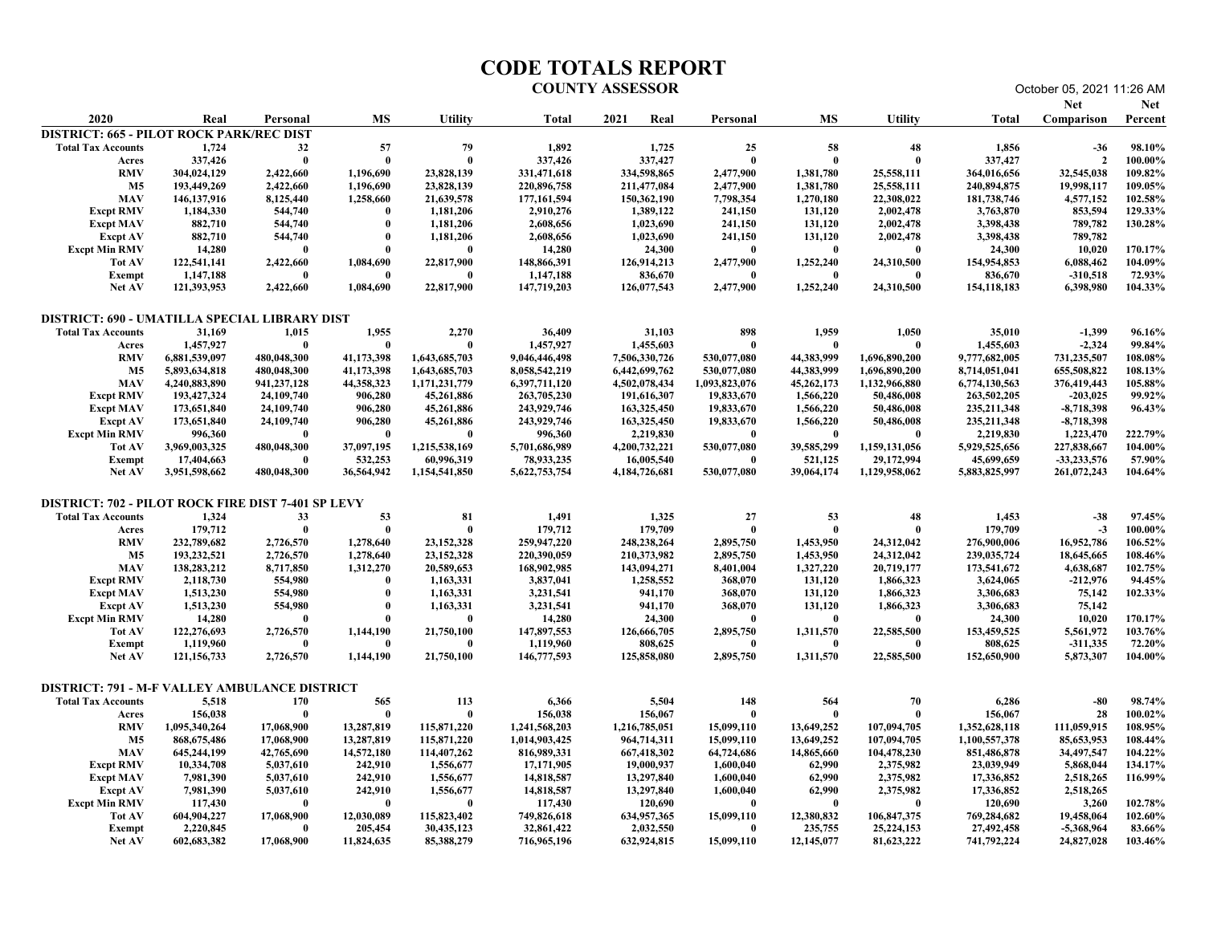# CODE TOTALS REPORT

## COUNTY ASSESSOR

October 05, 2021 11:26 AM

| 2020 | Real | Personal | MS | Utility | Total | 2021 Real | Personal | MS | Utility | Total | Net Comparison | Net Percent |
|---|---|---|---|---|---|---|---|---|---|---|---|---|
| **DISTRICT: 665 - PILOT ROCK PARK/REC DIST** | | | | | | | | | | | | |
| Total Tax Accounts | 1,724 | 32 | 57 | 79 | 1,892 | 1,725 | 25 | 58 | 48 | 1,856 | -36 | 98.10% |
| Acres | 337,426 | 0 | 0 | 0 | 337,426 | 337,427 | 0 | 0 | 0 | 337,427 | 2 | 100.00% |
| RMV | 304,024,129 | 2,422,660 | 1,196,690 | 23,828,139 | 331,471,618 | 334,598,865 | 2,477,900 | 1,381,780 | 25,558,111 | 364,016,656 | 32,545,038 | 109.82% |
| M5 | 193,449,269 | 2,422,660 | 1,196,690 | 23,828,139 | 220,896,758 | 211,477,084 | 2,477,900 | 1,381,780 | 25,558,111 | 240,894,875 | 19,998,117 | 109.05% |
| MAV | 146,137,916 | 8,125,440 | 1,258,660 | 21,639,578 | 177,161,594 | 150,362,190 | 7,798,354 | 1,270,180 | 22,308,022 | 181,738,746 | 4,577,152 | 102.58% |
| Excpt RMV | 1,184,330 | 544,740 | 0 | 1,181,206 | 2,910,276 | 1,389,122 | 241,150 | 131,120 | 2,002,478 | 3,763,870 | 853,594 | 129.33% |
| Excpt MAV | 882,710 | 544,740 | 0 | 1,181,206 | 2,608,656 | 1,023,690 | 241,150 | 131,120 | 2,002,478 | 3,398,438 | 789,782 | 130.28% |
| Excpt AV | 882,710 | 544,740 | 0 | 1,181,206 | 2,608,656 | 1,023,690 | 241,150 | 131,120 | 2,002,478 | 3,398,438 | 789,782 | |
| Excpt Min RMV | 14,280 | 0 | 0 | 0 | 14,280 | 24,300 | 0 | 0 | 0 | 24,300 | 10,020 | 170.17% |
| Tot AV | 122,541,141 | 2,422,660 | 1,084,690 | 22,817,900 | 148,866,391 | 126,914,213 | 2,477,900 | 1,252,240 | 24,310,500 | 154,954,853 | 6,088,462 | 104.09% |
| Exempt | 1,147,188 | 0 | 0 | 0 | 1,147,188 | 836,670 | 0 | 0 | 0 | 836,670 | -310,518 | 72.93% |
| Net AV | 121,393,953 | 2,422,660 | 1,084,690 | 22,817,900 | 147,719,203 | 126,077,543 | 2,477,900 | 1,252,240 | 24,310,500 | 154,118,183 | 6,398,980 | 104.33% |
| **DISTRICT: 690 - UMATILLA SPECIAL LIBRARY DIST** | | | | | | | | | | | | |
| Total Tax Accounts | 31,169 | 1,015 | 1,955 | 2,270 | 36,409 | 31,103 | 898 | 1,959 | 1,050 | 35,010 | -1,399 | 96.16% |
| Acres | 1,457,927 | 0 | 0 | 0 | 1,457,927 | 1,455,603 | 0 | 0 | 0 | 1,455,603 | -2,324 | 99.84% |
| RMV | 6,881,539,097 | 480,048,300 | 41,173,398 | 1,643,685,703 | 9,046,446,498 | 7,506,330,726 | 530,077,080 | 44,383,999 | 1,696,890,200 | 9,777,682,005 | 731,235,507 | 108.08% |
| M5 | 5,893,634,818 | 480,048,300 | 41,173,398 | 1,643,685,703 | 8,058,542,219 | 6,442,699,762 | 530,077,080 | 44,383,999 | 1,696,890,200 | 8,714,051,041 | 655,508,822 | 108.13% |
| MAV | 4,240,883,890 | 941,237,128 | 44,358,323 | 1,171,231,779 | 6,397,711,120 | 4,502,078,434 | 1,093,823,076 | 45,262,173 | 1,132,966,880 | 6,774,130,563 | 376,419,443 | 105.88% |
| Excpt RMV | 193,427,324 | 24,109,740 | 906,280 | 45,261,886 | 263,705,230 | 191,616,307 | 19,833,670 | 1,566,220 | 50,486,008 | 263,502,205 | -203,025 | 99.92% |
| Excpt MAV | 173,651,840 | 24,109,740 | 906,280 | 45,261,886 | 243,929,746 | 163,325,450 | 19,833,670 | 1,566,220 | 50,486,008 | 235,211,348 | -8,718,398 | 96.43% |
| Excpt AV | 173,651,840 | 24,109,740 | 906,280 | 45,261,886 | 243,929,746 | 163,325,450 | 19,833,670 | 1,566,220 | 50,486,008 | 235,211,348 | -8,718,398 | |
| Excpt Min RMV | 996,360 | 0 | 0 | 0 | 996,360 | 2,219,830 | 0 | 0 | 0 | 2,219,830 | 1,223,470 | 222.79% |
| Tot AV | 3,969,003,325 | 480,048,300 | 37,097,195 | 1,215,538,169 | 5,701,686,989 | 4,200,732,221 | 530,077,080 | 39,585,299 | 1,159,131,056 | 5,929,525,656 | 227,838,667 | 104.00% |
| Exempt | 17,404,663 | 0 | 532,253 | 60,996,319 | 78,933,235 | 16,005,540 | 0 | 521,125 | 29,172,994 | 45,699,659 | -33,233,576 | 57.90% |
| Net AV | 3,951,598,662 | 480,048,300 | 36,564,942 | 1,154,541,850 | 5,622,753,754 | 4,184,726,681 | 530,077,080 | 39,064,174 | 1,129,958,062 | 5,883,825,997 | 261,072,243 | 104.64% |
| **DISTRICT: 702 - PILOT ROCK FIRE DIST 7-401 SP LEVY** | | | | | | | | | | | | |
| Total Tax Accounts | 1,324 | 33 | 53 | 81 | 1,491 | 1,325 | 27 | 53 | 48 | 1,453 | -38 | 97.45% |
| Acres | 179,712 | 0 | 0 | 0 | 179,712 | 179,709 | 0 | 0 | 0 | 179,709 | -3 | 100.00% |
| RMV | 232,789,682 | 2,726,570 | 1,278,640 | 23,152,328 | 259,947,220 | 248,238,264 | 2,895,750 | 1,453,950 | 24,312,042 | 276,900,006 | 16,952,786 | 106.52% |
| M5 | 193,232,521 | 2,726,570 | 1,278,640 | 23,152,328 | 220,390,059 | 210,373,982 | 2,895,750 | 1,453,950 | 24,312,042 | 239,035,724 | 18,645,665 | 108.46% |
| MAV | 138,283,212 | 8,717,850 | 1,312,270 | 20,589,653 | 168,902,985 | 143,094,271 | 8,401,004 | 1,327,220 | 20,719,177 | 173,541,672 | 4,638,687 | 102.75% |
| Excpt RMV | 2,118,730 | 554,980 | 0 | 1,163,331 | 3,837,041 | 1,258,552 | 368,070 | 131,120 | 1,866,323 | 3,624,065 | -212,976 | 94.45% |
| Excpt MAV | 1,513,230 | 554,980 | 0 | 1,163,331 | 3,231,541 | 941,170 | 368,070 | 131,120 | 1,866,323 | 3,306,683 | 75,142 | 102.33% |
| Excpt AV | 1,513,230 | 554,980 | 0 | 1,163,331 | 3,231,541 | 941,170 | 368,070 | 131,120 | 1,866,323 | 3,306,683 | 75,142 | |
| Excpt Min RMV | 14,280 | 0 | 0 | 0 | 14,280 | 24,300 | 0 | 0 | 0 | 24,300 | 10,020 | 170.17% |
| Tot AV | 122,276,693 | 2,726,570 | 1,144,190 | 21,750,100 | 147,897,553 | 126,666,705 | 2,895,750 | 1,311,570 | 22,585,500 | 153,459,525 | 5,561,972 | 103.76% |
| Exempt | 1,119,960 | 0 | 0 | 0 | 1,119,960 | 808,625 | 0 | 0 | 0 | 808,625 | -311,335 | 72.20% |
| Net AV | 121,156,733 | 2,726,570 | 1,144,190 | 21,750,100 | 146,777,593 | 125,858,080 | 2,895,750 | 1,311,570 | 22,585,500 | 152,650,900 | 5,873,307 | 104.00% |
| **DISTRICT: 791 - M-F VALLEY AMBULANCE DISTRICT** | | | | | | | | | | | | |
| Total Tax Accounts | 5,518 | 170 | 565 | 113 | 6,366 | 5,504 | 148 | 564 | 70 | 6,286 | -80 | 98.74% |
| Acres | 156,038 | 0 | 0 | 0 | 156,038 | 156,067 | 0 | 0 | 0 | 156,067 | 28 | 100.02% |
| RMV | 1,095,340,264 | 17,068,900 | 13,287,819 | 115,871,220 | 1,241,568,203 | 1,216,785,051 | 15,099,110 | 13,649,252 | 107,094,705 | 1,352,628,118 | 111,059,915 | 108.95% |
| M5 | 868,675,486 | 17,068,900 | 13,287,819 | 115,871,220 | 1,014,903,425 | 964,714,311 | 15,099,110 | 13,649,252 | 107,094,705 | 1,100,557,378 | 85,653,953 | 108.44% |
| MAV | 645,244,199 | 42,765,690 | 14,572,180 | 114,407,262 | 816,989,331 | 667,418,302 | 64,724,686 | 14,865,660 | 104,478,230 | 851,486,878 | 34,497,547 | 104.22% |
| Excpt RMV | 10,334,708 | 5,037,610 | 242,910 | 1,556,677 | 17,171,905 | 19,000,937 | 1,600,040 | 62,990 | 2,375,982 | 23,039,949 | 5,868,044 | 134.17% |
| Excpt MAV | 7,981,390 | 5,037,610 | 242,910 | 1,556,677 | 14,818,587 | 13,297,840 | 1,600,040 | 62,990 | 2,375,982 | 17,336,852 | 2,518,265 | 116.99% |
| Excpt AV | 7,981,390 | 5,037,610 | 242,910 | 1,556,677 | 14,818,587 | 13,297,840 | 1,600,040 | 62,990 | 2,375,982 | 17,336,852 | 2,518,265 | |
| Excpt Min RMV | 117,430 | 0 | 0 | 0 | 117,430 | 120,690 | 0 | 0 | 0 | 120,690 | 3,260 | 102.78% |
| Tot AV | 604,904,227 | 17,068,900 | 12,030,089 | 115,823,402 | 749,826,618 | 634,957,365 | 15,099,110 | 12,380,832 | 106,847,375 | 769,284,682 | 19,458,064 | 102.60% |
| Exempt | 2,220,845 | 0 | 205,454 | 30,435,123 | 32,861,422 | 2,032,550 | 0 | 235,755 | 25,224,153 | 27,492,458 | -5,368,964 | 83.66% |
| Net AV | 602,683,382 | 17,068,900 | 11,824,635 | 85,388,279 | 716,965,196 | 632,924,815 | 15,099,110 | 12,145,077 | 81,623,222 | 741,792,224 | 24,827,028 | 103.46% |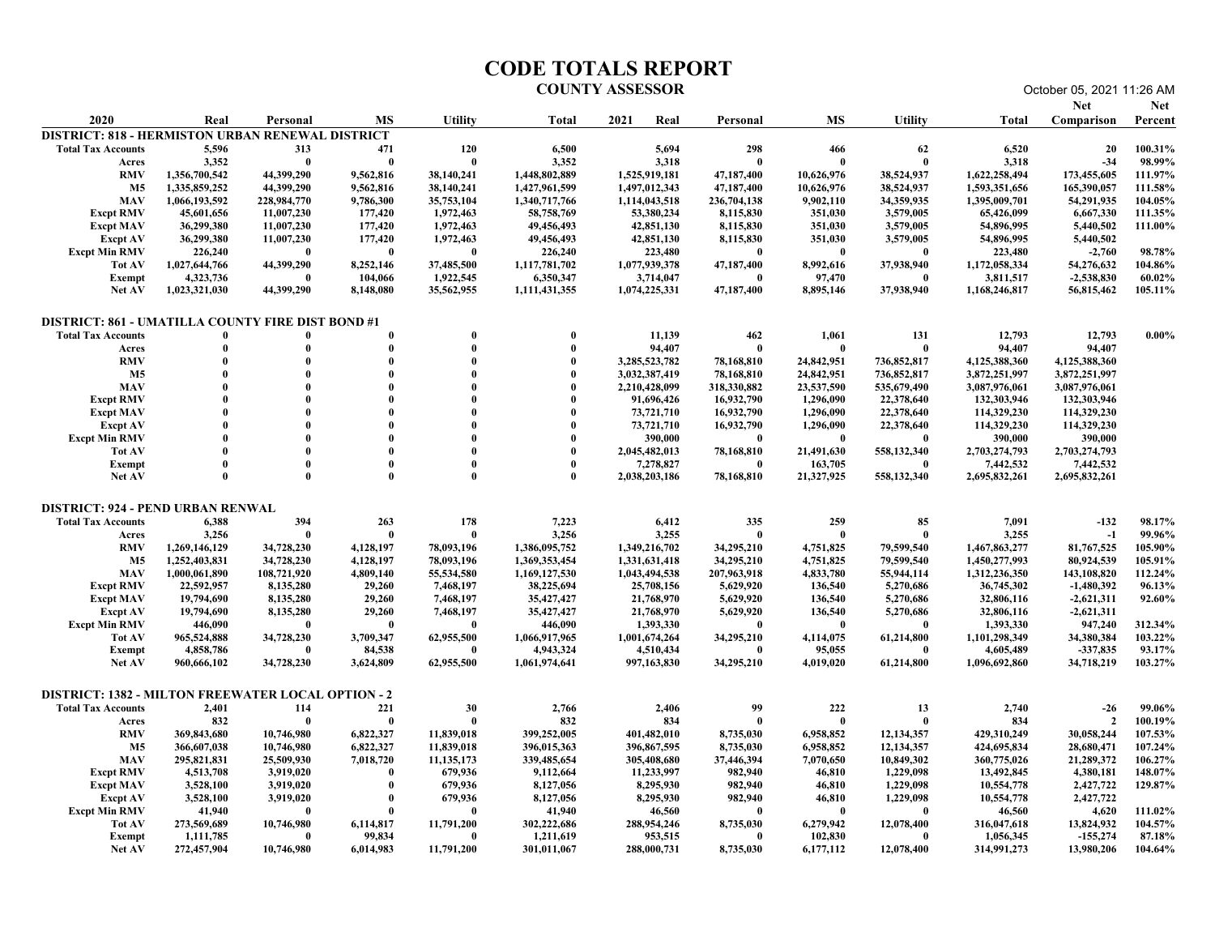# CODE TOTALS REPORT

## COUNTY ASSESSOR

October 05, 2021 11:26 AM

| 2020 | Real | Personal | MS | Utility | Total | 2021 Real | Personal | MS | Utility | Total | Net Comparison | Net Percent |
|---|---|---|---|---|---|---|---|---|---|---|---|---|
| **DISTRICT: 818 - HERMISTON URBAN RENEWAL DISTRICT** | | | | | | | | | | | | |
| Total Tax Accounts | 5,596 | 313 | 471 | 120 | 6,500 | 5,694 | 298 | 466 | 62 | 6,520 | 20 | 100.31% |
| Acres | 3,352 | 0 | 0 | 0 | 3,352 | 3,318 | 0 | 0 | 0 | 3,318 | -34 | 98.99% |
| RMV | 1,356,700,542 | 44,399,290 | 9,562,816 | 38,140,241 | 1,448,802,889 | 1,525,919,181 | 47,187,400 | 10,626,976 | 38,524,937 | 1,622,258,494 | 173,455,605 | 111.97% |
| M5 | 1,335,859,252 | 44,399,290 | 9,562,816 | 38,140,241 | 1,427,961,599 | 1,497,012,343 | 47,187,400 | 10,626,976 | 38,524,937 | 1,593,351,656 | 165,390,057 | 111.58% |
| MAV | 1,066,193,592 | 228,984,770 | 9,786,300 | 35,753,104 | 1,340,717,766 | 1,114,043,518 | 236,704,138 | 9,902,110 | 34,359,935 | 1,395,009,701 | 54,291,935 | 104.05% |
| Excpt RMV | 45,601,656 | 11,007,230 | 177,420 | 1,972,463 | 58,758,769 | 53,380,234 | 8,115,830 | 351,030 | 3,579,005 | 65,426,099 | 6,667,330 | 111.35% |
| Excpt MAV | 36,299,380 | 11,007,230 | 177,420 | 1,972,463 | 49,456,493 | 42,851,130 | 8,115,830 | 351,030 | 3,579,005 | 54,896,995 | 5,440,502 | 111.00% |
| Excpt AV | 36,299,380 | 11,007,230 | 177,420 | 1,972,463 | 49,456,493 | 42,851,130 | 8,115,830 | 351,030 | 3,579,005 | 54,896,995 | 5,440,502 | |
| Excpt Min RMV | 226,240 | 0 | 0 | 0 | 226,240 | 223,480 | 0 | 0 | 0 | 223,480 | -2,760 | 98.78% |
| Tot AV | 1,027,644,766 | 44,399,290 | 8,252,146 | 37,485,500 | 1,117,781,702 | 1,077,939,378 | 47,187,400 | 8,992,616 | 37,938,940 | 1,172,058,334 | 54,276,632 | 104.86% |
| Exempt | 4,323,736 | 0 | 104,066 | 1,922,545 | 6,350,347 | 3,714,047 | 0 | 97,470 | 0 | 3,811,517 | -2,538,830 | 60.02% |
| Net AV | 1,023,321,030 | 44,399,290 | 8,148,080 | 35,562,955 | 1,111,431,355 | 1,074,225,331 | 47,187,400 | 8,895,146 | 37,938,940 | 1,168,246,817 | 56,815,462 | 105.11% |
| **DISTRICT: 861 - UMATILLA COUNTY FIRE DIST BOND #1** | | | | | | | | | | | | |
| Total Tax Accounts | 0 | 0 | 0 | 0 | 0 | 11,139 | 462 | 1,061 | 131 | 12,793 | 12,793 | 0.00% |
| Acres | 0 | 0 | 0 | 0 | 0 | 94,407 | 0 | 0 | 0 | 94,407 | 94,407 | |
| RMV | 0 | 0 | 0 | 0 | 0 | 3,285,523,782 | 78,168,810 | 24,842,951 | 736,852,817 | 4,125,388,360 | 4,125,388,360 | |
| M5 | 0 | 0 | 0 | 0 | 0 | 3,032,387,419 | 78,168,810 | 24,842,951 | 736,852,817 | 3,872,251,997 | 3,872,251,997 | |
| MAV | 0 | 0 | 0 | 0 | 0 | 2,210,428,099 | 318,330,882 | 23,537,590 | 535,679,490 | 3,087,976,061 | 3,087,976,061 | |
| Excpt RMV | 0 | 0 | 0 | 0 | 0 | 91,696,426 | 16,932,790 | 1,296,090 | 22,378,640 | 132,303,946 | 132,303,946 | |
| Excpt MAV | 0 | 0 | 0 | 0 | 0 | 73,721,710 | 16,932,790 | 1,296,090 | 22,378,640 | 114,329,230 | 114,329,230 | |
| Excpt AV | 0 | 0 | 0 | 0 | 0 | 73,721,710 | 16,932,790 | 1,296,090 | 22,378,640 | 114,329,230 | 114,329,230 | |
| Excpt Min RMV | 0 | 0 | 0 | 0 | 0 | 390,000 | 0 | 0 | 0 | 390,000 | 390,000 | |
| Tot AV | 0 | 0 | 0 | 0 | 0 | 2,045,482,013 | 78,168,810 | 21,491,630 | 558,132,340 | 2,703,274,793 | 2,703,274,793 | |
| Exempt | 0 | 0 | 0 | 0 | 0 | 7,278,827 | 0 | 163,705 | 0 | 7,442,532 | 7,442,532 | |
| Net AV | 0 | 0 | 0 | 0 | 0 | 2,038,203,186 | 78,168,810 | 21,327,925 | 558,132,340 | 2,695,832,261 | 2,695,832,261 | |
| **DISTRICT: 924 - PEND URBAN RENWAL** | | | | | | | | | | | | |
| Total Tax Accounts | 6,388 | 394 | 263 | 178 | 7,223 | 6,412 | 335 | 259 | 85 | 7,091 | -132 | 98.17% |
| Acres | 3,256 | 0 | 0 | 0 | 3,256 | 3,255 | 0 | 0 | 0 | 3,255 | -1 | 99.96% |
| RMV | 1,269,146,129 | 34,728,230 | 4,128,197 | 78,093,196 | 1,386,095,752 | 1,349,216,702 | 34,295,210 | 4,751,825 | 79,599,540 | 1,467,863,277 | 81,767,525 | 105.90% |
| M5 | 1,252,403,831 | 34,728,230 | 4,128,197 | 78,093,196 | 1,369,353,454 | 1,331,631,418 | 34,295,210 | 4,751,825 | 79,599,540 | 1,450,277,993 | 80,924,539 | 105.91% |
| MAV | 1,000,061,890 | 108,721,920 | 4,809,140 | 55,534,580 | 1,169,127,530 | 1,043,494,538 | 207,963,918 | 4,833,780 | 55,944,114 | 1,312,236,350 | 143,108,820 | 112.24% |
| Excpt RMV | 22,592,957 | 8,135,280 | 29,260 | 7,468,197 | 38,225,694 | 25,708,156 | 5,629,920 | 136,540 | 5,270,686 | 36,745,302 | -1,480,392 | 96.13% |
| Excpt MAV | 19,794,690 | 8,135,280 | 29,260 | 7,468,197 | 35,427,427 | 21,768,970 | 5,629,920 | 136,540 | 5,270,686 | 32,806,116 | -2,621,311 | 92.60% |
| Excpt AV | 19,794,690 | 8,135,280 | 29,260 | 7,468,197 | 35,427,427 | 21,768,970 | 5,629,920 | 136,540 | 5,270,686 | 32,806,116 | -2,621,311 | |
| Excpt Min RMV | 446,090 | 0 | 0 | 0 | 446,090 | 1,393,330 | 0 | 0 | 0 | 1,393,330 | 947,240 | 312.34% |
| Tot AV | 965,524,888 | 34,728,230 | 3,709,347 | 62,955,500 | 1,066,917,965 | 1,001,674,264 | 34,295,210 | 4,114,075 | 61,214,800 | 1,101,298,349 | 34,380,384 | 103.22% |
| Exempt | 4,858,786 | 0 | 84,538 | 0 | 4,943,324 | 4,510,434 | 0 | 95,055 | 0 | 4,605,489 | -337,835 | 93.17% |
| Net AV | 960,666,102 | 34,728,230 | 3,624,809 | 62,955,500 | 1,061,974,641 | 997,163,830 | 34,295,210 | 4,019,020 | 61,214,800 | 1,096,692,860 | 34,718,219 | 103.27% |
| **DISTRICT: 1382 - MILTON FREEWATER LOCAL OPTION - 2** | | | | | | | | | | | | |
| Total Tax Accounts | 2,401 | 114 | 221 | 30 | 2,766 | 2,406 | 99 | 222 | 13 | 2,740 | -26 | 99.06% |
| Acres | 832 | 0 | 0 | 0 | 832 | 834 | 0 | 0 | 0 | 834 | 2 | 100.19% |
| RMV | 369,843,680 | 10,746,980 | 6,822,327 | 11,839,018 | 399,252,005 | 401,482,010 | 8,735,030 | 6,958,852 | 12,134,357 | 429,310,249 | 30,058,244 | 107.53% |
| M5 | 366,607,038 | 10,746,980 | 6,822,327 | 11,839,018 | 396,015,363 | 396,867,595 | 8,735,030 | 6,958,852 | 12,134,357 | 424,695,834 | 28,680,471 | 107.24% |
| MAV | 295,821,831 | 25,509,930 | 7,018,720 | 11,135,173 | 339,485,654 | 305,408,680 | 37,446,394 | 7,070,650 | 10,849,302 | 360,775,026 | 21,289,372 | 106.27% |
| Excpt RMV | 4,513,708 | 3,919,020 | 0 | 679,936 | 9,112,664 | 11,233,997 | 982,940 | 46,810 | 1,229,098 | 13,492,845 | 4,380,181 | 148.07% |
| Excpt MAV | 3,528,100 | 3,919,020 | 0 | 679,936 | 8,127,056 | 8,295,930 | 982,940 | 46,810 | 1,229,098 | 10,554,778 | 2,427,722 | 129.87% |
| Excpt AV | 3,528,100 | 3,919,020 | 0 | 679,936 | 8,127,056 | 8,295,930 | 982,940 | 46,810 | 1,229,098 | 10,554,778 | 2,427,722 | |
| Excpt Min RMV | 41,940 | 0 | 0 | 0 | 41,940 | 46,560 | 0 | 0 | 0 | 46,560 | 4,620 | 111.02% |
| Tot AV | 273,569,689 | 10,746,980 | 6,114,817 | 11,791,200 | 302,222,686 | 288,954,246 | 8,735,030 | 6,279,942 | 12,078,400 | 316,047,618 | 13,824,932 | 104.57% |
| Exempt | 1,111,785 | 0 | 99,834 | 0 | 1,211,619 | 953,515 | 0 | 102,830 | 0 | 1,056,345 | -155,274 | 87.18% |
| Net AV | 272,457,904 | 10,746,980 | 6,014,983 | 11,791,200 | 301,011,067 | 288,000,731 | 8,735,030 | 6,177,112 | 12,078,400 | 314,991,273 | 13,980,206 | 104.64% |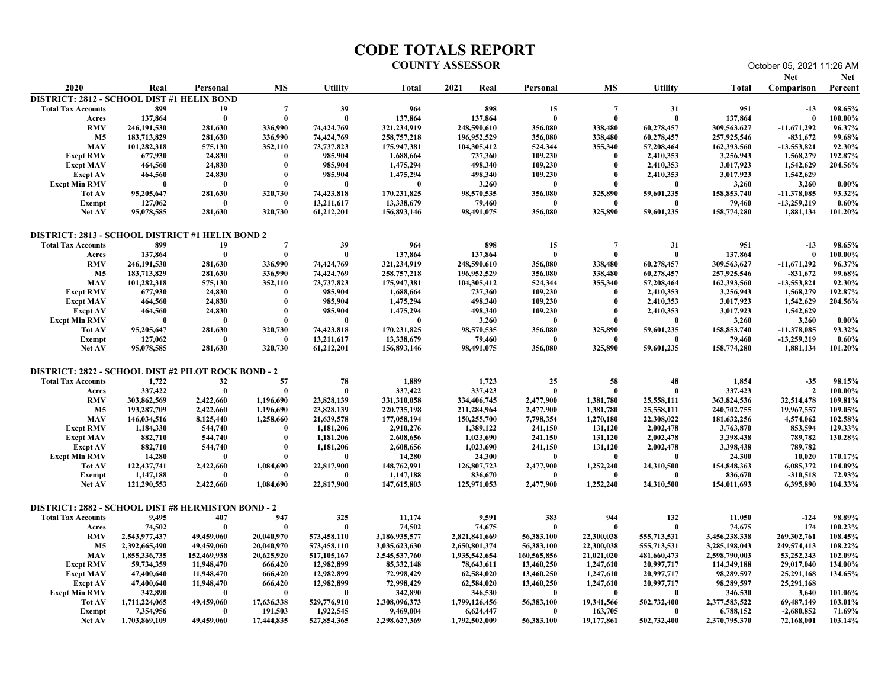# CODE TOTALS REPORT

## COUNTY ASSESSOR

October 05, 2021 11:26 AM

| 2020 | Real | Personal | MS | Utility | Total | 2021 Real | Personal | MS | Utility | Total | Net Comparison | Net Percent |
|---|---|---|---|---|---|---|---|---|---|---|---|---|
| **DISTRICT: 2812 - SCHOOL DIST #1 HELIX BOND** | | | | | | | | | | | | |
| Total Tax Accounts | 899 | 19 | 7 | 39 | 964 | 898 | 15 | 7 | 31 | 951 | -13 | 98.65% |
| Acres | 137,864 | 0 | 0 | 0 | 137,864 | 137,864 | 0 | 0 | 0 | 137,864 | 0 | 100.00% |
| RMV | 246,191,530 | 281,630 | 336,990 | 74,424,769 | 321,234,919 | 248,590,610 | 356,080 | 338,480 | 60,278,457 | 309,563,627 | -11,671,292 | 96.37% |
| M5 | 183,713,829 | 281,630 | 336,990 | 74,424,769 | 258,757,218 | 196,952,529 | 356,080 | 338,480 | 60,278,457 | 257,925,546 | -831,672 | 99.68% |
| MAV | 101,282,318 | 575,130 | 352,110 | 73,737,823 | 175,947,381 | 104,305,412 | 524,344 | 355,340 | 57,208,464 | 162,393,560 | -13,553,821 | 92.30% |
| Excpt RMV | 677,930 | 24,830 | 0 | 985,904 | 1,688,664 | 737,360 | 109,230 | 0 | 2,410,353 | 3,256,943 | 1,568,279 | 192.87% |
| Excpt MAV | 464,560 | 24,830 | 0 | 985,904 | 1,475,294 | 498,340 | 109,230 | 0 | 2,410,353 | 3,017,923 | 1,542,629 | 204.56% |
| Excpt AV | 464,560 | 24,830 | 0 | 985,904 | 1,475,294 | 498,340 | 109,230 | 0 | 2,410,353 | 3,017,923 | 1,542,629 | |
| Excpt Min RMV | 0 | 0 | 0 | 0 | 0 | 3,260 | 0 | 0 | 0 | 3,260 | 3,260 | 0.00% |
| Tot AV | 95,205,647 | 281,630 | 320,730 | 74,423,818 | 170,231,825 | 98,570,535 | 356,080 | 325,890 | 59,601,235 | 158,853,740 | -11,378,085 | 93.32% |
| Exempt | 127,062 | 0 | 0 | 13,211,617 | 13,338,679 | 79,460 | 0 | 0 | 0 | 79,460 | -13,259,219 | 0.60% |
| Net AV | 95,078,585 | 281,630 | 320,730 | 61,212,201 | 156,893,146 | 98,491,075 | 356,080 | 325,890 | 59,601,235 | 158,774,280 | 1,881,134 | 101.20% |
| **DISTRICT: 2813 - SCHOOL DISTRICT #1 HELIX BOND 2** | | | | | | | | | | | | |
| Total Tax Accounts | 899 | 19 | 7 | 39 | 964 | 898 | 15 | 7 | 31 | 951 | -13 | 98.65% |
| Acres | 137,864 | 0 | 0 | 0 | 137,864 | 137,864 | 0 | 0 | 0 | 137,864 | 0 | 100.00% |
| RMV | 246,191,530 | 281,630 | 336,990 | 74,424,769 | 321,234,919 | 248,590,610 | 356,080 | 338,480 | 60,278,457 | 309,563,627 | -11,671,292 | 96.37% |
| M5 | 183,713,829 | 281,630 | 336,990 | 74,424,769 | 258,757,218 | 196,952,529 | 356,080 | 338,480 | 60,278,457 | 257,925,546 | -831,672 | 99.68% |
| MAV | 101,282,318 | 575,130 | 352,110 | 73,737,823 | 175,947,381 | 104,305,412 | 524,344 | 355,340 | 57,208,464 | 162,393,560 | -13,553,821 | 92.30% |
| Excpt RMV | 677,930 | 24,830 | 0 | 985,904 | 1,688,664 | 737,360 | 109,230 | 0 | 2,410,353 | 3,256,943 | 1,568,279 | 192.87% |
| Excpt MAV | 464,560 | 24,830 | 0 | 985,904 | 1,475,294 | 498,340 | 109,230 | 0 | 2,410,353 | 3,017,923 | 1,542,629 | 204.56% |
| Excpt AV | 464,560 | 24,830 | 0 | 985,904 | 1,475,294 | 498,340 | 109,230 | 0 | 2,410,353 | 3,017,923 | 1,542,629 | |
| Excpt Min RMV | 0 | 0 | 0 | 0 | 0 | 3,260 | 0 | 0 | 0 | 3,260 | 3,260 | 0.00% |
| Tot AV | 95,205,647 | 281,630 | 320,730 | 74,423,818 | 170,231,825 | 98,570,535 | 356,080 | 325,890 | 59,601,235 | 158,853,740 | -11,378,085 | 93.32% |
| Exempt | 127,062 | 0 | 0 | 13,211,617 | 13,338,679 | 79,460 | 0 | 0 | 0 | 79,460 | -13,259,219 | 0.60% |
| Net AV | 95,078,585 | 281,630 | 320,730 | 61,212,201 | 156,893,146 | 98,491,075 | 356,080 | 325,890 | 59,601,235 | 158,774,280 | 1,881,134 | 101.20% |
| **DISTRICT: 2822 - SCHOOL DIST #2 PILOT ROCK BOND - 2** | | | | | | | | | | | | |
| Total Tax Accounts | 1,722 | 32 | 57 | 78 | 1,889 | 1,723 | 25 | 58 | 48 | 1,854 | -35 | 98.15% |
| Acres | 337,422 | 0 | 0 | 0 | 337,422 | 337,423 | 0 | 0 | 0 | 337,423 | 2 | 100.00% |
| RMV | 303,862,569 | 2,422,660 | 1,196,690 | 23,828,139 | 331,310,058 | 334,406,745 | 2,477,900 | 1,381,780 | 25,558,111 | 363,824,536 | 32,514,478 | 109.81% |
| M5 | 193,287,709 | 2,422,660 | 1,196,690 | 23,828,139 | 220,735,198 | 211,284,964 | 2,477,900 | 1,381,780 | 25,558,111 | 240,702,755 | 19,967,557 | 109.05% |
| MAV | 146,034,516 | 8,125,440 | 1,258,660 | 21,639,578 | 177,058,194 | 150,255,700 | 7,798,354 | 1,270,180 | 22,308,022 | 181,632,256 | 4,574,062 | 102.58% |
| Excpt RMV | 1,184,330 | 544,740 | 0 | 1,181,206 | 2,910,276 | 1,389,122 | 241,150 | 131,120 | 2,002,478 | 3,763,870 | 853,594 | 129.33% |
| Excpt MAV | 882,710 | 544,740 | 0 | 1,181,206 | 2,608,656 | 1,023,690 | 241,150 | 131,120 | 2,002,478 | 3,398,438 | 789,782 | 130.28% |
| Excpt AV | 882,710 | 544,740 | 0 | 1,181,206 | 2,608,656 | 1,023,690 | 241,150 | 131,120 | 2,002,478 | 3,398,438 | 789,782 | |
| Excpt Min RMV | 14,280 | 0 | 0 | 0 | 14,280 | 24,300 | 0 | 0 | 0 | 24,300 | 10,020 | 170.17% |
| Tot AV | 122,437,741 | 2,422,660 | 1,084,690 | 22,817,900 | 148,762,991 | 126,807,723 | 2,477,900 | 1,252,240 | 24,310,500 | 154,848,363 | 6,085,372 | 104.09% |
| Exempt | 1,147,188 | 0 | 0 | 0 | 1,147,188 | 836,670 | 0 | 0 | 0 | 836,670 | -310,518 | 72.93% |
| Net AV | 121,290,553 | 2,422,660 | 1,084,690 | 22,817,900 | 147,615,803 | 125,971,053 | 2,477,900 | 1,252,240 | 24,310,500 | 154,011,693 | 6,395,890 | 104.33% |
| **DISTRICT: 2882 - SCHOOL DIST #8 HERMISTON BOND - 2** | | | | | | | | | | | | |
| Total Tax Accounts | 9,495 | 407 | 947 | 325 | 11,174 | 9,591 | 383 | 944 | 132 | 11,050 | -124 | 98.89% |
| Acres | 74,502 | 0 | 0 | 0 | 74,502 | 74,675 | 0 | 0 | 0 | 74,675 | 174 | 100.23% |
| RMV | 2,543,977,437 | 49,459,060 | 20,040,970 | 573,458,110 | 3,186,935,577 | 2,821,841,669 | 56,383,100 | 22,300,038 | 555,713,531 | 3,456,238,338 | 269,302,761 | 108.45% |
| M5 | 2,392,665,490 | 49,459,060 | 20,040,970 | 573,458,110 | 3,035,623,630 | 2,650,801,374 | 56,383,100 | 22,300,038 | 555,713,531 | 3,285,198,043 | 249,574,413 | 108.22% |
| MAV | 1,855,336,735 | 152,469,938 | 20,625,920 | 517,105,167 | 2,545,537,760 | 1,935,542,654 | 160,565,856 | 21,021,020 | 481,660,473 | 2,598,790,003 | 53,252,243 | 102.09% |
| Excpt RMV | 59,734,359 | 11,948,470 | 666,420 | 12,982,899 | 85,332,148 | 78,643,611 | 13,460,250 | 1,247,610 | 20,997,717 | 114,349,188 | 29,017,040 | 134.00% |
| Excpt MAV | 47,400,640 | 11,948,470 | 666,420 | 12,982,899 | 72,998,429 | 62,584,020 | 13,460,250 | 1,247,610 | 20,997,717 | 98,289,597 | 25,291,168 | 134.65% |
| Excpt AV | 47,400,640 | 11,948,470 | 666,420 | 12,982,899 | 72,998,429 | 62,584,020 | 13,460,250 | 1,247,610 | 20,997,717 | 98,289,597 | 25,291,168 | |
| Excpt Min RMV | 342,890 | 0 | 0 | 0 | 342,890 | 346,530 | 0 | 0 | 0 | 346,530 | 3,640 | 101.06% |
| Tot AV | 1,711,224,065 | 49,459,060 | 17,636,338 | 529,776,910 | 2,308,096,373 | 1,799,126,456 | 56,383,100 | 19,341,566 | 502,732,400 | 2,377,583,522 | 69,487,149 | 103.01% |
| Exempt | 7,354,956 | 0 | 191,503 | 1,922,545 | 9,469,004 | 6,624,447 | 0 | 163,705 | 0 | 6,788,152 | -2,680,852 | 71.69% |
| Net AV | 1,703,869,109 | 49,459,060 | 17,444,835 | 527,854,365 | 2,298,627,369 | 1,792,502,009 | 56,383,100 | 19,177,861 | 502,732,400 | 2,370,795,370 | 72,168,001 | 103.14% |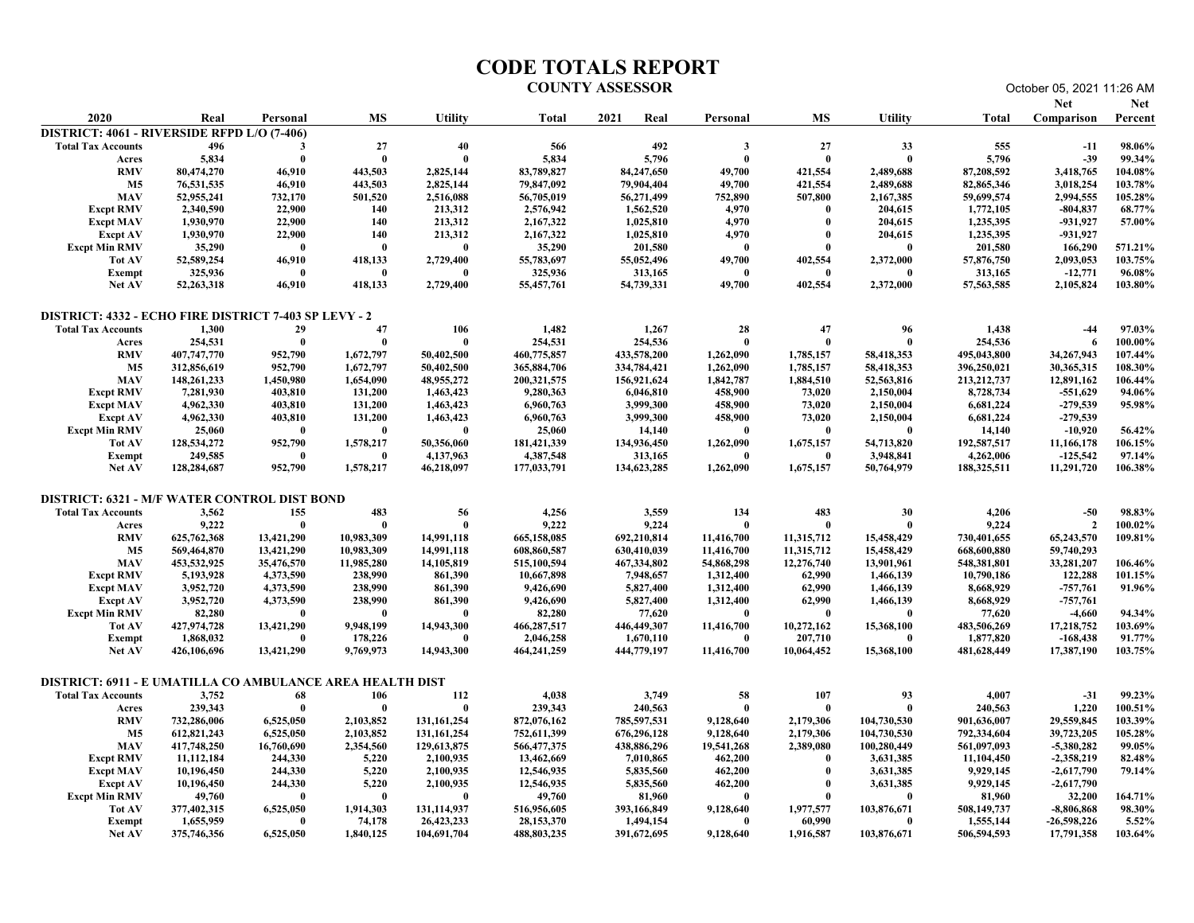# CODE TOTALS REPORT

## COUNTY ASSESSOR

October 05, 2021 11:26 AM

| 2020 | Real | Personal | MS | Utility | Total | 2021 Real | Personal | MS | Utility | Total | Net Comparison | Net Percent |
|---|---|---|---|---|---|---|---|---|---|---|---|---|
| **DISTRICT: 4061 - RIVERSIDE RFPD L/O (7-406)** | | | | | | | | | | | | |
| Total Tax Accounts | 496 | 3 | 27 | 40 | 566 | 492 | 3 | 27 | 33 | 555 | -11 | 98.06% |
| Acres | 5,834 | 0 | 0 | 0 | 5,834 | 5,796 | 0 | 0 | 0 | 5,796 | -39 | 99.34% |
| RMV | 80,474,270 | 46,910 | 443,503 | 2,825,144 | 83,789,827 | 84,247,650 | 49,700 | 421,554 | 2,489,688 | 87,208,592 | 3,418,765 | 104.08% |
| M5 | 76,531,535 | 46,910 | 443,503 | 2,825,144 | 79,847,092 | 79,904,404 | 49,700 | 421,554 | 2,489,688 | 82,865,346 | 3,018,254 | 103.78% |
| MAV | 52,955,241 | 732,170 | 501,520 | 2,516,088 | 56,705,019 | 56,271,499 | 752,890 | 507,800 | 2,167,385 | 59,699,574 | 2,994,555 | 105.28% |
| Excpt RMV | 2,340,590 | 22,900 | 140 | 213,312 | 2,576,942 | 1,562,520 | 4,970 | 0 | 204,615 | 1,772,105 | -804,837 | 68.77% |
| Excpt MAV | 1,930,970 | 22,900 | 140 | 213,312 | 2,167,322 | 1,025,810 | 4,970 | 0 | 204,615 | 1,235,395 | -931,927 | 57.00% |
| Excpt AV | 1,930,970 | 22,900 | 140 | 213,312 | 2,167,322 | 1,025,810 | 4,970 | 0 | 204,615 | 1,235,395 | -931,927 | |
| Excpt Min RMV | 35,290 | 0 | 0 | 0 | 35,290 | 201,580 | 0 | 0 | 0 | 201,580 | 166,290 | 571.21% |
| Tot AV | 52,589,254 | 46,910 | 418,133 | 2,729,400 | 55,783,697 | 55,052,496 | 49,700 | 402,554 | 2,372,000 | 57,876,750 | 2,093,053 | 103.75% |
| Exempt | 325,936 | 0 | 0 | 0 | 325,936 | 313,165 | 0 | 0 | 0 | 313,165 | -12,771 | 96.08% |
| Net AV | 52,263,318 | 46,910 | 418,133 | 2,729,400 | 55,457,761 | 54,739,331 | 49,700 | 402,554 | 2,372,000 | 57,563,585 | 2,105,824 | 103.80% |
| **DISTRICT: 4332 - ECHO FIRE DISTRICT 7-403 SP LEVY - 2** | | | | | | | | | | | | |
| Total Tax Accounts | 1,300 | 29 | 47 | 106 | 1,482 | 1,267 | 28 | 47 | 96 | 1,438 | -44 | 97.03% |
| Acres | 254,531 | 0 | 0 | 0 | 254,531 | 254,536 | 0 | 0 | 0 | 254,536 | 6 | 100.00% |
| RMV | 407,747,770 | 952,790 | 1,672,797 | 50,402,500 | 460,775,857 | 433,578,200 | 1,262,090 | 1,785,157 | 58,418,353 | 495,043,800 | 34,267,943 | 107.44% |
| M5 | 312,856,619 | 952,790 | 1,672,797 | 50,402,500 | 365,884,706 | 334,784,421 | 1,262,090 | 1,785,157 | 58,418,353 | 396,250,021 | 30,365,315 | 108.30% |
| MAV | 148,261,233 | 1,450,980 | 1,654,090 | 48,955,272 | 200,321,575 | 156,921,624 | 1,842,787 | 1,884,510 | 52,563,816 | 213,212,737 | 12,891,162 | 106.44% |
| Excpt RMV | 7,281,930 | 403,810 | 131,200 | 1,463,423 | 9,280,363 | 6,046,810 | 458,900 | 73,020 | 2,150,004 | 8,728,734 | -551,629 | 94.06% |
| Excpt MAV | 4,962,330 | 403,810 | 131,200 | 1,463,423 | 6,960,763 | 3,999,300 | 458,900 | 73,020 | 2,150,004 | 6,681,224 | -279,539 | 95.98% |
| Excpt AV | 4,962,330 | 403,810 | 131,200 | 1,463,423 | 6,960,763 | 3,999,300 | 458,900 | 73,020 | 2,150,004 | 6,681,224 | -279,539 | |
| Excpt Min RMV | 25,060 | 0 | 0 | 0 | 25,060 | 14,140 | 0 | 0 | 0 | 14,140 | -10,920 | 56.42% |
| Tot AV | 128,534,272 | 952,790 | 1,578,217 | 50,356,060 | 181,421,339 | 134,936,450 | 1,262,090 | 1,675,157 | 54,713,820 | 192,587,517 | 11,166,178 | 106.15% |
| Exempt | 249,585 | 0 | 0 | 4,137,963 | 4,387,548 | 313,165 | 0 | 0 | 3,948,841 | 4,262,006 | -125,542 | 97.14% |
| Net AV | 128,284,687 | 952,790 | 1,578,217 | 46,218,097 | 177,033,791 | 134,623,285 | 1,262,090 | 1,675,157 | 50,764,979 | 188,325,511 | 11,291,720 | 106.38% |
| **DISTRICT: 6321 - M/F WATER CONTROL DIST BOND** | | | | | | | | | | | | |
| Total Tax Accounts | 3,562 | 155 | 483 | 56 | 4,256 | 3,559 | 134 | 483 | 30 | 4,206 | -50 | 98.83% |
| Acres | 9,222 | 0 | 0 | 0 | 9,222 | 9,224 | 0 | 0 | 0 | 9,224 | 2 | 100.02% |
| RMV | 625,762,368 | 13,421,290 | 10,983,309 | 14,991,118 | 665,158,085 | 692,210,814 | 11,416,700 | 11,315,712 | 15,458,429 | 730,401,655 | 65,243,570 | 109.81% |
| M5 | 569,464,870 | 13,421,290 | 10,983,309 | 14,991,118 | 608,860,587 | 630,410,039 | 11,416,700 | 11,315,712 | 15,458,429 | 668,600,880 | 59,740,293 | |
| MAV | 453,532,925 | 35,476,570 | 11,985,280 | 14,105,819 | 515,100,594 | 467,334,802 | 54,868,298 | 12,276,740 | 13,901,961 | 548,381,801 | 33,281,207 | 106.46% |
| Excpt RMV | 5,193,928 | 4,373,590 | 238,990 | 861,390 | 10,667,898 | 7,948,657 | 1,312,400 | 62,990 | 1,466,139 | 10,790,186 | 122,288 | 101.15% |
| Excpt MAV | 3,952,720 | 4,373,590 | 238,990 | 861,390 | 9,426,690 | 5,827,400 | 1,312,400 | 62,990 | 1,466,139 | 8,668,929 | -757,761 | 91.96% |
| Excpt AV | 3,952,720 | 4,373,590 | 238,990 | 861,390 | 9,426,690 | 5,827,400 | 1,312,400 | 62,990 | 1,466,139 | 8,668,929 | -757,761 | |
| Excpt Min RMV | 82,280 | 0 | 0 | 0 | 82,280 | 77,620 | 0 | 0 | 0 | 77,620 | -4,660 | 94.34% |
| Tot AV | 427,974,728 | 13,421,290 | 9,948,199 | 14,943,300 | 466,287,517 | 446,449,307 | 11,416,700 | 10,272,162 | 15,368,100 | 483,506,269 | 17,218,752 | 103.69% |
| Exempt | 1,868,032 | 0 | 178,226 | 0 | 2,046,258 | 1,670,110 | 0 | 207,710 | 0 | 1,877,820 | -168,438 | 91.77% |
| Net AV | 426,106,696 | 13,421,290 | 9,769,973 | 14,943,300 | 464,241,259 | 444,779,197 | 11,416,700 | 10,064,452 | 15,368,100 | 481,628,449 | 17,387,190 | 103.75% |
| **DISTRICT: 6911 - E UMATILLA CO AMBULANCE AREA HEALTH DIST** | | | | | | | | | | | | |
| Total Tax Accounts | 3,752 | 68 | 106 | 112 | 4,038 | 3,749 | 58 | 107 | 93 | 4,007 | -31 | 99.23% |
| Acres | 239,343 | 0 | 0 | 0 | 239,343 | 240,563 | 0 | 0 | 0 | 240,563 | 1,220 | 100.51% |
| RMV | 732,286,006 | 6,525,050 | 2,103,852 | 131,161,254 | 872,076,162 | 785,597,531 | 9,128,640 | 2,179,306 | 104,730,530 | 901,636,007 | 29,559,845 | 103.39% |
| M5 | 612,821,243 | 6,525,050 | 2,103,852 | 131,161,254 | 752,611,399 | 676,296,128 | 9,128,640 | 2,179,306 | 104,730,530 | 792,334,604 | 39,723,205 | 105.28% |
| MAV | 417,748,250 | 16,760,690 | 2,354,560 | 129,613,875 | 566,477,375 | 438,886,296 | 19,541,268 | 2,389,080 | 100,280,449 | 561,097,093 | -5,380,282 | 99.05% |
| Excpt RMV | 11,112,184 | 244,330 | 5,220 | 2,100,935 | 13,462,669 | 7,010,865 | 462,200 | 0 | 3,631,385 | 11,104,450 | -2,358,219 | 82.48% |
| Excpt MAV | 10,196,450 | 244,330 | 5,220 | 2,100,935 | 12,546,935 | 5,835,560 | 462,200 | 0 | 3,631,385 | 9,929,145 | -2,617,790 | 79.14% |
| Excpt AV | 10,196,450 | 244,330 | 5,220 | 2,100,935 | 12,546,935 | 5,835,560 | 462,200 | 0 | 3,631,385 | 9,929,145 | -2,617,790 | |
| Excpt Min RMV | 49,760 | 0 | 0 | 0 | 49,760 | 81,960 | 0 | 0 | 0 | 81,960 | 32,200 | 164.71% |
| Tot AV | 377,402,315 | 6,525,050 | 1,914,303 | 131,114,937 | 516,956,605 | 393,166,849 | 9,128,640 | 1,977,577 | 103,876,671 | 508,149,737 | -8,806,868 | 98.30% |
| Exempt | 1,655,959 | 0 | 74,178 | 26,423,233 | 28,153,370 | 1,494,154 | 0 | 60,990 | 0 | 1,555,144 | -26,598,226 | 5.52% |
| Net AV | 375,746,356 | 6,525,050 | 1,840,125 | 104,691,704 | 488,803,235 | 391,672,695 | 9,128,640 | 1,916,587 | 103,876,671 | 506,594,593 | 17,791,358 | 103.64% |